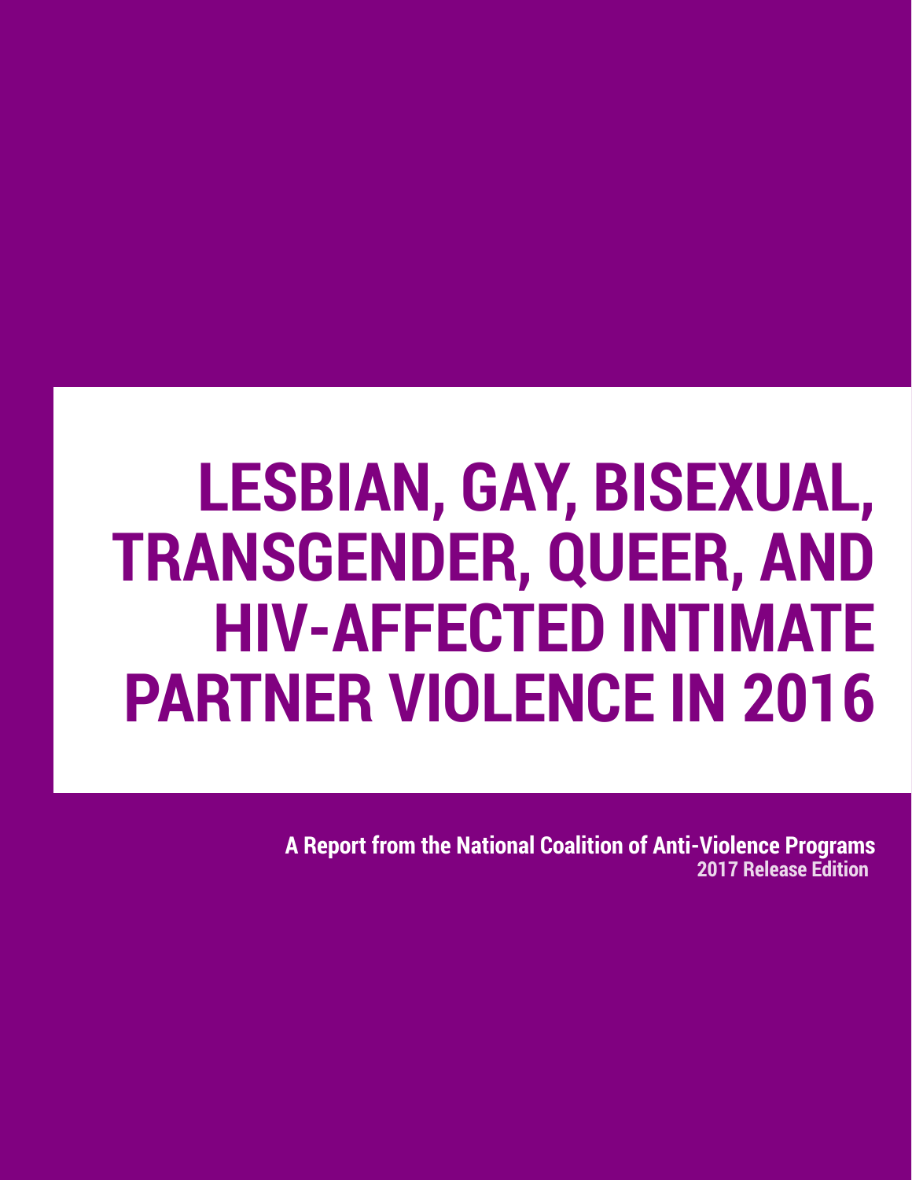# LESBIAN, GAY, BISEXUAL, TRANSGENDER, QUEER, AND HIV-AFFECTED INTIMATE PARTNER VIOLENCE IN 2016

**A Report from the National Coalition of Anti-Violence Programs**
**2017 Release Edition**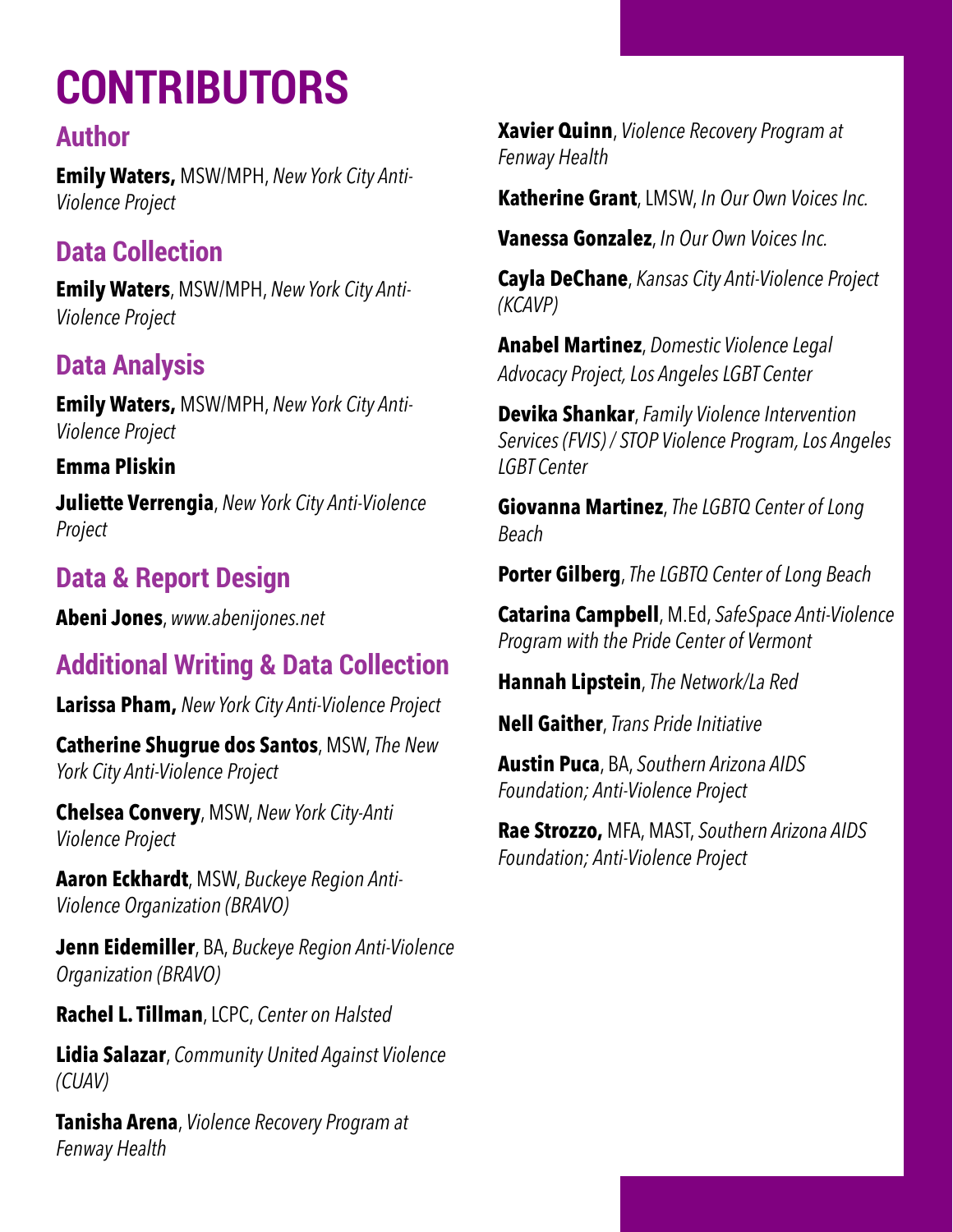# CONTRIBUTORS

## Author

**Emily Waters,** MSW/MPH, *New York City Anti-Violence Project*

## Data Collection

**Emily Waters**, MSW/MPH, *New York City Anti-Violence Project*

## Data Analysis

**Emily Waters,** MSW/MPH, *New York City Anti-Violence Project*

**Emma Pliskin**

**Juliette Verrengia**, *New York City Anti-Violence Project*

## Data & Report Design

**Abeni Jones**, *www.abenijones.net*

## Additional Writing & Data Collection

**Larissa Pham,** *New York City Anti-Violence Project*

**Catherine Shugrue dos Santos**, MSW, *The New York City Anti-Violence Project*

**Chelsea Convery**, MSW, *New York City-Anti Violence Project*

**Aaron Eckhardt**, MSW, *Buckeye Region Anti-Violence Organization (BRAVO)*

**Jenn Eidemiller**, BA, *Buckeye Region Anti-Violence Organization (BRAVO)*

**Rachel L. Tillman**, LCPC, *Center on Halsted*

**Lidia Salazar**, *Community United Against Violence (CUAV)*

**Tanisha Arena**, *Violence Recovery Program at Fenway Health*

**Xavier Quinn**, *Violence Recovery Program at Fenway Health*

**Katherine Grant**, LMSW, *In Our Own Voices Inc.*

**Vanessa Gonzalez**, *In Our Own Voices Inc.*

**Cayla DeChane**, *Kansas City Anti-Violence Project (KCAVP)*

**Anabel Martinez**, *Domestic Violence Legal Advocacy Project, Los Angeles LGBT Center*

**Devika Shankar**, *Family Violence Intervention Services (FVIS) / STOP Violence Program, Los Angeles LGBT Center*

**Giovanna Martinez**, *The LGBTQ Center of Long Beach*

**Porter Gilberg**, *The LGBTQ Center of Long Beach*

**Catarina Campbell**, M.Ed, *SafeSpace Anti-Violence Program with the Pride Center of Vermont*

**Hannah Lipstein**, *The Network/La Red*

**Nell Gaither**, *Trans Pride Initiative*

**Austin Puca**, BA, *Southern Arizona AIDS Foundation; Anti-Violence Project*

**Rae Strozzo,** MFA, MAST, *Southern Arizona AIDS Foundation; Anti-Violence Project*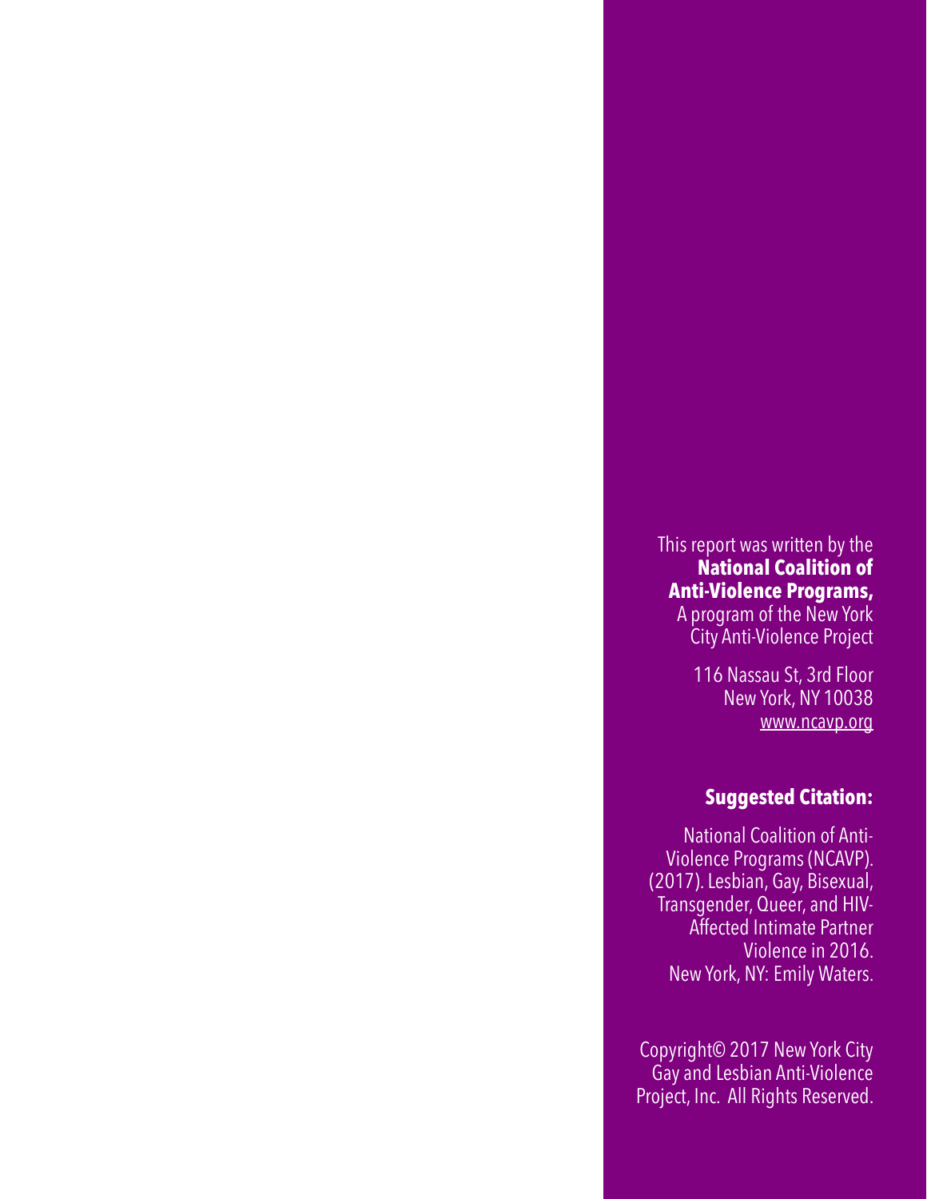This report was written by the **National Coalition of Anti-Violence Programs,** A program of the New York City Anti-Violence Project

116 Nassau St, 3rd Floor
New York, NY 10038
www.ncavp.org

**Suggested Citation:**

National Coalition of Anti-Violence Programs (NCAVP). (2017). Lesbian, Gay, Bisexual, Transgender, Queer, and HIV-Affected Intimate Partner Violence in 2016. New York, NY: Emily Waters.

Copyright© 2017 New York City Gay and Lesbian Anti-Violence Project, Inc. All Rights Reserved.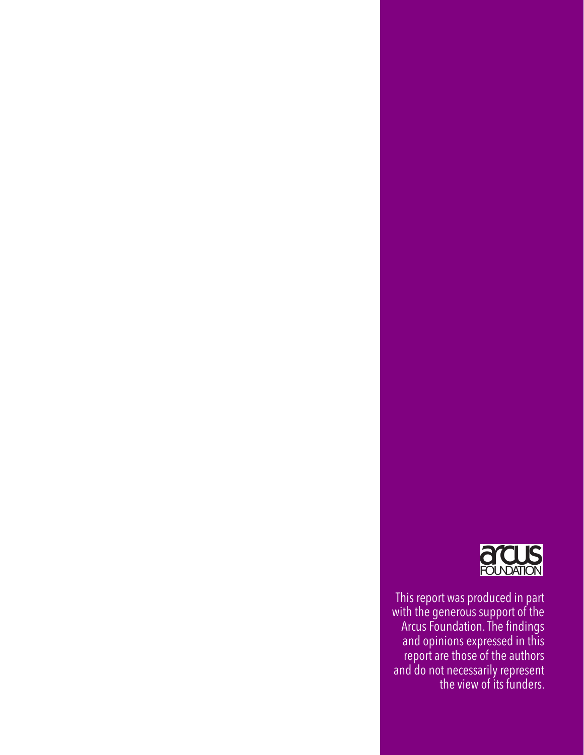This report was produced in part with the generous support of the Arcus Foundation. The findings and opinions expressed in this report are those of the authors and do not necessarily represent the view of its funders.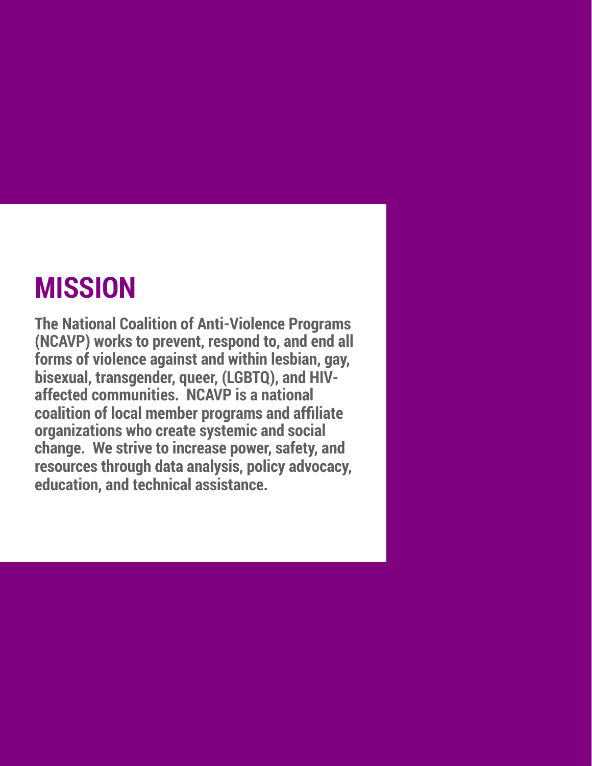# MISSION

**The National Coalition of Anti-Violence Programs (NCAVP) works to prevent, respond to, and end all forms of violence against and within lesbian, gay, bisexual, transgender, queer, (LGBTQ), and HIV-affected communities. NCAVP is a national coalition of local member programs and affiliate organizations who create systemic and social change. We strive to increase power, safety, and resources through data analysis, policy advocacy, education, and technical assistance.**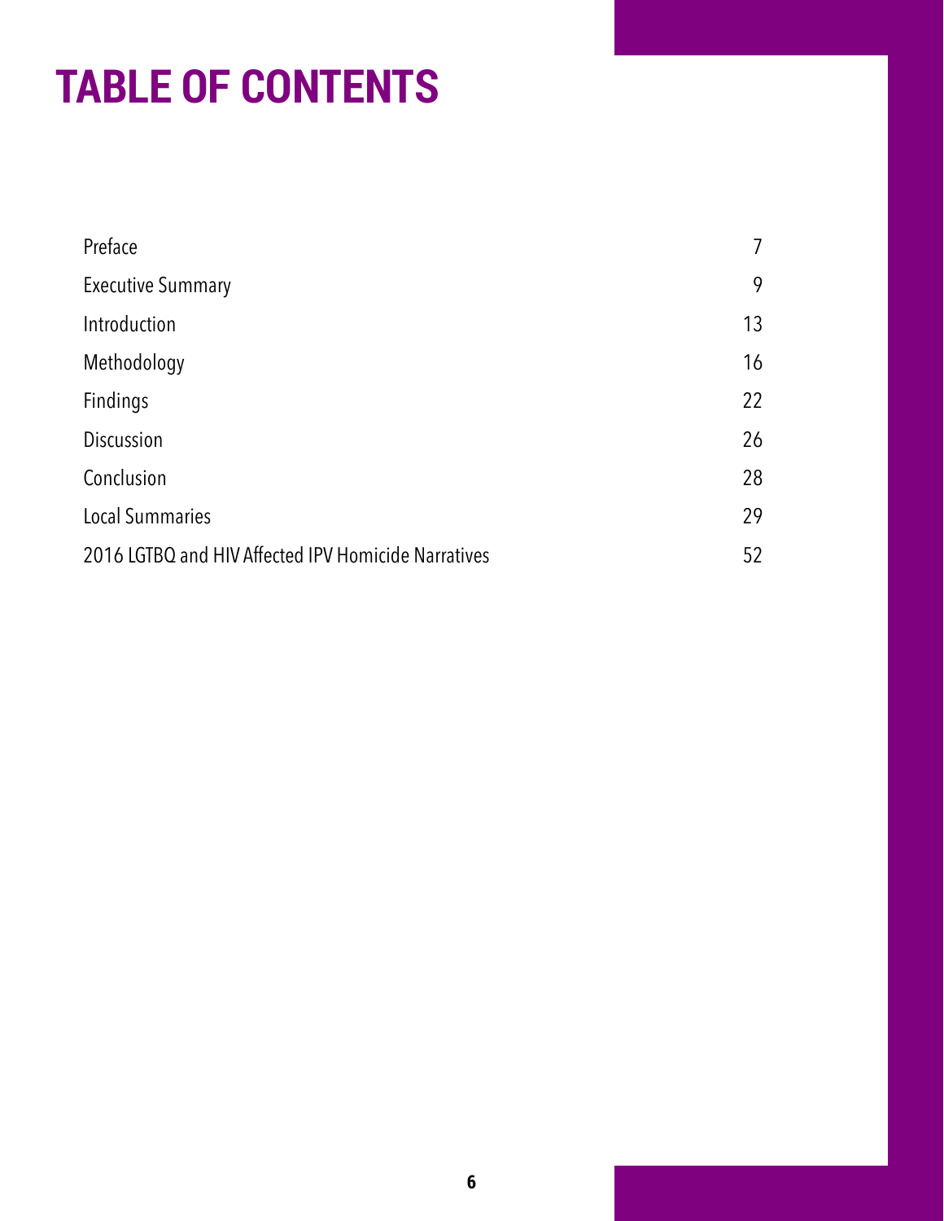# TABLE OF CONTENTS

| | |
|---|---|
| Preface | 7 |
| Executive Summary | 9 |
| Introduction | 13 |
| Methodology | 16 |
| Findings | 22 |
| Discussion | 26 |
| Conclusion | 28 |
| Local Summaries | 29 |
| 2016 LGTBQ and HIV Affected IPV Homicide Narratives | 52 |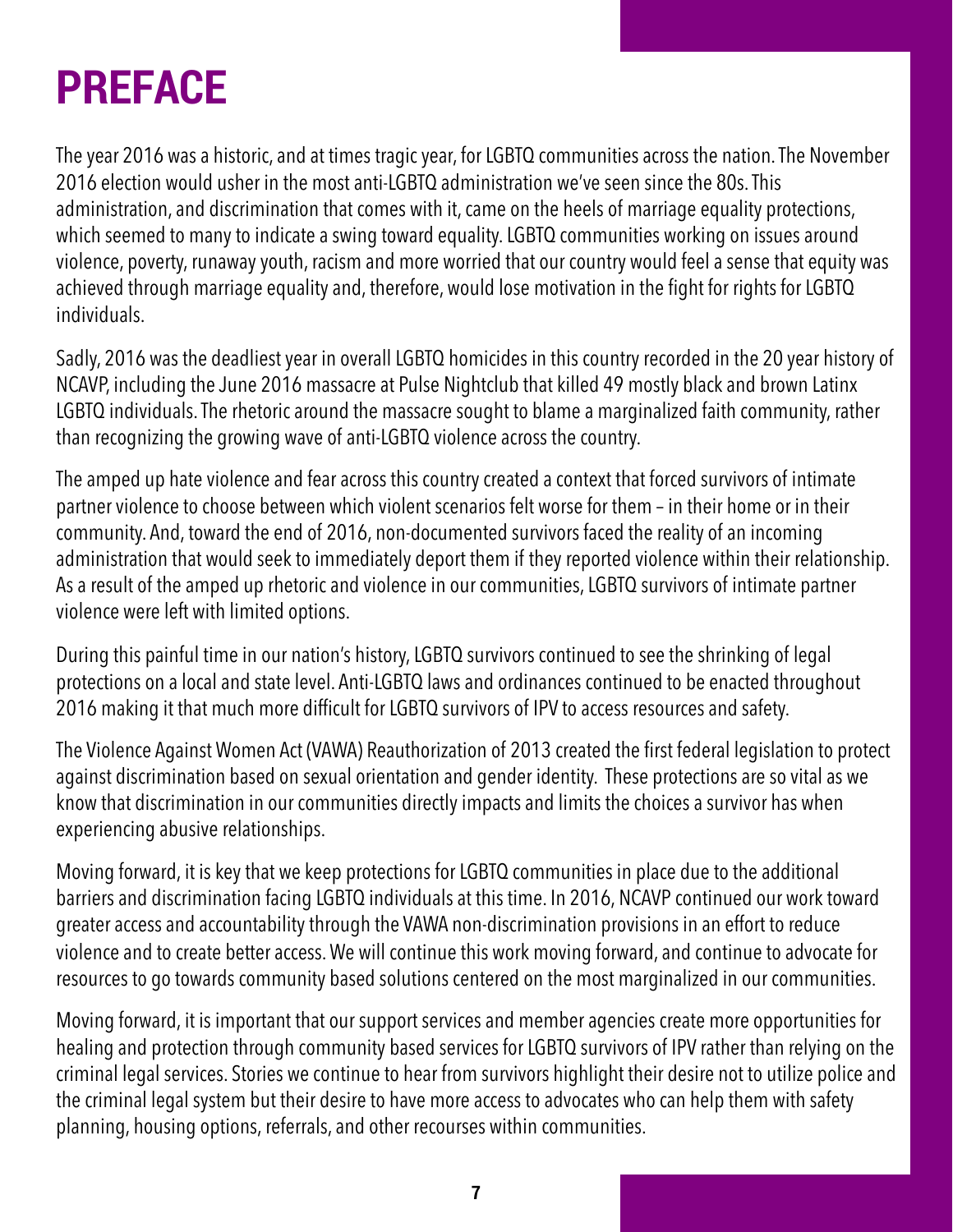# PREFACE

The year 2016 was a historic, and at times tragic year, for LGBTQ communities across the nation. The November 2016 election would usher in the most anti-LGBTQ administration we've seen since the 80s. This administration, and discrimination that comes with it, came on the heels of marriage equality protections, which seemed to many to indicate a swing toward equality. LGBTQ communities working on issues around violence, poverty, runaway youth, racism and more worried that our country would feel a sense that equity was achieved through marriage equality and, therefore, would lose motivation in the fight for rights for LGBTQ individuals.

Sadly, 2016 was the deadliest year in overall LGBTQ homicides in this country recorded in the 20 year history of NCAVP, including the June 2016 massacre at Pulse Nightclub that killed 49 mostly black and brown Latinx LGBTQ individuals. The rhetoric around the massacre sought to blame a marginalized faith community, rather than recognizing the growing wave of anti-LGBTQ violence across the country.

The amped up hate violence and fear across this country created a context that forced survivors of intimate partner violence to choose between which violent scenarios felt worse for them – in their home or in their community. And, toward the end of 2016, non-documented survivors faced the reality of an incoming administration that would seek to immediately deport them if they reported violence within their relationship. As a result of the amped up rhetoric and violence in our communities, LGBTQ survivors of intimate partner violence were left with limited options.

During this painful time in our nation's history, LGBTQ survivors continued to see the shrinking of legal protections on a local and state level. Anti-LGBTQ laws and ordinances continued to be enacted throughout 2016 making it that much more difficult for LGBTQ survivors of IPV to access resources and safety.

The Violence Against Women Act (VAWA) Reauthorization of 2013 created the first federal legislation to protect against discrimination based on sexual orientation and gender identity. These protections are so vital as we know that discrimination in our communities directly impacts and limits the choices a survivor has when experiencing abusive relationships.

Moving forward, it is key that we keep protections for LGBTQ communities in place due to the additional barriers and discrimination facing LGBTQ individuals at this time. In 2016, NCAVP continued our work toward greater access and accountability through the VAWA non-discrimination provisions in an effort to reduce violence and to create better access. We will continue this work moving forward, and continue to advocate for resources to go towards community based solutions centered on the most marginalized in our communities.

Moving forward, it is important that our support services and member agencies create more opportunities for healing and protection through community based services for LGBTQ survivors of IPV rather than relying on the criminal legal services. Stories we continue to hear from survivors highlight their desire not to utilize police and the criminal legal system but their desire to have more access to advocates who can help them with safety planning, housing options, referrals, and other recourses within communities.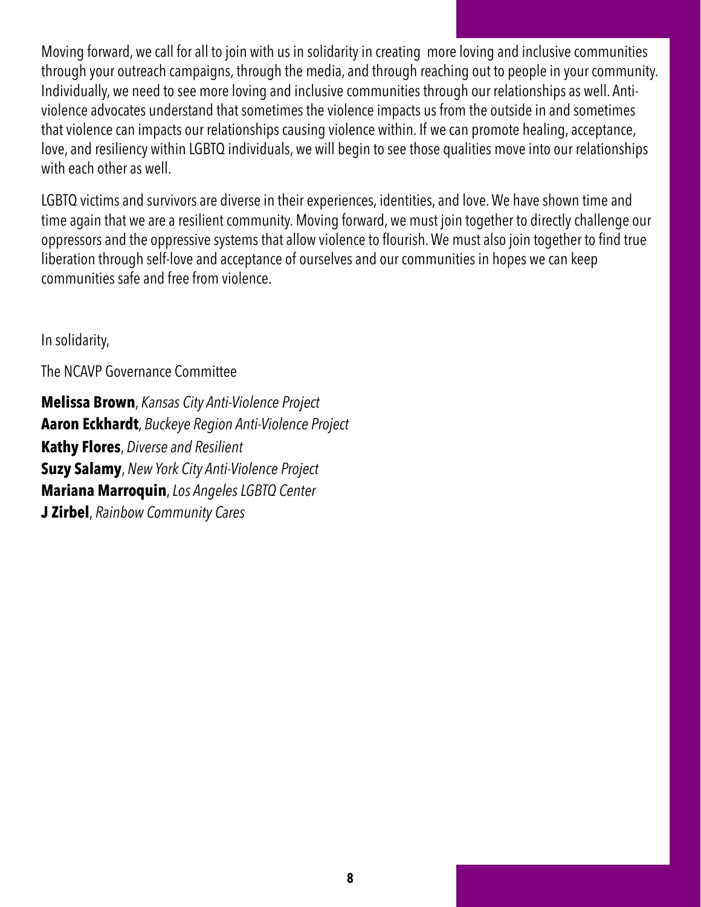Moving forward, we call for all to join with us in solidarity in creating more loving and inclusive communities through your outreach campaigns, through the media, and through reaching out to people in your community. Individually, we need to see more loving and inclusive communities through our relationships as well. Anti-violence advocates understand that sometimes the violence impacts us from the outside in and sometimes that violence can impacts our relationships causing violence within. If we can promote healing, acceptance, love, and resiliency within LGBTQ individuals, we will begin to see those qualities move into our relationships with each other as well.

LGBTQ victims and survivors are diverse in their experiences, identities, and love. We have shown time and time again that we are a resilient community. Moving forward, we must join together to directly challenge our oppressors and the oppressive systems that allow violence to flourish. We must also join together to find true liberation through self-love and acceptance of ourselves and our communities in hopes we can keep communities safe and free from violence.

In solidarity,

The NCAVP Governance Committee

**Melissa Brown**, *Kansas City Anti-Violence Project*
**Aaron Eckhardt**, *Buckeye Region Anti-Violence Project*
**Kathy Flores**, *Diverse and Resilient*
**Suzy Salamy**, *New York City Anti-Violence Project*
**Mariana Marroquin**, *Los Angeles LGBTQ Center*
**J Zirbel**, *Rainbow Community Cares*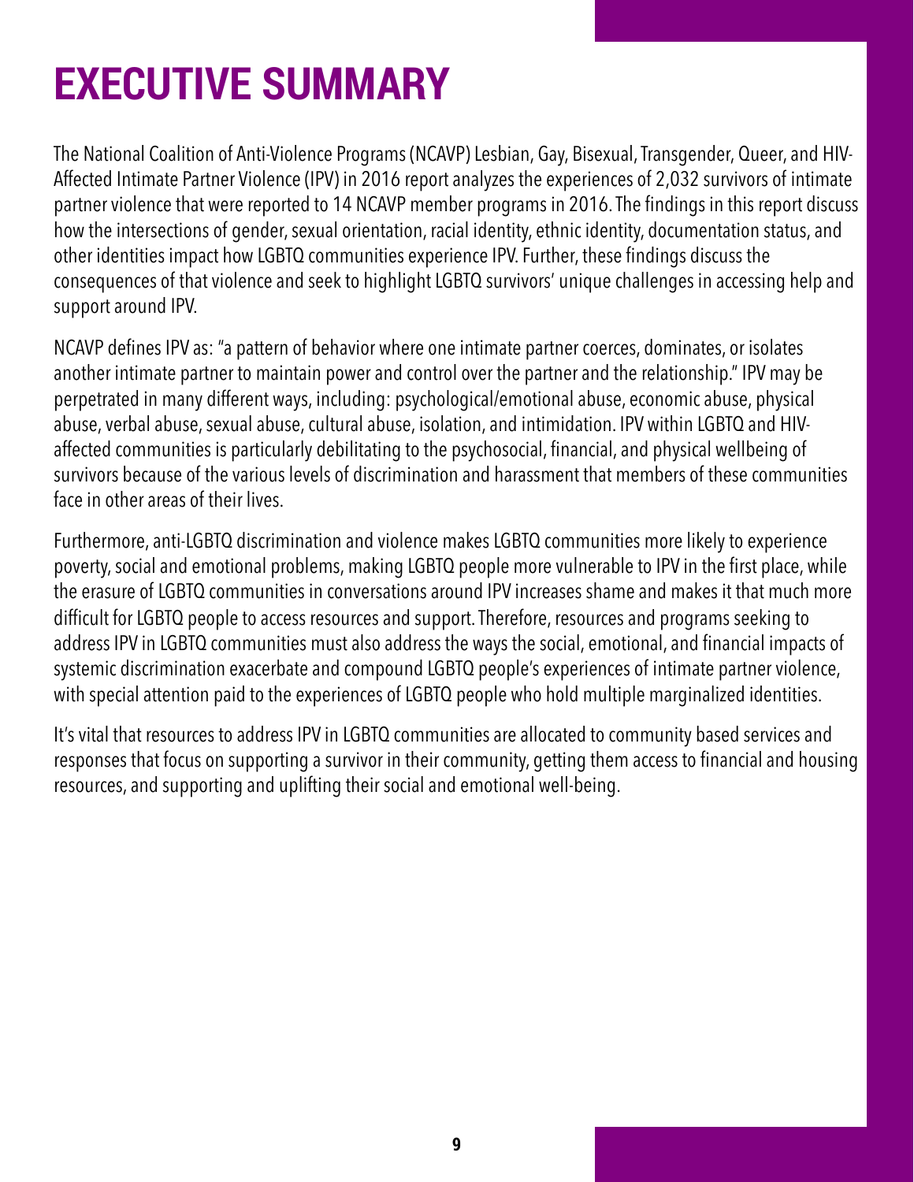# EXECUTIVE SUMMARY

The National Coalition of Anti-Violence Programs (NCAVP) Lesbian, Gay, Bisexual, Transgender, Queer, and HIV-Affected Intimate Partner Violence (IPV) in 2016 report analyzes the experiences of 2,032 survivors of intimate partner violence that were reported to 14 NCAVP member programs in 2016. The findings in this report discuss how the intersections of gender, sexual orientation, racial identity, ethnic identity, documentation status, and other identities impact how LGBTQ communities experience IPV. Further, these findings discuss the consequences of that violence and seek to highlight LGBTQ survivors' unique challenges in accessing help and support around IPV.

NCAVP defines IPV as: "a pattern of behavior where one intimate partner coerces, dominates, or isolates another intimate partner to maintain power and control over the partner and the relationship." IPV may be perpetrated in many different ways, including: psychological/emotional abuse, economic abuse, physical abuse, verbal abuse, sexual abuse, cultural abuse, isolation, and intimidation. IPV within LGBTQ and HIV-affected communities is particularly debilitating to the psychosocial, financial, and physical wellbeing of survivors because of the various levels of discrimination and harassment that members of these communities face in other areas of their lives.

Furthermore, anti-LGBTQ discrimination and violence makes LGBTQ communities more likely to experience poverty, social and emotional problems, making LGBTQ people more vulnerable to IPV in the first place, while the erasure of LGBTQ communities in conversations around IPV increases shame and makes it that much more difficult for LGBTQ people to access resources and support. Therefore, resources and programs seeking to address IPV in LGBTQ communities must also address the ways the social, emotional, and financial impacts of systemic discrimination exacerbate and compound LGBTQ people's experiences of intimate partner violence, with special attention paid to the experiences of LGBTQ people who hold multiple marginalized identities.

It's vital that resources to address IPV in LGBTQ communities are allocated to community based services and responses that focus on supporting a survivor in their community, getting them access to financial and housing resources, and supporting and uplifting their social and emotional well-being.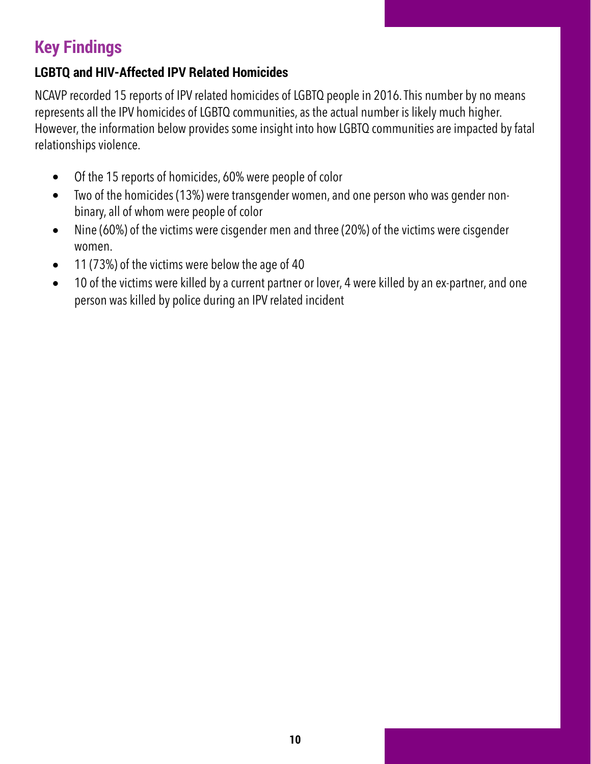## Key Findings

### LGBTQ and HIV-Affected IPV Related Homicides

NCAVP recorded 15 reports of IPV related homicides of LGBTQ people in 2016. This number by no means represents all the IPV homicides of LGBTQ communities, as the actual number is likely much higher. However, the information below provides some insight into how LGBTQ communities are impacted by fatal relationships violence.

- Of the 15 reports of homicides, 60% were people of color
- Two of the homicides (13%) were transgender women, and one person who was gender non-binary, all of whom were people of color
- Nine (60%) of the victims were cisgender men and three (20%) of the victims were cisgender women.
- 11 (73%) of the victims were below the age of 40
- 10 of the victims were killed by a current partner or lover, 4 were killed by an ex-partner, and one person was killed by police during an IPV related incident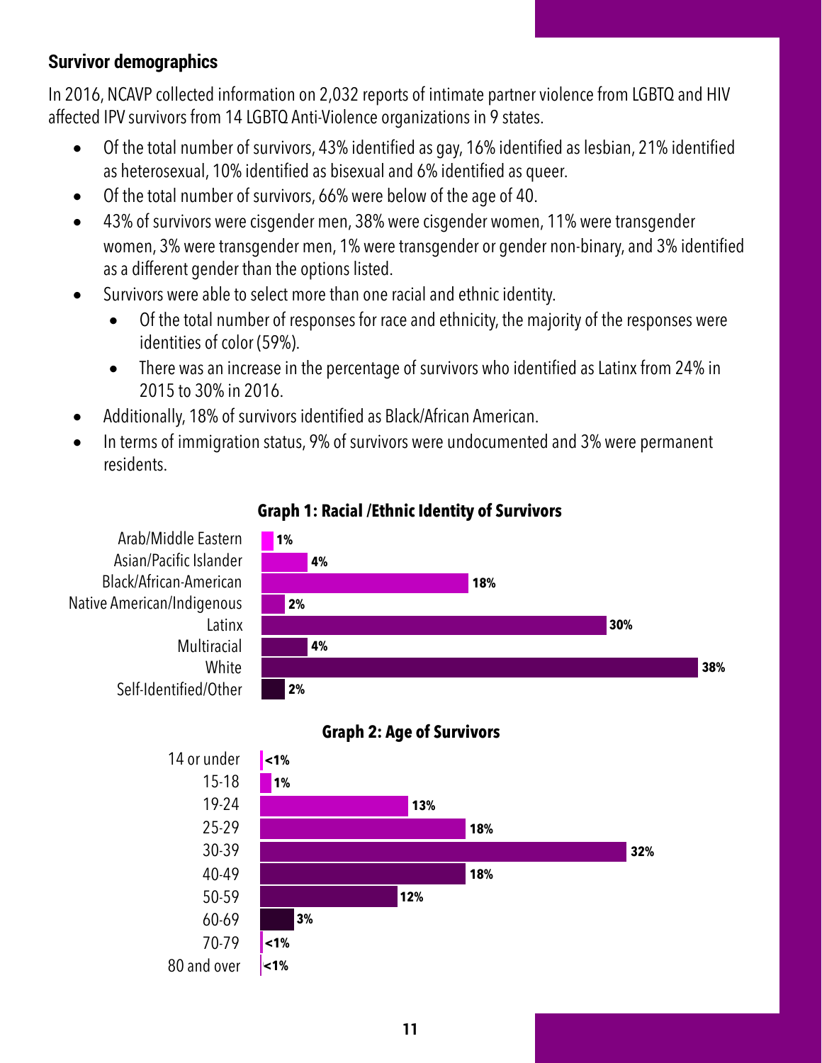## Survivor demographics

In 2016, NCAVP collected information on 2,032 reports of intimate partner violence from LGBTQ and HIV affected IPV survivors from 14 LGBTQ Anti-Violence organizations in 9 states.

- Of the total number of survivors, 43% identified as gay, 16% identified as lesbian, 21% identified as heterosexual, 10% identified as bisexual and 6% identified as queer.
- Of the total number of survivors, 66% were below of the age of 40.
- 43% of survivors were cisgender men, 38% were cisgender women, 11% were transgender women, 3% were transgender men, 1% were transgender or gender non-binary, and 3% identified as a different gender than the options listed.
- Survivors were able to select more than one racial and ethnic identity.
  - Of the total number of responses for race and ethnicity, the majority of the responses were identities of color (59%).
  - There was an increase in the percentage of survivors who identified as Latinx from 24% in 2015 to 30% in 2016.
- Additionally, 18% of survivors identified as Black/African American.
- In terms of immigration status, 9% of survivors were undocumented and 3% were permanent residents.

**Graph 1: Racial /Ethnic Identity of Survivors**

| Racial/Ethnic Identity | Percentage |
|---|---|
| Arab/Middle Eastern | 1% |
| Asian/Pacific Islander | 4% |
| Black/African-American | 18% |
| Native American/Indigenous | 2% |
| Latinx | 30% |
| Multiracial | 4% |
| White | 38% |
| Self-Identified/Other | 2% |

**Graph 2: Age of Survivors**

| Age | Percentage |
|---|---|
| 14 or under | <1% |
| 15-18 | 1% |
| 19-24 | 13% |
| 25-29 | 18% |
| 30-39 | 32% |
| 40-49 | 18% |
| 50-59 | 12% |
| 60-69 | 3% |
| 70-79 | <1% |
| 80 and over | <1% |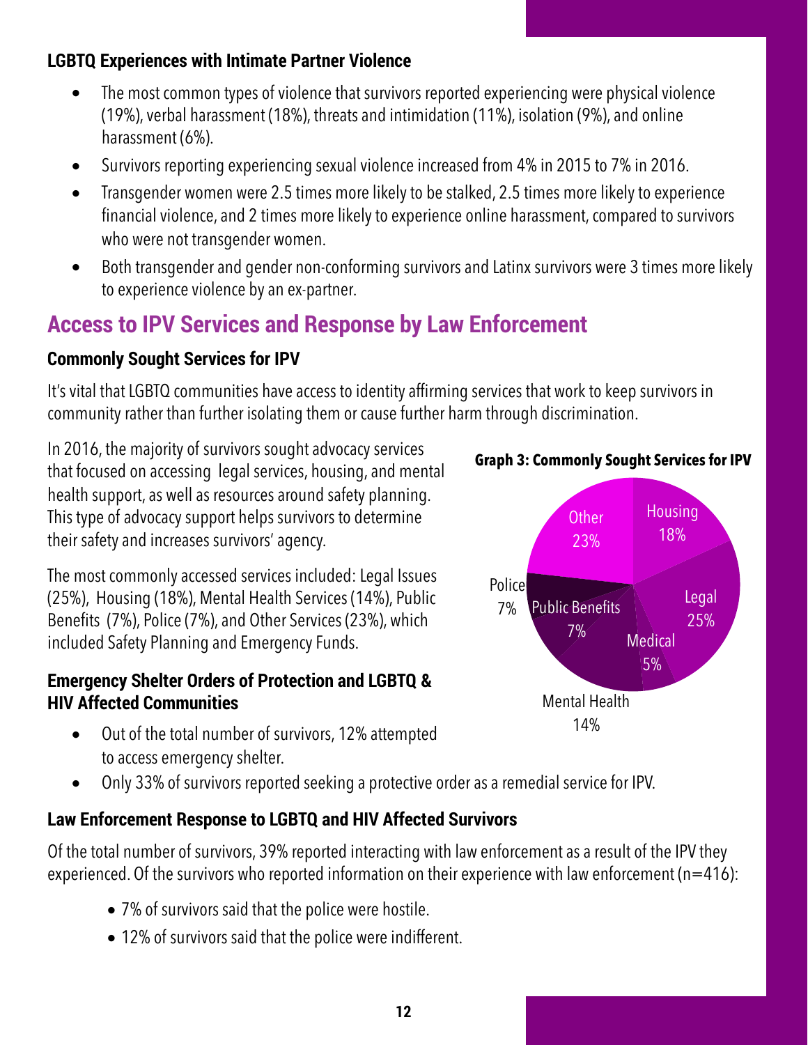### LGBTQ Experiences with Intimate Partner Violence

- The most common types of violence that survivors reported experiencing were physical violence (19%), verbal harassment (18%), threats and intimidation (11%), isolation (9%), and online harassment (6%).
- Survivors reporting experiencing sexual violence increased from 4% in 2015 to 7% in 2016.
- Transgender women were 2.5 times more likely to be stalked, 2.5 times more likely to experience financial violence, and 2 times more likely to experience online harassment, compared to survivors who were not transgender women.
- Both transgender and gender non-conforming survivors and Latinx survivors were 3 times more likely to experience violence by an ex-partner.

## Access to IPV Services and Response by Law Enforcement

### Commonly Sought Services for IPV

It's vital that LGBTQ communities have access to identity affirming services that work to keep survivors in community rather than further isolating them or cause further harm through discrimination.

In 2016, the majority of survivors sought advocacy services that focused on accessing legal services, housing, and mental health support, as well as resources around safety planning. This type of advocacy support helps survivors to determine their safety and increases survivors' agency.

The most commonly accessed services included: Legal Issues (25%), Housing (18%), Mental Health Services (14%), Public Benefits (7%), Police (7%), and Other Services (23%), which included Safety Planning and Emergency Funds.

**Graph 3: Commonly Sought Services for IPV**

| Service | Percentage |
|---|---|
| Housing | 18% |
| Legal | 25% |
| Medical | 5% |
| Mental Health | 14% |
| Public Benefits | 7% |
| Police | 7% |
| Other | 23% |

### Emergency Shelter Orders of Protection and LGBTQ & HIV Affected Communities

- Out of the total number of survivors, 12% attempted to access emergency shelter.
- Only 33% of survivors reported seeking a protective order as a remedial service for IPV.

### Law Enforcement Response to LGBTQ and HIV Affected Survivors

Of the total number of survivors, 39% reported interacting with law enforcement as a result of the IPV they experienced. Of the survivors who reported information on their experience with law enforcement (n=416):

- 7% of survivors said that the police were hostile.
- 12% of survivors said that the police were indifferent.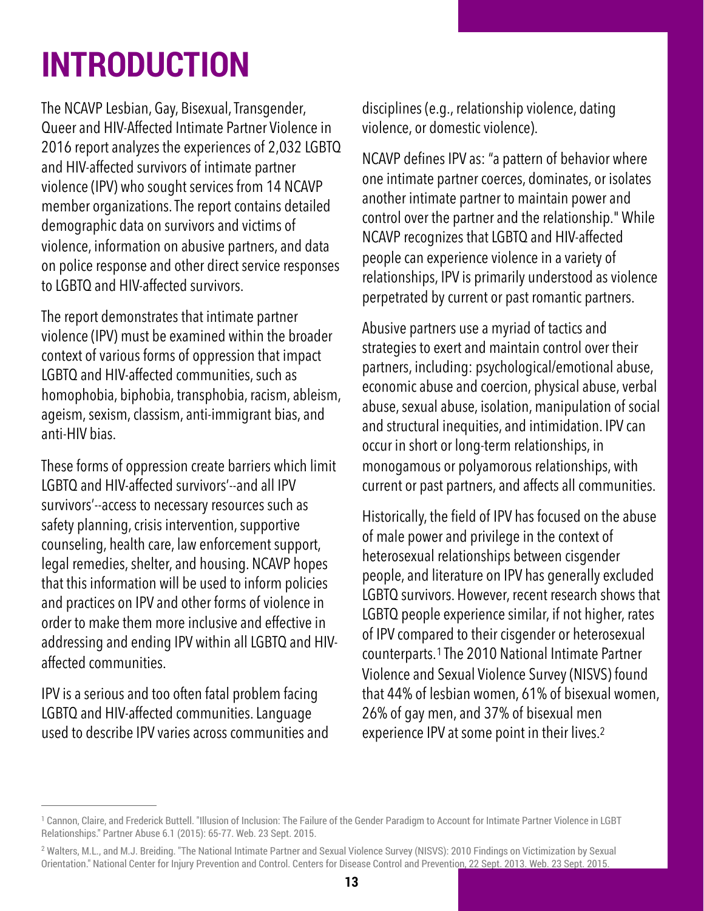# INTRODUCTION

The NCAVP Lesbian, Gay, Bisexual, Transgender, Queer and HIV-Affected Intimate Partner Violence in 2016 report analyzes the experiences of 2,032 LGBTQ and HIV-affected survivors of intimate partner violence (IPV) who sought services from 14 NCAVP member organizations. The report contains detailed demographic data on survivors and victims of violence, information on abusive partners, and data on police response and other direct service responses to LGBTQ and HIV-affected survivors.

The report demonstrates that intimate partner violence (IPV) must be examined within the broader context of various forms of oppression that impact LGBTQ and HIV-affected communities, such as homophobia, biphobia, transphobia, racism, ableism, ageism, sexism, classism, anti-immigrant bias, and anti-HIV bias.

These forms of oppression create barriers which limit LGBTQ and HIV-affected survivors'--and all IPV survivors'--access to necessary resources such as safety planning, crisis intervention, supportive counseling, health care, law enforcement support, legal remedies, shelter, and housing. NCAVP hopes that this information will be used to inform policies and practices on IPV and other forms of violence in order to make them more inclusive and effective in addressing and ending IPV within all LGBTQ and HIV-affected communities.

IPV is a serious and too often fatal problem facing LGBTQ and HIV-affected communities. Language used to describe IPV varies across communities and disciplines (e.g., relationship violence, dating violence, or domestic violence).

NCAVP defines IPV as: "a pattern of behavior where one intimate partner coerces, dominates, or isolates another intimate partner to maintain power and control over the partner and the relationship." While NCAVP recognizes that LGBTQ and HIV-affected people can experience violence in a variety of relationships, IPV is primarily understood as violence perpetrated by current or past romantic partners.

Abusive partners use a myriad of tactics and strategies to exert and maintain control over their partners, including: psychological/emotional abuse, economic abuse and coercion, physical abuse, verbal abuse, sexual abuse, isolation, manipulation of social and structural inequities, and intimidation. IPV can occur in short or long-term relationships, in monogamous or polyamorous relationships, with current or past partners, and affects all communities.

Historically, the field of IPV has focused on the abuse of male power and privilege in the context of heterosexual relationships between cisgender people, and literature on IPV has generally excluded LGBTQ survivors. However, recent research shows that LGBTQ people experience similar, if not higher, rates of IPV compared to their cisgender or heterosexual counterparts.[1] The 2010 National Intimate Partner Violence and Sexual Violence Survey (NISVS) found that 44% of lesbian women, 61% of bisexual women, 26% of gay men, and 37% of bisexual men experience IPV at some point in their lives.[2]

---

[1] Cannon, Claire, and Frederick Buttell. "Illusion of Inclusion: The Failure of the Gender Paradigm to Account for Intimate Partner Violence in LGBT Relationships." Partner Abuse 6.1 (2015): 65-77. Web. 23 Sept. 2015.

[2] Walters, M.L., and M.J. Breiding. "The National Intimate Partner and Sexual Violence Survey (NISVS): 2010 Findings on Victimization by Sexual Orientation." National Center for Injury Prevention and Control. Centers for Disease Control and Prevention, 22 Sept. 2013. Web. 23 Sept. 2015.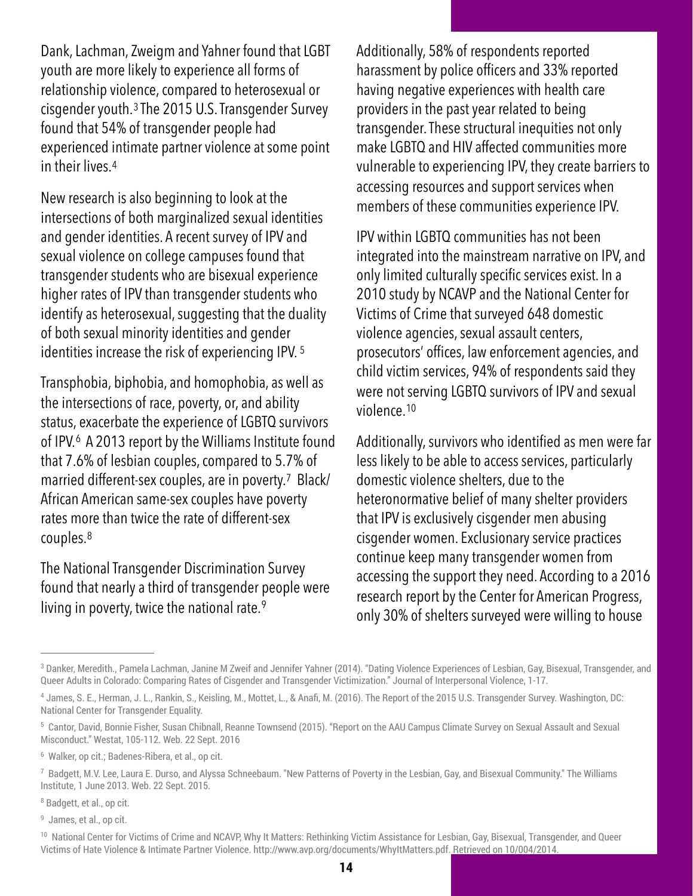Dank, Lachman, Zweigm and Yahner found that LGBT youth are more likely to experience all forms of relationship violence, compared to heterosexual or cisgender youth.[3] The 2015 U.S. Transgender Survey found that 54% of transgender people had experienced intimate partner violence at some point in their lives.[4]

New research is also beginning to look at the intersections of both marginalized sexual identities and gender identities. A recent survey of IPV and sexual violence on college campuses found that transgender students who are bisexual experience higher rates of IPV than transgender students who identify as heterosexual, suggesting that the duality of both sexual minority identities and gender identities increase the risk of experiencing IPV.[5]

Transphobia, biphobia, and homophobia, as well as the intersections of race, poverty, or, and ability status, exacerbate the experience of LGBTQ survivors of IPV.[6] A 2013 report by the Williams Institute found that 7.6% of lesbian couples, compared to 5.7% of married different-sex couples, are in poverty.[7] Black/African American same-sex couples have poverty rates more than twice the rate of different-sex couples.[8]

The National Transgender Discrimination Survey found that nearly a third of transgender people were living in poverty, twice the national rate.[9]

Additionally, 58% of respondents reported harassment by police officers and 33% reported having negative experiences with health care providers in the past year related to being transgender. These structural inequities not only make LGBTQ and HIV affected communities more vulnerable to experiencing IPV, they create barriers to accessing resources and support services when members of these communities experience IPV.

IPV within LGBTQ communities has not been integrated into the mainstream narrative on IPV, and only limited culturally specific services exist. In a 2010 study by NCAVP and the National Center for Victims of Crime that surveyed 648 domestic violence agencies, sexual assault centers, prosecutors' offices, law enforcement agencies, and child victim services, 94% of respondents said they were not serving LGBTQ survivors of IPV and sexual violence.[10]

Additionally, survivors who identified as men were far less likely to be able to access services, particularly domestic violence shelters, due to the heteronormative belief of many shelter providers that IPV is exclusively cisgender men abusing cisgender women. Exclusionary service practices continue keep many transgender women from accessing the support they need. According to a 2016 research report by the Center for American Progress, only 30% of shelters surveyed were willing to house

---

[3] Danker, Meredith., Pamela Lachman, Janine M Zweif and Jennifer Yahner (2014). "Dating Violence Experiences of Lesbian, Gay, Bisexual, Transgender, and Queer Adults in Colorado: Comparing Rates of Cisgender and Transgender Victimization." Journal of Interpersonal Violence, 1-17.

[4] James, S. E., Herman, J. L., Rankin, S., Keisling, M., Mottet, L., & Anafi, M. (2016). The Report of the 2015 U.S. Transgender Survey. Washington, DC: National Center for Transgender Equality.

[5] Cantor, David, Bonnie Fisher, Susan Chibnall, Reanne Townsend (2015). "Report on the AAU Campus Climate Survey on Sexual Assault and Sexual Misconduct." Westat, 105-112. Web. 22 Sept. 2016

[6] Walker, op cit.; Badenes-Ribera, et al., op cit.

[7] Badgett, M.V. Lee, Laura E. Durso, and Alyssa Schneebaum. "New Patterns of Poverty in the Lesbian, Gay, and Bisexual Community." The Williams Institute, 1 June 2013. Web. 22 Sept. 2015.

[8] Badgett, et al., op cit.

[9] James, et al., op cit.

[10] National Center for Victims of Crime and NCAVP, Why It Matters: Rethinking Victim Assistance for Lesbian, Gay, Bisexual, Transgender, and Queer Victims of Hate Violence & Intimate Partner Violence. http://www.avp.org/documents/WhyItMatters.pdf. Retrieved on 10/004/2014.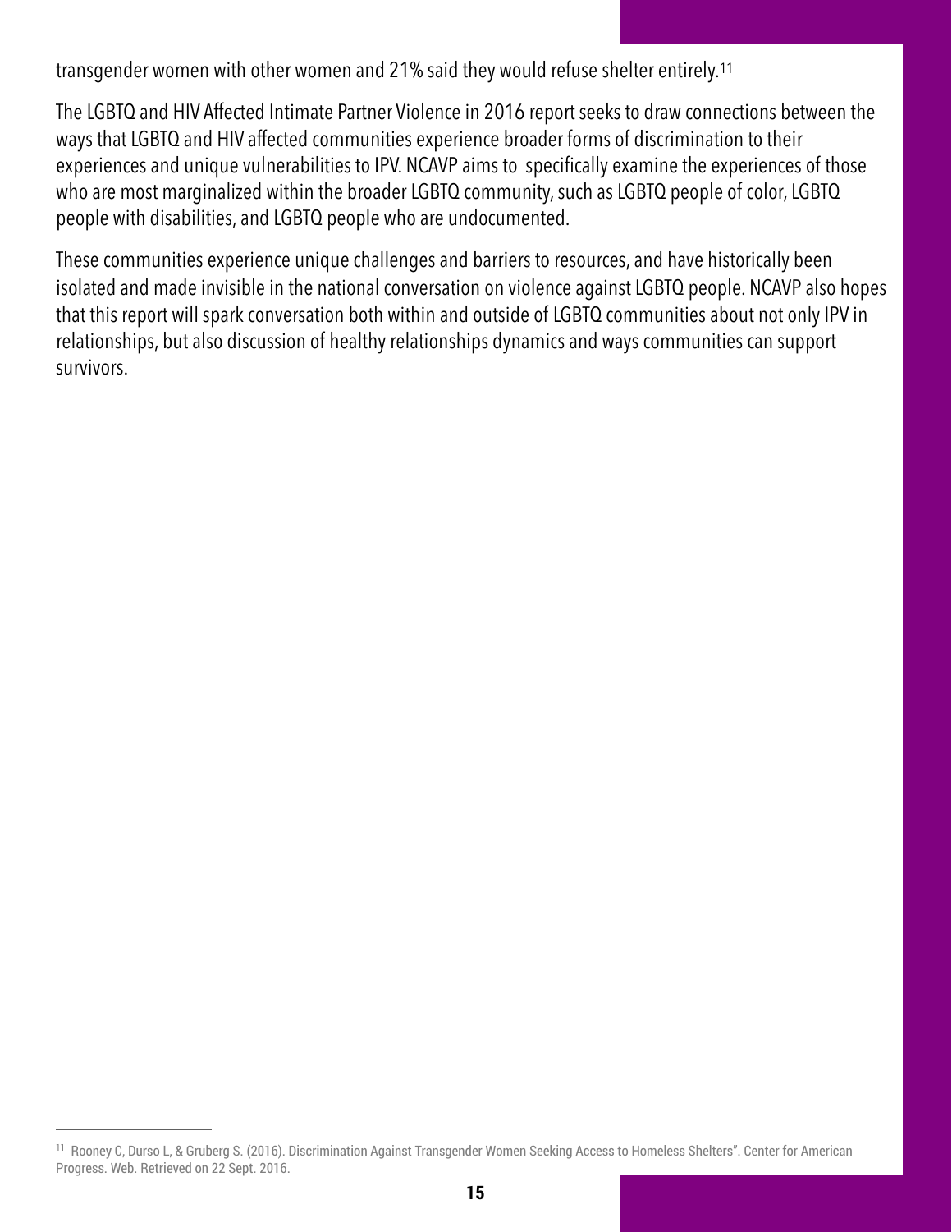transgender women with other women and 21% said they would refuse shelter entirely.[11]

The LGBTQ and HIV Affected Intimate Partner Violence in 2016 report seeks to draw connections between the ways that LGBTQ and HIV affected communities experience broader forms of discrimination to their experiences and unique vulnerabilities to IPV. NCAVP aims to specifically examine the experiences of those who are most marginalized within the broader LGBTQ community, such as LGBTQ people of color, LGBTQ people with disabilities, and LGBTQ people who are undocumented.

These communities experience unique challenges and barriers to resources, and have historically been isolated and made invisible in the national conversation on violence against LGBTQ people. NCAVP also hopes that this report will spark conversation both within and outside of LGBTQ communities about not only IPV in relationships, but also discussion of healthy relationships dynamics and ways communities can support survivors.

---

[11] Rooney C, Durso L, & Gruberg S. (2016). Discrimination Against Transgender Women Seeking Access to Homeless Shelters". Center for American Progress. Web. Retrieved on 22 Sept. 2016.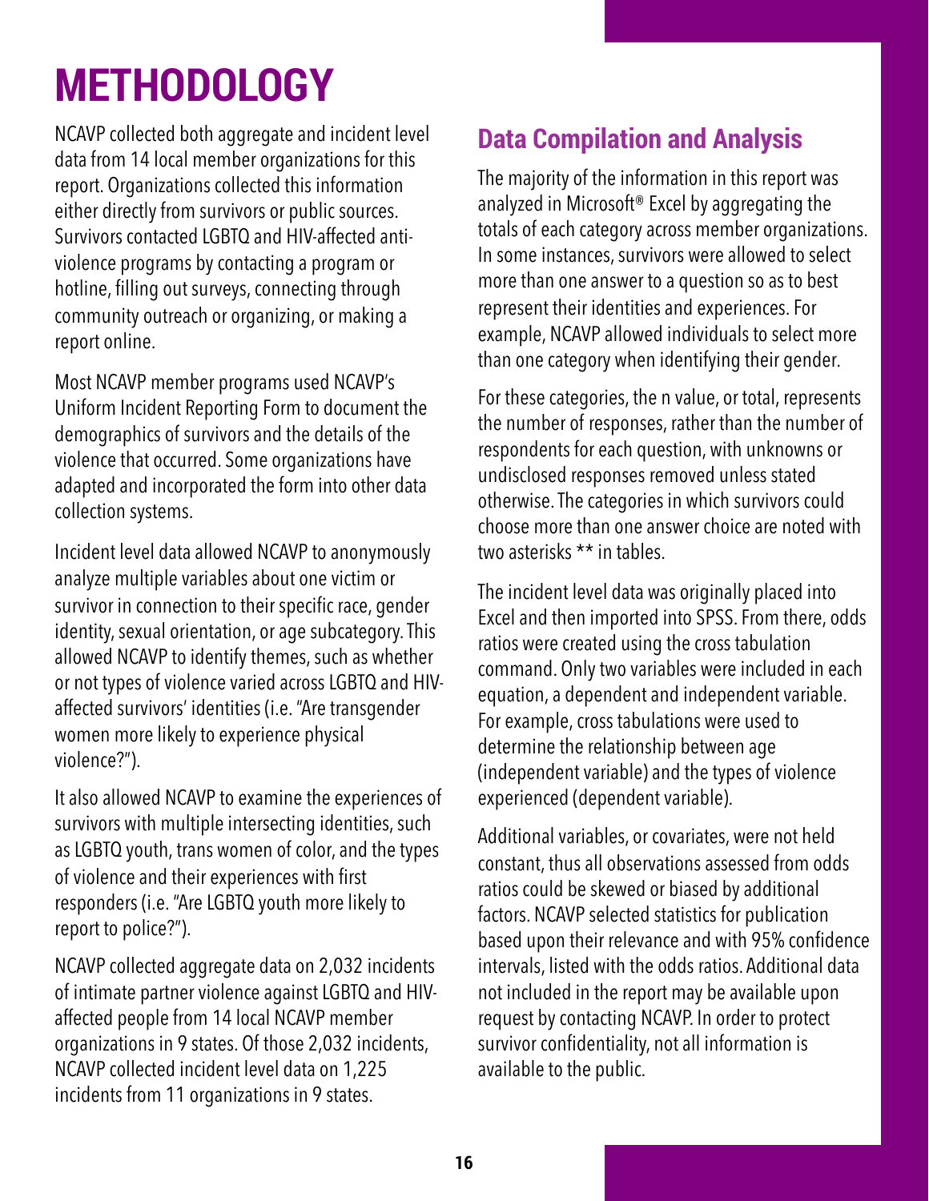# METHODOLOGY

NCAVP collected both aggregate and incident level data from 14 local member organizations for this report. Organizations collected this information either directly from survivors or public sources. Survivors contacted LGBTQ and HIV-affected anti-violence programs by contacting a program or hotline, filling out surveys, connecting through community outreach or organizing, or making a report online.

Most NCAVP member programs used NCAVP's Uniform Incident Reporting Form to document the demographics of survivors and the details of the violence that occurred. Some organizations have adapted and incorporated the form into other data collection systems.

Incident level data allowed NCAVP to anonymously analyze multiple variables about one victim or survivor in connection to their specific race, gender identity, sexual orientation, or age subcategory. This allowed NCAVP to identify themes, such as whether or not types of violence varied across LGBTQ and HIV-affected survivors' identities (i.e. "Are transgender women more likely to experience physical violence?").

It also allowed NCAVP to examine the experiences of survivors with multiple intersecting identities, such as LGBTQ youth, trans women of color, and the types of violence and their experiences with first responders (i.e. "Are LGBTQ youth more likely to report to police?").

NCAVP collected aggregate data on 2,032 incidents of intimate partner violence against LGBTQ and HIV-affected people from 14 local NCAVP member organizations in 9 states. Of those 2,032 incidents, NCAVP collected incident level data on 1,225 incidents from 11 organizations in 9 states.

## Data Compilation and Analysis

The majority of the information in this report was analyzed in Microsoft® Excel by aggregating the totals of each category across member organizations. In some instances, survivors were allowed to select more than one answer to a question so as to best represent their identities and experiences. For example, NCAVP allowed individuals to select more than one category when identifying their gender.

For these categories, the n value, or total, represents the number of responses, rather than the number of respondents for each question, with unknowns or undisclosed responses removed unless stated otherwise. The categories in which survivors could choose more than one answer choice are noted with two asterisks ** in tables.

The incident level data was originally placed into Excel and then imported into SPSS. From there, odds ratios were created using the cross tabulation command. Only two variables were included in each equation, a dependent and independent variable. For example, cross tabulations were used to determine the relationship between age (independent variable) and the types of violence experienced (dependent variable).

Additional variables, or covariates, were not held constant, thus all observations assessed from odds ratios could be skewed or biased by additional factors. NCAVP selected statistics for publication based upon their relevance and with 95% confidence intervals, listed with the odds ratios. Additional data not included in the report may be available upon request by contacting NCAVP. In order to protect survivor confidentiality, not all information is available to the public.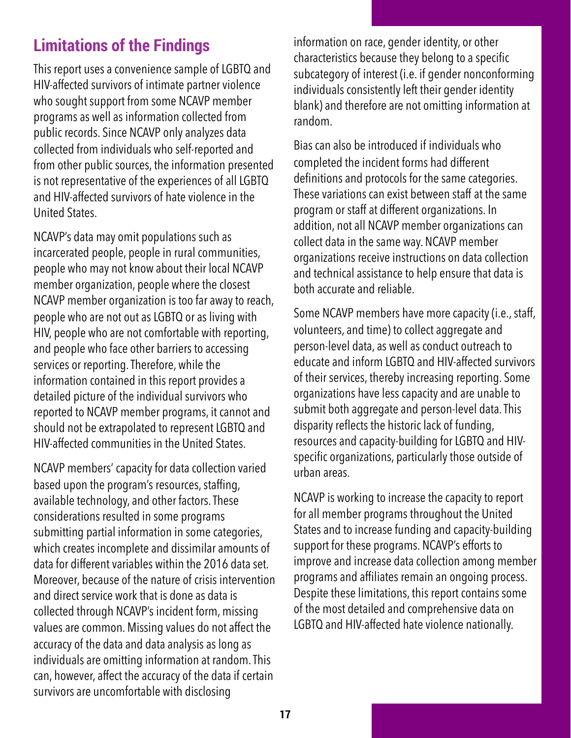## Limitations of the Findings

This report uses a convenience sample of LGBTQ and HIV-affected survivors of intimate partner violence who sought support from some NCAVP member programs as well as information collected from public records. Since NCAVP only analyzes data collected from individuals who self-reported and from other public sources, the information presented is not representative of the experiences of all LGBTQ and HIV-affected survivors of hate violence in the United States.

NCAVP's data may omit populations such as incarcerated people, people in rural communities, people who may not know about their local NCAVP member organization, people where the closest NCAVP member organization is too far away to reach, people who are not out as LGBTQ or as living with HIV, people who are not comfortable with reporting, and people who face other barriers to accessing services or reporting. Therefore, while the information contained in this report provides a detailed picture of the individual survivors who reported to NCAVP member programs, it cannot and should not be extrapolated to represent LGBTQ and HIV-affected communities in the United States.

NCAVP members' capacity for data collection varied based upon the program's resources, staffing, available technology, and other factors. These considerations resulted in some programs submitting partial information in some categories, which creates incomplete and dissimilar amounts of data for different variables within the 2016 data set. Moreover, because of the nature of crisis intervention and direct service work that is done as data is collected through NCAVP's incident form, missing values are common. Missing values do not affect the accuracy of the data and data analysis as long as individuals are omitting information at random. This can, however, affect the accuracy of the data if certain survivors are uncomfortable with disclosing information on race, gender identity, or other characteristics because they belong to a specific subcategory of interest (i.e. if gender nonconforming individuals consistently left their gender identity blank) and therefore are not omitting information at random.

Bias can also be introduced if individuals who completed the incident forms had different definitions and protocols for the same categories. These variations can exist between staff at the same program or staff at different organizations. In addition, not all NCAVP member organizations can collect data in the same way. NCAVP member organizations receive instructions on data collection and technical assistance to help ensure that data is both accurate and reliable.

Some NCAVP members have more capacity (i.e., staff, volunteers, and time) to collect aggregate and person-level data, as well as conduct outreach to educate and inform LGBTQ and HIV-affected survivors of their services, thereby increasing reporting. Some organizations have less capacity and are unable to submit both aggregate and person-level data. This disparity reflects the historic lack of funding, resources and capacity-building for LGBTQ and HIV-specific organizations, particularly those outside of urban areas.

NCAVP is working to increase the capacity to report for all member programs throughout the United States and to increase funding and capacity-building support for these programs. NCAVP's efforts to improve and increase data collection among member programs and affiliates remain an ongoing process. Despite these limitations, this report contains some of the most detailed and comprehensive data on LGBTQ and HIV-affected hate violence nationally.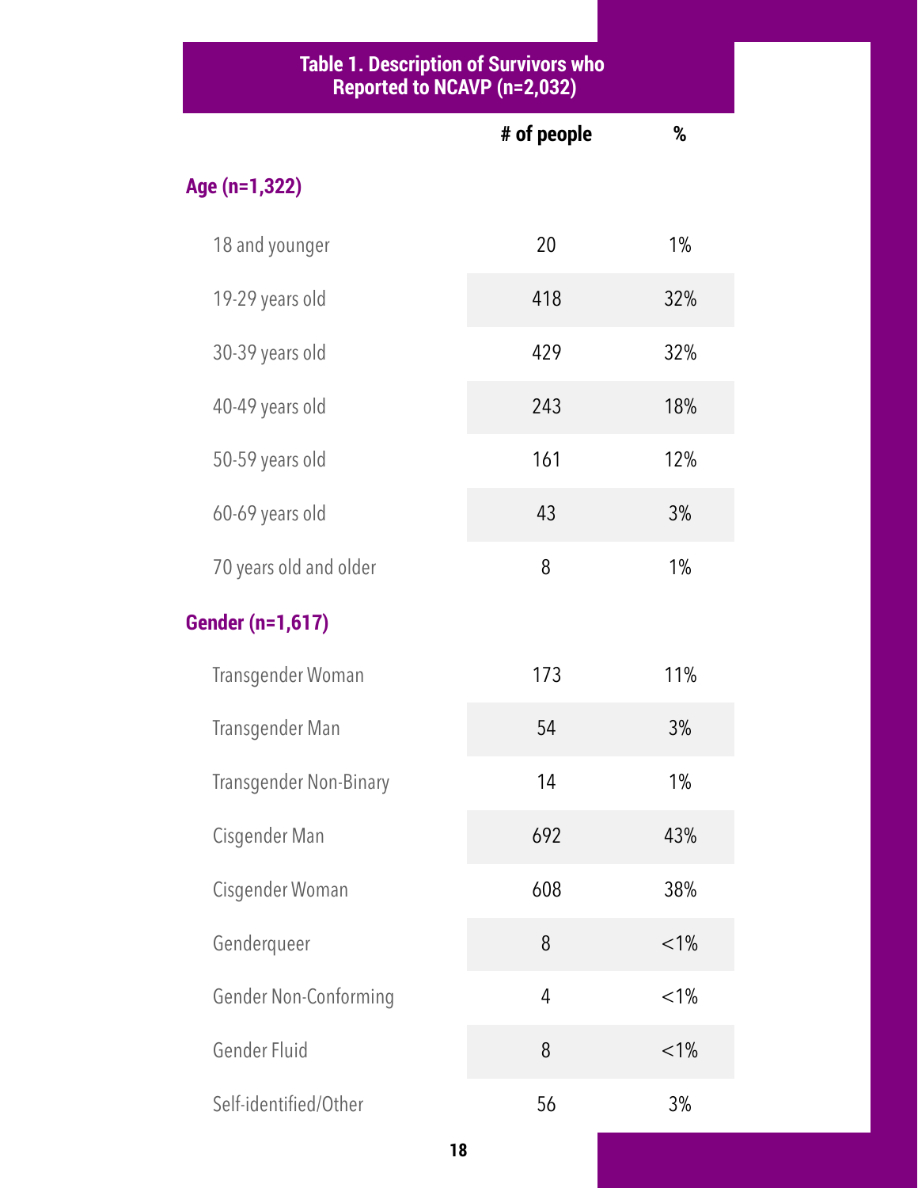**Table 1. Description of Survivors who Reported to NCAVP (n=2,032)**

| | # of people | % |
|---|---|---|
| **Age (n=1,322)** | | |
| 18 and younger | 20 | 1% |
| 19-29 years old | 418 | 32% |
| 30-39 years old | 429 | 32% |
| 40-49 years old | 243 | 18% |
| 50-59 years old | 161 | 12% |
| 60-69 years old | 43 | 3% |
| 70 years old and older | 8 | 1% |
| **Gender (n=1,617)** | | |
| Transgender Woman | 173 | 11% |
| Transgender Man | 54 | 3% |
| Transgender Non-Binary | 14 | 1% |
| Cisgender Man | 692 | 43% |
| Cisgender Woman | 608 | 38% |
| Genderqueer | 8 | <1% |
| Gender Non-Conforming | 4 | <1% |
| Gender Fluid | 8 | <1% |
| Self-identified/Other | 56 | 3% |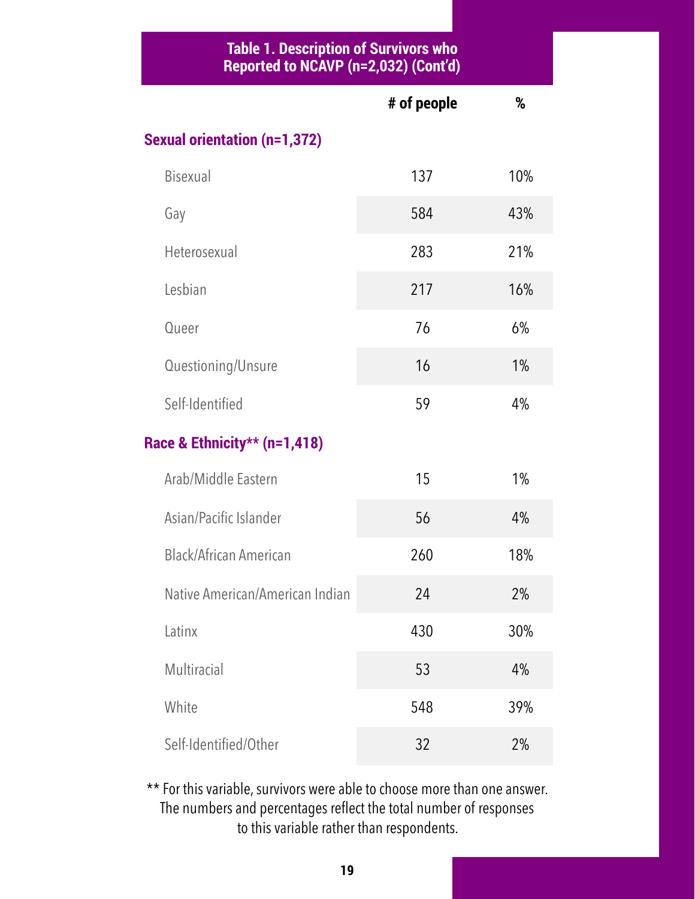**Table 1. Description of Survivors who Reported to NCAVP (n=2,032) (Cont'd)**

| | # of people | % |
|---|---|---|
| **Sexual orientation (n=1,372)** | | |
| Bisexual | 137 | 10% |
| Gay | 584 | 43% |
| Heterosexual | 283 | 21% |
| Lesbian | 217 | 16% |
| Queer | 76 | 6% |
| Questioning/Unsure | 16 | 1% |
| Self-Identified | 59 | 4% |
| **Race & Ethnicity** (n=1,418)** | | |
| Arab/Middle Eastern | 15 | 1% |
| Asian/Pacific Islander | 56 | 4% |
| Black/African American | 260 | 18% |
| Native American/American Indian | 24 | 2% |
| Latinx | 430 | 30% |
| Multiracial | 53 | 4% |
| White | 548 | 39% |
| Self-Identified/Other | 32 | 2% |

** For this variable, survivors were able to choose more than one answer. The numbers and percentages reflect the total number of responses to this variable rather than respondents.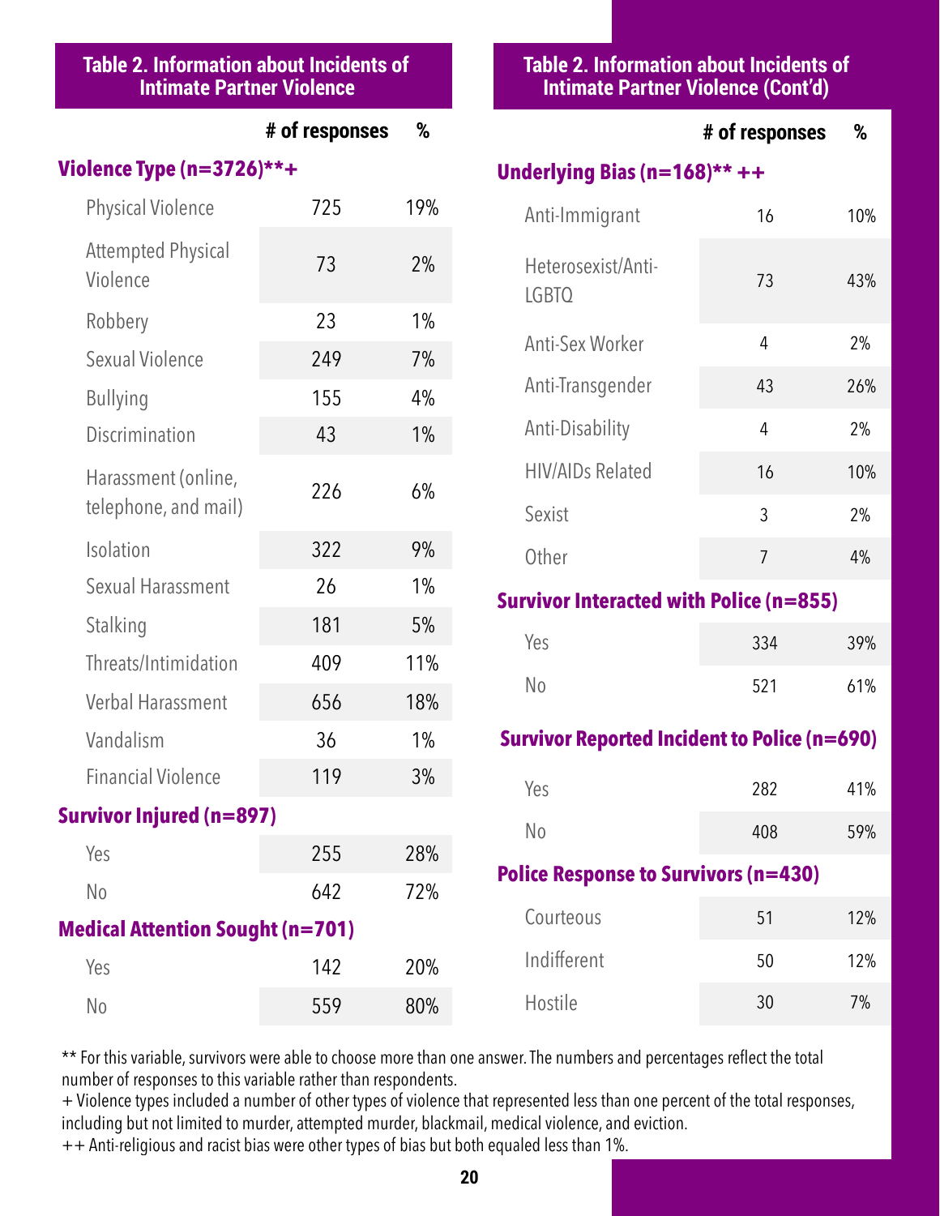## Table 2. Information about Incidents of Intimate Partner Violence

| | # of responses | % |
|---|---|---|
| **Violence Type (n=3726)**+** | | |
| Physical Violence | 725 | 19% |
| Attempted Physical Violence | 73 | 2% |
| Robbery | 23 | 1% |
| Sexual Violence | 249 | 7% |
| Bullying | 155 | 4% |
| Discrimination | 43 | 1% |
| Harassment (online, telephone, and mail) | 226 | 6% |
| Isolation | 322 | 9% |
| Sexual Harassment | 26 | 1% |
| Stalking | 181 | 5% |
| Threats/Intimidation | 409 | 11% |
| Verbal Harassment | 656 | 18% |
| Vandalism | 36 | 1% |
| Financial Violence | 119 | 3% |
| **Survivor Injured (n=897)** | | |
| Yes | 255 | 28% |
| No | 642 | 72% |
| **Medical Attention Sought (n=701)** | | |
| Yes | 142 | 20% |
| No | 559 | 80% |

## Table 2. Information about Incidents of Intimate Partner Violence (Cont'd)

| | # of responses | % |
|---|---|---|
| **Underlying Bias (n=168)** ++** | | |
| Anti-Immigrant | 16 | 10% |
| Heterosexist/Anti-LGBTQ | 73 | 43% |
| Anti-Sex Worker | 4 | 2% |
| Anti-Transgender | 43 | 26% |
| Anti-Disability | 4 | 2% |
| HIV/AIDs Related | 16 | 10% |
| Sexist | 3 | 2% |
| Other | 7 | 4% |
| **Survivor Interacted with Police (n=855)** | | |
| Yes | 334 | 39% |
| No | 521 | 61% |
| **Survivor Reported Incident to Police (n=690)** | | |
| Yes | 282 | 41% |
| No | 408 | 59% |
| **Police Response to Survivors (n=430)** | | |
| Courteous | 51 | 12% |
| Indifferent | 50 | 12% |
| Hostile | 30 | 7% |

** For this variable, survivors were able to choose more than one answer. The numbers and percentages reflect the total number of responses to this variable rather than respondents.

+ Violence types included a number of other types of violence that represented less than one percent of the total responses, including but not limited to murder, attempted murder, blackmail, medical violence, and eviction.

++ Anti-religious and racist bias were other types of bias but both equaled less than 1%.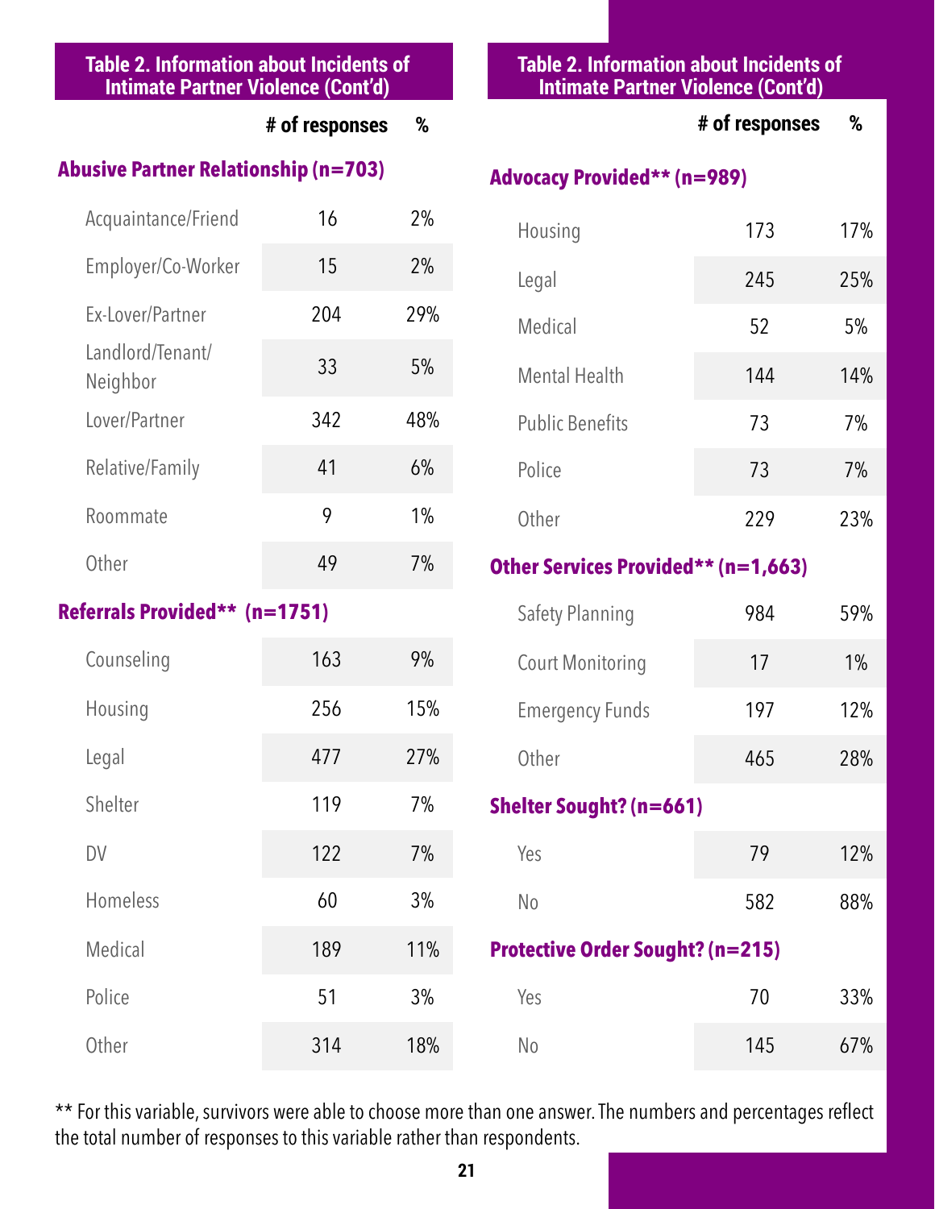## Table 2. Information about Incidents of Intimate Partner Violence (Cont'd)

| | # of responses | % |
|---|---|---|
| **Abusive Partner Relationship (n=703)** | | |
| Acquaintance/Friend | 16 | 2% |
| Employer/Co-Worker | 15 | 2% |
| Ex-Lover/Partner | 204 | 29% |
| Landlord/Tenant/ Neighbor | 33 | 5% |
| Lover/Partner | 342 | 48% |
| Relative/Family | 41 | 6% |
| Roommate | 9 | 1% |
| Other | 49 | 7% |
| **Referrals Provided** (n=1751)** | | |
| Counseling | 163 | 9% |
| Housing | 256 | 15% |
| Legal | 477 | 27% |
| Shelter | 119 | 7% |
| DV | 122 | 7% |
| Homeless | 60 | 3% |
| Medical | 189 | 11% |
| Police | 51 | 3% |
| Other | 314 | 18% |

## Table 2. Information about Incidents of Intimate Partner Violence (Cont'd)

| | # of responses | % |
|---|---|---|
| **Advocacy Provided** (n=989)** | | |
| Housing | 173 | 17% |
| Legal | 245 | 25% |
| Medical | 52 | 5% |
| Mental Health | 144 | 14% |
| Public Benefits | 73 | 7% |
| Police | 73 | 7% |
| Other | 229 | 23% |
| **Other Services Provided** (n=1,663)** | | |
| Safety Planning | 984 | 59% |
| Court Monitoring | 17 | 1% |
| Emergency Funds | 197 | 12% |
| Other | 465 | 28% |
| **Shelter Sought? (n=661)** | | |
| Yes | 79 | 12% |
| No | 582 | 88% |
| **Protective Order Sought? (n=215)** | | |
| Yes | 70 | 33% |
| No | 145 | 67% |

** For this variable, survivors were able to choose more than one answer. The numbers and percentages reflect the total number of responses to this variable rather than respondents.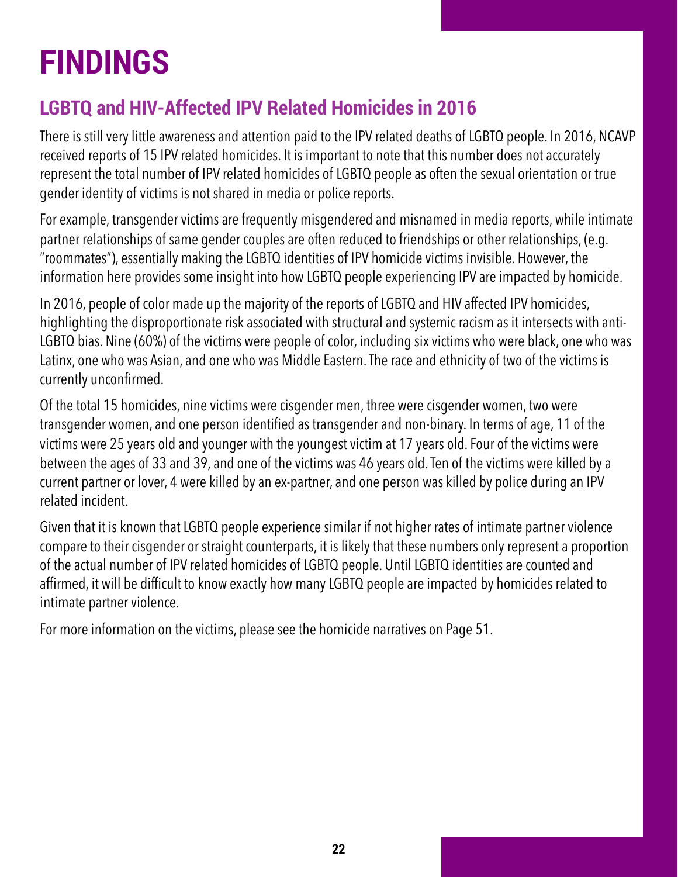# FINDINGS

## LGBTQ and HIV-Affected IPV Related Homicides in 2016

There is still very little awareness and attention paid to the IPV related deaths of LGBTQ people. In 2016, NCAVP received reports of 15 IPV related homicides. It is important to note that this number does not accurately represent the total number of IPV related homicides of LGBTQ people as often the sexual orientation or true gender identity of victims is not shared in media or police reports.

For example, transgender victims are frequently misgendered and misnamed in media reports, while intimate partner relationships of same gender couples are often reduced to friendships or other relationships, (e.g. "roommates"), essentially making the LGBTQ identities of IPV homicide victims invisible. However, the information here provides some insight into how LGBTQ people experiencing IPV are impacted by homicide.

In 2016, people of color made up the majority of the reports of LGBTQ and HIV affected IPV homicides, highlighting the disproportionate risk associated with structural and systemic racism as it intersects with anti-LGBTQ bias. Nine (60%) of the victims were people of color, including six victims who were black, one who was Latinx, one who was Asian, and one who was Middle Eastern. The race and ethnicity of two of the victims is currently unconfirmed.

Of the total 15 homicides, nine victims were cisgender men, three were cisgender women, two were transgender women, and one person identified as transgender and non-binary. In terms of age, 11 of the victims were 25 years old and younger with the youngest victim at 17 years old. Four of the victims were between the ages of 33 and 39, and one of the victims was 46 years old. Ten of the victims were killed by a current partner or lover, 4 were killed by an ex-partner, and one person was killed by police during an IPV related incident.

Given that it is known that LGBTQ people experience similar if not higher rates of intimate partner violence compare to their cisgender or straight counterparts, it is likely that these numbers only represent a proportion of the actual number of IPV related homicides of LGBTQ people. Until LGBTQ identities are counted and affirmed, it will be difficult to know exactly how many LGBTQ people are impacted by homicides related to intimate partner violence.

For more information on the victims, please see the homicide narratives on Page 51.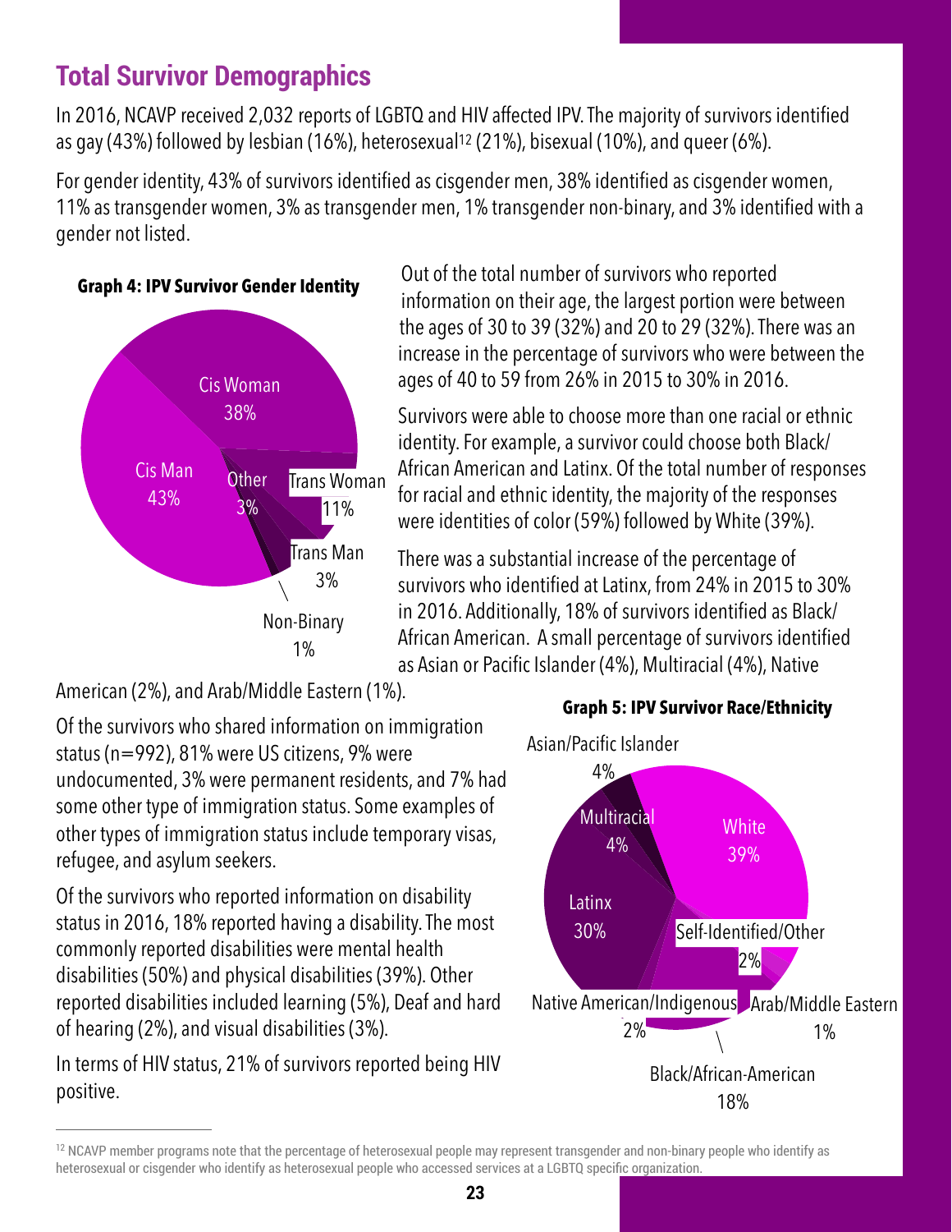## Total Survivor Demographics

In 2016, NCAVP received 2,032 reports of LGBTQ and HIV affected IPV. The majority of survivors identified as gay (43%) followed by lesbian (16%), heterosexual[12] (21%), bisexual (10%), and queer (6%).

For gender identity, 43% of survivors identified as cisgender men, 38% identified as cisgender women, 11% as transgender women, 3% as transgender men, 1% transgender non-binary, and 3% identified with a gender not listed.

**Graph 4: IPV Survivor Gender Identity**

| Gender Identity | Percentage |
|---|---|
| Cis Man | 43% |
| Cis Woman | 38% |
| Trans Woman | 11% |
| Trans Man | 3% |
| Other | 3% |
| Non-Binary | 1% |

Out of the total number of survivors who reported information on their age, the largest portion were between the ages of 30 to 39 (32%) and 20 to 29 (32%). There was an increase in the percentage of survivors who were between the ages of 40 to 59 from 26% in 2015 to 30% in 2016.

Survivors were able to choose more than one racial or ethnic identity. For example, a survivor could choose both Black/African American and Latinx. Of the total number of responses for racial and ethnic identity, the majority of the responses were identities of color (59%) followed by White (39%).

There was a substantial increase of the percentage of survivors who identified at Latinx, from 24% in 2015 to 30% in 2016. Additionally, 18% of survivors identified as Black/African American. A small percentage of survivors identified as Asian or Pacific Islander (4%), Multiracial (4%), Native American (2%), and Arab/Middle Eastern (1%).

Of the survivors who shared information on immigration status (n=992), 81% were US citizens, 9% were undocumented, 3% were permanent residents, and 7% had some other type of immigration status. Some examples of other types of immigration status include temporary visas, refugee, and asylum seekers.

Of the survivors who reported information on disability status in 2016, 18% reported having a disability. The most commonly reported disabilities were mental health disabilities (50%) and physical disabilities (39%). Other reported disabilities included learning (5%), Deaf and hard of hearing (2%), and visual disabilities (3%).

In terms of HIV status, 21% of survivors reported being HIV positive.

**Graph 5: IPV Survivor Race/Ethnicity**

| Race/Ethnicity | Percentage |
|---|---|
| White | 39% |
| Latinx | 30% |
| Black/African-American | 18% |
| Asian/Pacific Islander | 4% |
| Multiracial | 4% |
| Self-Identified/Other | 2% |
| Native American/Indigenous | 2% |
| Arab/Middle Eastern | 1% |

---

[12] NCAVP member programs note that the percentage of heterosexual people may represent transgender and non-binary people who identify as heterosexual or cisgender who identify as heterosexual people who accessed services at a LGBTQ specific organization.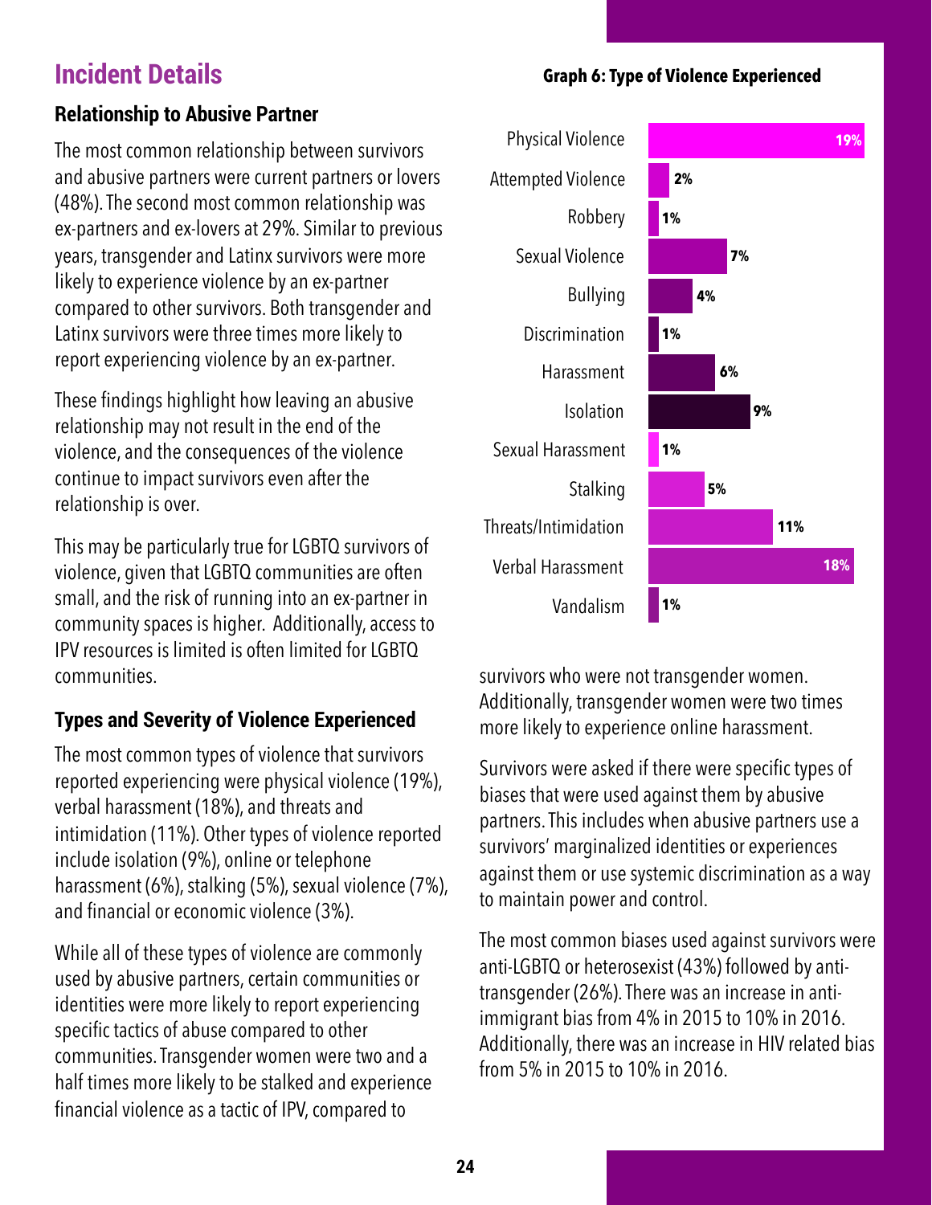## Incident Details

### Relationship to Abusive Partner

The most common relationship between survivors and abusive partners were current partners or lovers (48%). The second most common relationship was ex-partners and ex-lovers at 29%. Similar to previous years, transgender and Latinx survivors were more likely to experience violence by an ex-partner compared to other survivors. Both transgender and Latinx survivors were three times more likely to report experiencing violence by an ex-partner.

These findings highlight how leaving an abusive relationship may not result in the end of the violence, and the consequences of the violence continue to impact survivors even after the relationship is over.

This may be particularly true for LGBTQ survivors of violence, given that LGBTQ communities are often small, and the risk of running into an ex-partner in community spaces is higher. Additionally, access to IPV resources is limited is often limited for LGBTQ communities.

### Types and Severity of Violence Experienced

The most common types of violence that survivors reported experiencing were physical violence (19%), verbal harassment (18%), and threats and intimidation (11%). Other types of violence reported include isolation (9%), online or telephone harassment (6%), stalking (5%), sexual violence (7%), and financial or economic violence (3%).

While all of these types of violence are commonly used by abusive partners, certain communities or identities were more likely to report experiencing specific tactics of abuse compared to other communities. Transgender women were two and a half times more likely to be stalked and experience financial violence as a tactic of IPV, compared to survivors who were not transgender women. Additionally, transgender women were two times more likely to experience online harassment.

**Graph 6: Type of Violence Experienced**

| Type of Violence | Percentage |
| --- | --- |
| Physical Violence | 19% |
| Attempted Violence | 2% |
| Robbery | 1% |
| Sexual Violence | 7% |
| Bullying | 4% |
| Discrimination | 1% |
| Harassment | 6% |
| Isolation | 9% |
| Sexual Harassment | 1% |
| Stalking | 5% |
| Threats/Intimidation | 11% |
| Verbal Harassment | 18% |
| Vandalism | 1% |

Survivors were asked if there were specific types of biases that were used against them by abusive partners. This includes when abusive partners use a survivors' marginalized identities or experiences against them or use systemic discrimination as a way to maintain power and control.

The most common biases used against survivors were anti-LGBTQ or heterosexist (43%) followed by anti-transgender (26%). There was an increase in anti-immigrant bias from 4% in 2015 to 10% in 2016. Additionally, there was an increase in HIV related bias from 5% in 2015 to 10% in 2016.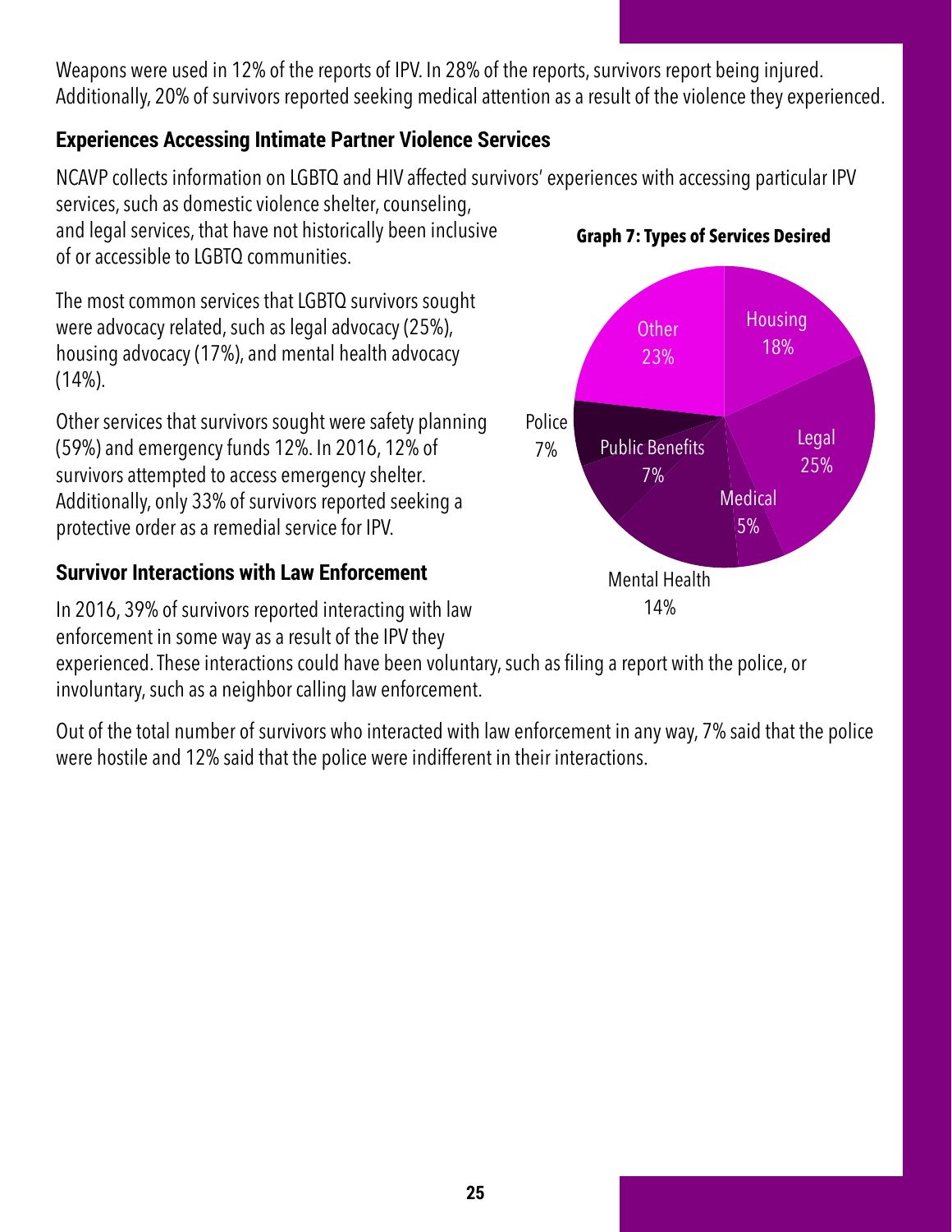Weapons were used in 12% of the reports of IPV. In 28% of the reports, survivors report being injured. Additionally, 20% of survivors reported seeking medical attention as a result of the violence they experienced.

### Experiences Accessing Intimate Partner Violence Services

NCAVP collects information on LGBTQ and HIV affected survivors' experiences with accessing particular IPV services, such as domestic violence shelter, counseling, and legal services, that have not historically been inclusive of or accessible to LGBTQ communities.

The most common services that LGBTQ survivors sought were advocacy related, such as legal advocacy (25%), housing advocacy (17%), and mental health advocacy (14%).

Other services that survivors sought were safety planning (59%) and emergency funds 12%. In 2016, 12% of survivors attempted to access emergency shelter. Additionally, only 33% of survivors reported seeking a protective order as a remedial service for IPV.

**Graph 7: Types of Services Desired**

| Service | Percentage |
|---|---|
| Housing | 18% |
| Legal | 25% |
| Medical | 5% |
| Mental Health | 14% |
| Public Benefits | 7% |
| Police | 7% |
| Other | 23% |

### Survivor Interactions with Law Enforcement

In 2016, 39% of survivors reported interacting with law enforcement in some way as a result of the IPV they experienced. These interactions could have been voluntary, such as filing a report with the police, or involuntary, such as a neighbor calling law enforcement.

Out of the total number of survivors who interacted with law enforcement in any way, 7% said that the police were hostile and 12% said that the police were indifferent in their interactions.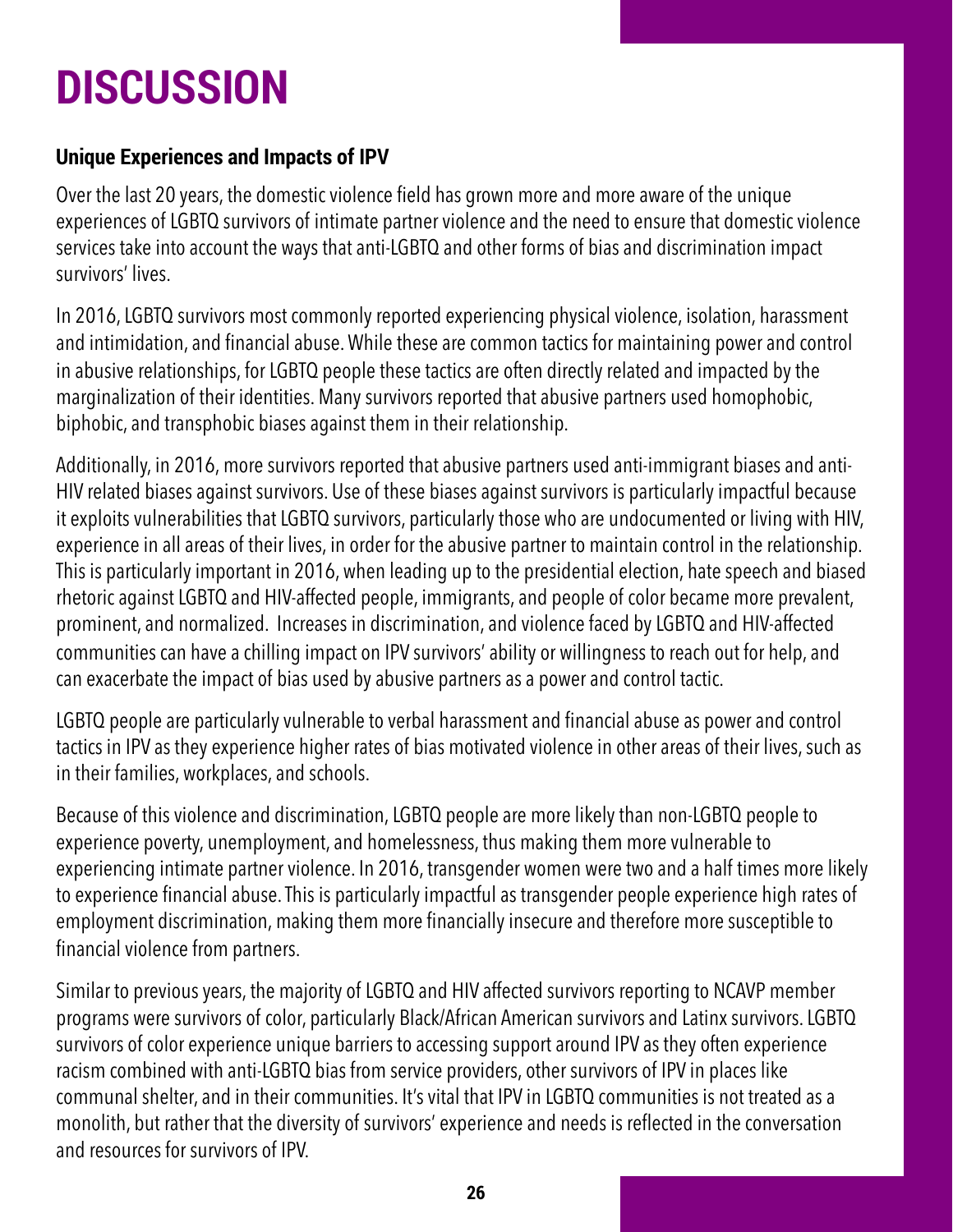# DISCUSSION

### Unique Experiences and Impacts of IPV

Over the last 20 years, the domestic violence field has grown more and more aware of the unique experiences of LGBTQ survivors of intimate partner violence and the need to ensure that domestic violence services take into account the ways that anti-LGBTQ and other forms of bias and discrimination impact survivors' lives.

In 2016, LGBTQ survivors most commonly reported experiencing physical violence, isolation, harassment and intimidation, and financial abuse. While these are common tactics for maintaining power and control in abusive relationships, for LGBTQ people these tactics are often directly related and impacted by the marginalization of their identities. Many survivors reported that abusive partners used homophobic, biphobic, and transphobic biases against them in their relationship.

Additionally, in 2016, more survivors reported that abusive partners used anti-immigrant biases and anti-HIV related biases against survivors. Use of these biases against survivors is particularly impactful because it exploits vulnerabilities that LGBTQ survivors, particularly those who are undocumented or living with HIV, experience in all areas of their lives, in order for the abusive partner to maintain control in the relationship. This is particularly important in 2016, when leading up to the presidential election, hate speech and biased rhetoric against LGBTQ and HIV-affected people, immigrants, and people of color became more prevalent, prominent, and normalized. Increases in discrimination, and violence faced by LGBTQ and HIV-affected communities can have a chilling impact on IPV survivors' ability or willingness to reach out for help, and can exacerbate the impact of bias used by abusive partners as a power and control tactic.

LGBTQ people are particularly vulnerable to verbal harassment and financial abuse as power and control tactics in IPV as they experience higher rates of bias motivated violence in other areas of their lives, such as in their families, workplaces, and schools.

Because of this violence and discrimination, LGBTQ people are more likely than non-LGBTQ people to experience poverty, unemployment, and homelessness, thus making them more vulnerable to experiencing intimate partner violence. In 2016, transgender women were two and a half times more likely to experience financial abuse. This is particularly impactful as transgender people experience high rates of employment discrimination, making them more financially insecure and therefore more susceptible to financial violence from partners.

Similar to previous years, the majority of LGBTQ and HIV affected survivors reporting to NCAVP member programs were survivors of color, particularly Black/African American survivors and Latinx survivors. LGBTQ survivors of color experience unique barriers to accessing support around IPV as they often experience racism combined with anti-LGBTQ bias from service providers, other survivors of IPV in places like communal shelter, and in their communities. It's vital that IPV in LGBTQ communities is not treated as a monolith, but rather that the diversity of survivors' experience and needs is reflected in the conversation and resources for survivors of IPV.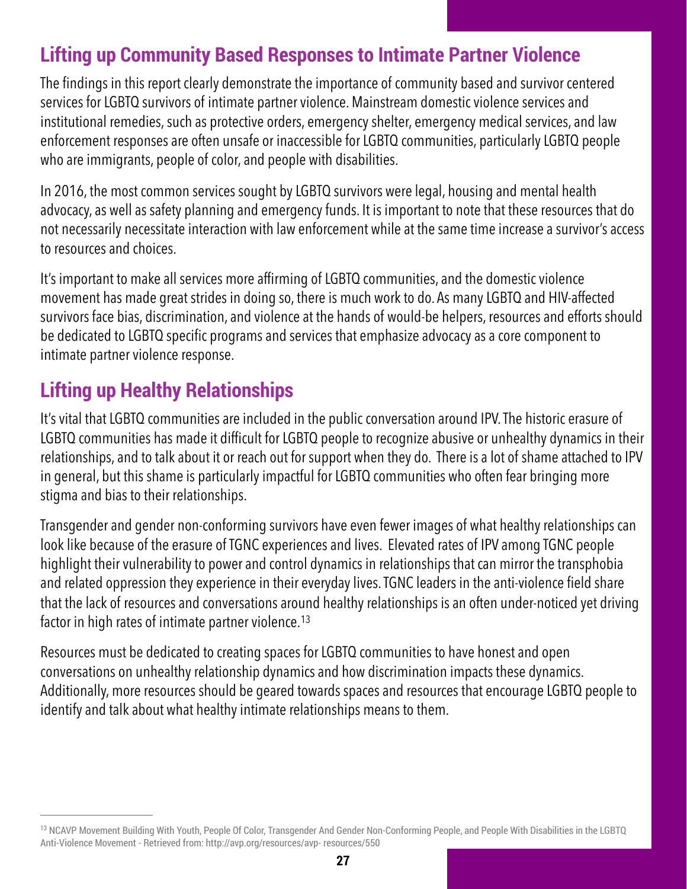## Lifting up Community Based Responses to Intimate Partner Violence

The findings in this report clearly demonstrate the importance of community based and survivor centered services for LGBTQ survivors of intimate partner violence. Mainstream domestic violence services and institutional remedies, such as protective orders, emergency shelter, emergency medical services, and law enforcement responses are often unsafe or inaccessible for LGBTQ communities, particularly LGBTQ people who are immigrants, people of color, and people with disabilities.

In 2016, the most common services sought by LGBTQ survivors were legal, housing and mental health advocacy, as well as safety planning and emergency funds. It is important to note that these resources that do not necessarily necessitate interaction with law enforcement while at the same time increase a survivor's access to resources and choices.

It's important to make all services more affirming of LGBTQ communities, and the domestic violence movement has made great strides in doing so, there is much work to do. As many LGBTQ and HIV-affected survivors face bias, discrimination, and violence at the hands of would-be helpers, resources and efforts should be dedicated to LGBTQ specific programs and services that emphasize advocacy as a core component to intimate partner violence response.

## Lifting up Healthy Relationships

It's vital that LGBTQ communities are included in the public conversation around IPV. The historic erasure of LGBTQ communities has made it difficult for LGBTQ people to recognize abusive or unhealthy dynamics in their relationships, and to talk about it or reach out for support when they do. There is a lot of shame attached to IPV in general, but this shame is particularly impactful for LGBTQ communities who often fear bringing more stigma and bias to their relationships.

Transgender and gender non-conforming survivors have even fewer images of what healthy relationships can look like because of the erasure of TGNC experiences and lives. Elevated rates of IPV among TGNC people highlight their vulnerability to power and control dynamics in relationships that can mirror the transphobia and related oppression they experience in their everyday lives. TGNC leaders in the anti-violence field share that the lack of resources and conversations around healthy relationships is an often under-noticed yet driving factor in high rates of intimate partner violence.[13]

Resources must be dedicated to creating spaces for LGBTQ communities to have honest and open conversations on unhealthy relationship dynamics and how discrimination impacts these dynamics. Additionally, more resources should be geared towards spaces and resources that encourage LGBTQ people to identify and talk about what healthy intimate relationships means to them.

---

[13] NCAVP Movement Building With Youth, People Of Color, Transgender And Gender Non-Conforming People, and People With Disabilities in the LGBTQ Anti-Violence Movement - Retrieved from: http://avp.org/resources/avp- resources/550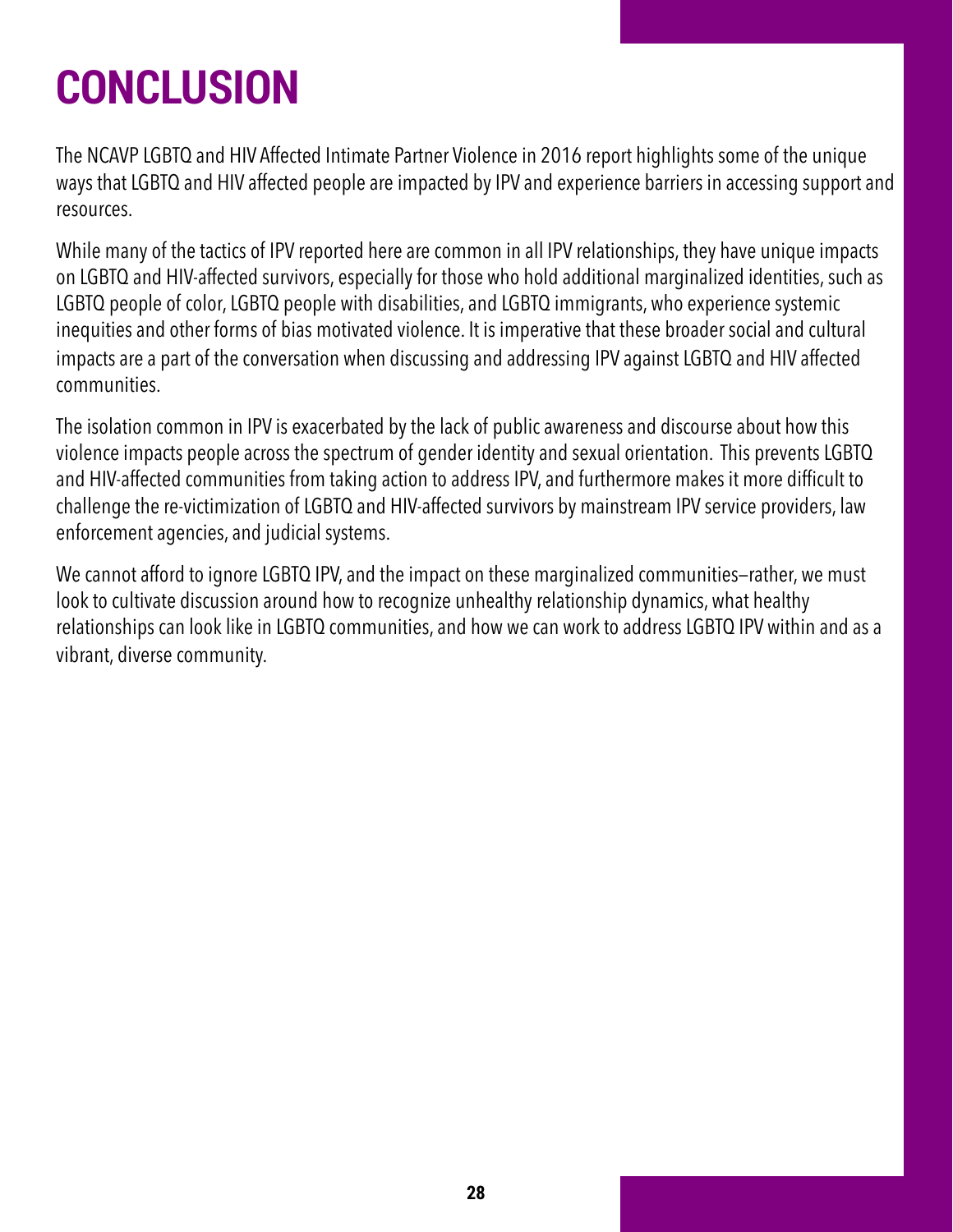# CONCLUSION

The NCAVP LGBTQ and HIV Affected Intimate Partner Violence in 2016 report highlights some of the unique ways that LGBTQ and HIV affected people are impacted by IPV and experience barriers in accessing support and resources.

While many of the tactics of IPV reported here are common in all IPV relationships, they have unique impacts on LGBTQ and HIV-affected survivors, especially for those who hold additional marginalized identities, such as LGBTQ people of color, LGBTQ people with disabilities, and LGBTQ immigrants, who experience systemic inequities and other forms of bias motivated violence. It is imperative that these broader social and cultural impacts are a part of the conversation when discussing and addressing IPV against LGBTQ and HIV affected communities.

The isolation common in IPV is exacerbated by the lack of public awareness and discourse about how this violence impacts people across the spectrum of gender identity and sexual orientation. This prevents LGBTQ and HIV-affected communities from taking action to address IPV, and furthermore makes it more difficult to challenge the re-victimization of LGBTQ and HIV-affected survivors by mainstream IPV service providers, law enforcement agencies, and judicial systems.

We cannot afford to ignore LGBTQ IPV, and the impact on these marginalized communities—rather, we must look to cultivate discussion around how to recognize unhealthy relationship dynamics, what healthy relationships can look like in LGBTQ communities, and how we can work to address LGBTQ IPV within and as a vibrant, diverse community.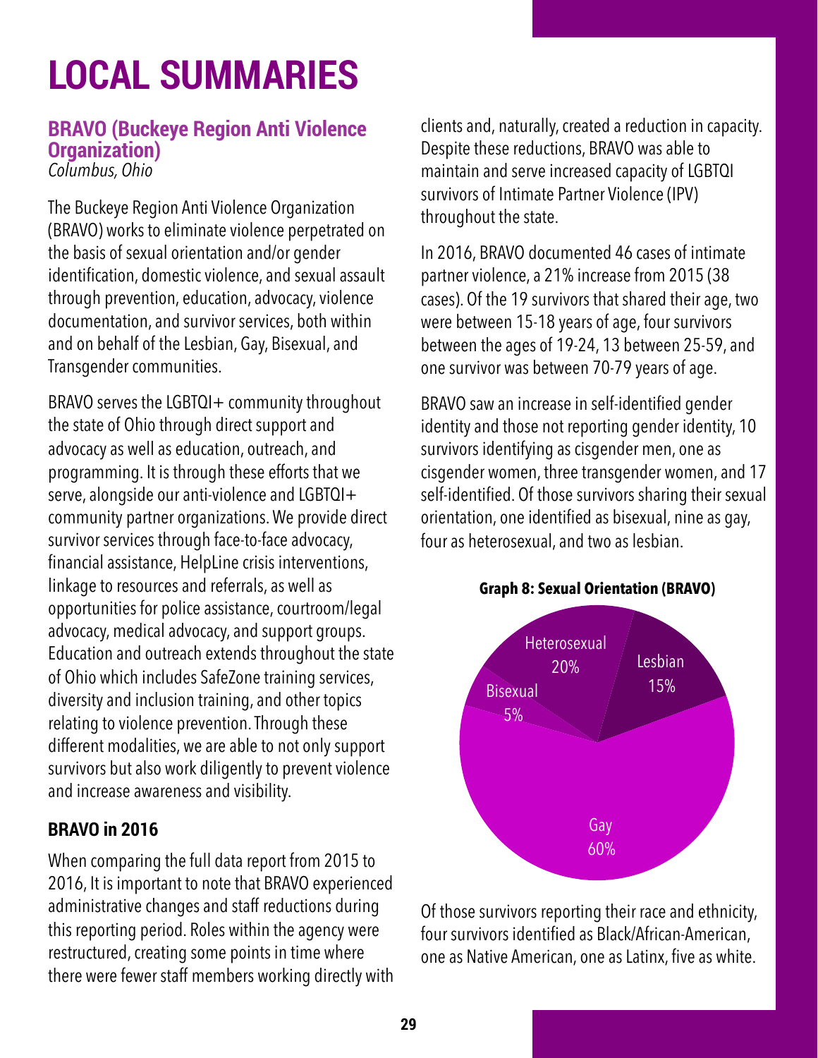# LOCAL SUMMARIES

## BRAVO (Buckeye Region Anti Violence Organization)

*Columbus, Ohio*

The Buckeye Region Anti Violence Organization (BRAVO) works to eliminate violence perpetrated on the basis of sexual orientation and/or gender identification, domestic violence, and sexual assault through prevention, education, advocacy, violence documentation, and survivor services, both within and on behalf of the Lesbian, Gay, Bisexual, and Transgender communities.

BRAVO serves the LGBTQI+ community throughout the state of Ohio through direct support and advocacy as well as education, outreach, and programming. It is through these efforts that we serve, alongside our anti-violence and LGBTQI+ community partner organizations. We provide direct survivor services through face-to-face advocacy, financial assistance, HelpLine crisis interventions, linkage to resources and referrals, as well as opportunities for police assistance, courtroom/legal advocacy, medical advocacy, and support groups. Education and outreach extends throughout the state of Ohio which includes SafeZone training services, diversity and inclusion training, and other topics relating to violence prevention. Through these different modalities, we are able to not only support survivors but also work diligently to prevent violence and increase awareness and visibility.

### BRAVO in 2016

When comparing the full data report from 2015 to 2016, It is important to note that BRAVO experienced administrative changes and staff reductions during this reporting period. Roles within the agency were restructured, creating some points in time where there were fewer staff members working directly with clients and, naturally, created a reduction in capacity. Despite these reductions, BRAVO was able to maintain and serve increased capacity of LGBTQI survivors of Intimate Partner Violence (IPV) throughout the state.

In 2016, BRAVO documented 46 cases of intimate partner violence, a 21% increase from 2015 (38 cases). Of the 19 survivors that shared their age, two were between 15-18 years of age, four survivors between the ages of 19-24, 13 between 25-59, and one survivor was between 70-79 years of age.

BRAVO saw an increase in self-identified gender identity and those not reporting gender identity, 10 survivors identifying as cisgender men, one as cisgender women, three transgender women, and 17 self-identified. Of those survivors sharing their sexual orientation, one identified as bisexual, nine as gay, four as heterosexual, and two as lesbian.

**Graph 8: Sexual Orientation (BRAVO)**

| Sexual Orientation | Percentage |
|---|---|
| Gay | 60% |
| Heterosexual | 20% |
| Lesbian | 15% |
| Bisexual | 5% |

Of those survivors reporting their race and ethnicity, four survivors identified as Black/African-American, one as Native American, one as Latinx, five as white.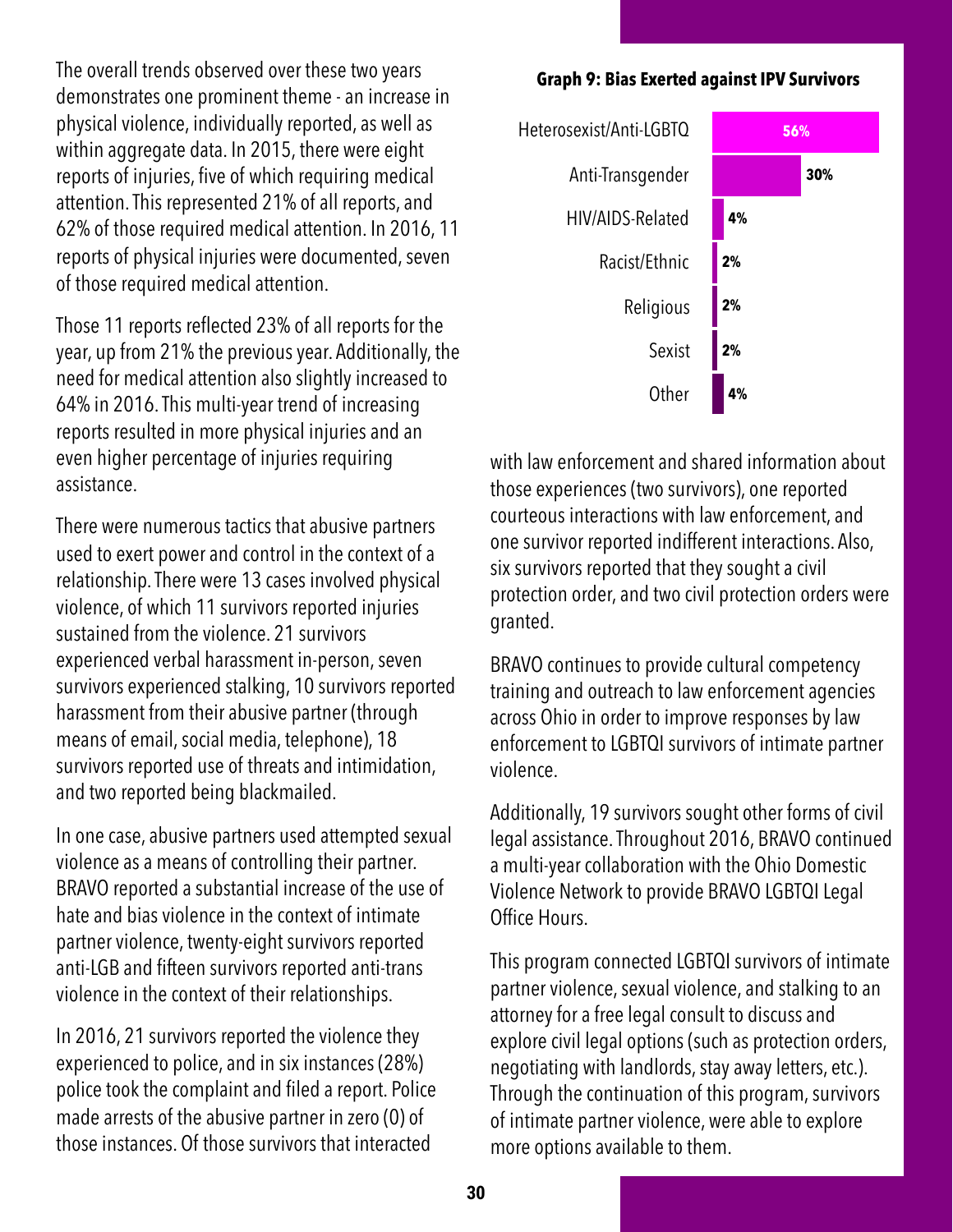The overall trends observed over these two years demonstrates one prominent theme - an increase in physical violence, individually reported, as well as within aggregate data. In 2015, there were eight reports of injuries, five of which requiring medical attention. This represented 21% of all reports, and 62% of those required medical attention. In 2016, 11 reports of physical injuries were documented, seven of those required medical attention.

Those 11 reports reflected 23% of all reports for the year, up from 21% the previous year. Additionally, the need for medical attention also slightly increased to 64% in 2016. This multi-year trend of increasing reports resulted in more physical injuries and an even higher percentage of injuries requiring assistance.

There were numerous tactics that abusive partners used to exert power and control in the context of a relationship. There were 13 cases involved physical violence, of which 11 survivors reported injuries sustained from the violence. 21 survivors experienced verbal harassment in-person, seven survivors experienced stalking, 10 survivors reported harassment from their abusive partner (through means of email, social media, telephone), 18 survivors reported use of threats and intimidation, and two reported being blackmailed.

In one case, abusive partners used attempted sexual violence as a means of controlling their partner. BRAVO reported a substantial increase of the use of hate and bias violence in the context of intimate partner violence, twenty-eight survivors reported anti-LGB and fifteen survivors reported anti-trans violence in the context of their relationships.

In 2016, 21 survivors reported the violence they experienced to police, and in six instances (28%) police took the complaint and filed a report. Police made arrests of the abusive partner in zero (0) of those instances. Of those survivors that interacted with law enforcement and shared information about those experiences (two survivors), one reported courteous interactions with law enforcement, and one survivor reported indifferent interactions. Also, six survivors reported that they sought a civil protection order, and two civil protection orders were granted.

**Graph 9: Bias Exerted against IPV Survivors**

| Bias | Percentage |
|---|---|
| Heterosexist/Anti-LGBTQ | 56% |
| Anti-Transgender | 30% |
| HIV/AIDS-Related | 4% |
| Racist/Ethnic | 2% |
| Religious | 2% |
| Sexist | 2% |
| Other | 4% |

BRAVO continues to provide cultural competency training and outreach to law enforcement agencies across Ohio in order to improve responses by law enforcement to LGBTQI survivors of intimate partner violence.

Additionally, 19 survivors sought other forms of civil legal assistance. Throughout 2016, BRAVO continued a multi-year collaboration with the Ohio Domestic Violence Network to provide BRAVO LGBTQI Legal Office Hours.

This program connected LGBTQI survivors of intimate partner violence, sexual violence, and stalking to an attorney for a free legal consult to discuss and explore civil legal options (such as protection orders, negotiating with landlords, stay away letters, etc.). Through the continuation of this program, survivors of intimate partner violence, were able to explore more options available to them.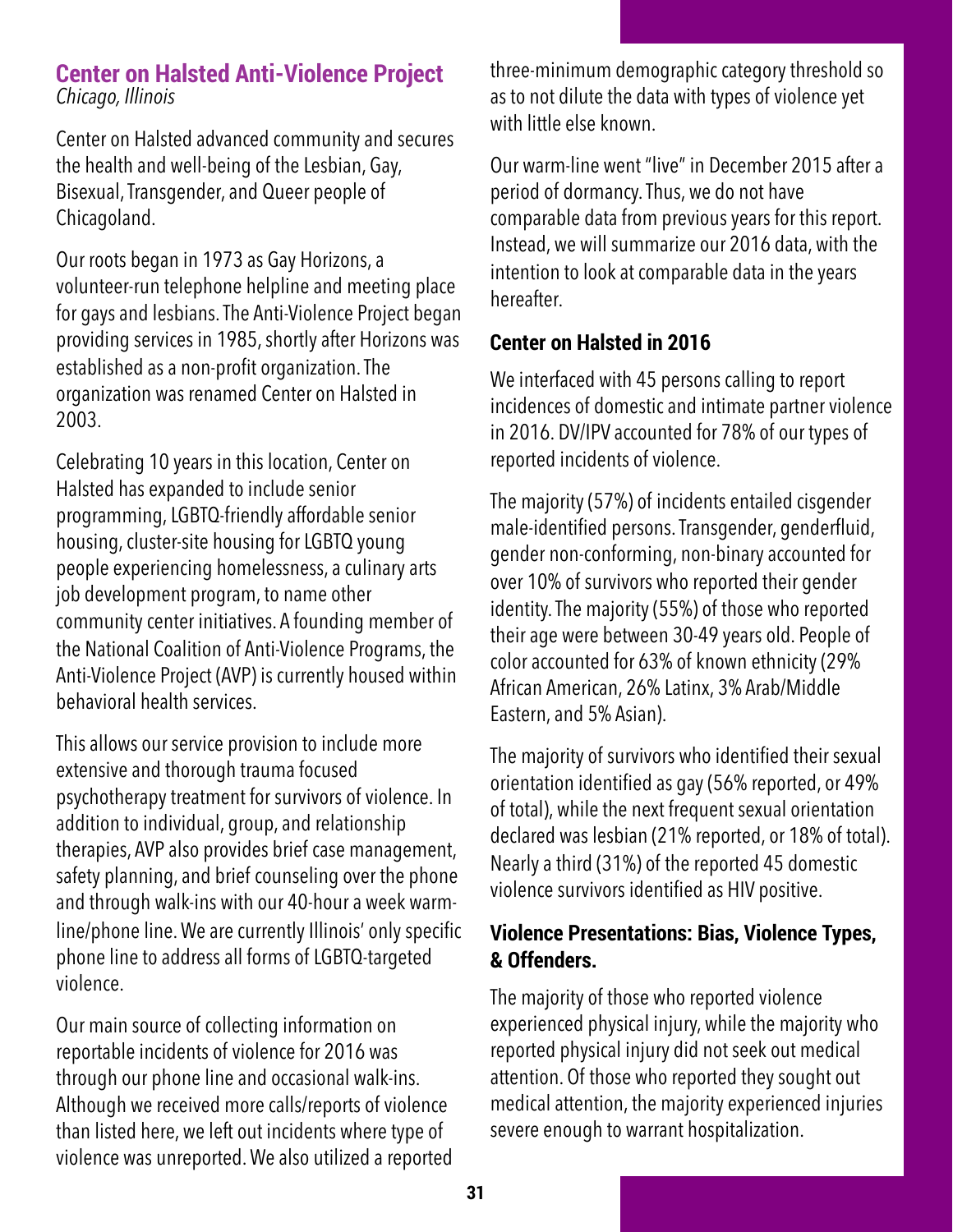## Center on Halsted Anti-Violence Project

*Chicago, Illinois*

Center on Halsted advanced community and secures the health and well-being of the Lesbian, Gay, Bisexual, Transgender, and Queer people of Chicagoland.

Our roots began in 1973 as Gay Horizons, a volunteer-run telephone helpline and meeting place for gays and lesbians. The Anti-Violence Project began providing services in 1985, shortly after Horizons was established as a non-profit organization. The organization was renamed Center on Halsted in 2003.

Celebrating 10 years in this location, Center on Halsted has expanded to include senior programming, LGBTQ-friendly affordable senior housing, cluster-site housing for LGBTQ young people experiencing homelessness, a culinary arts job development program, to name other community center initiatives. A founding member of the National Coalition of Anti-Violence Programs, the Anti-Violence Project (AVP) is currently housed within behavioral health services.

This allows our service provision to include more extensive and thorough trauma focused psychotherapy treatment for survivors of violence. In addition to individual, group, and relationship therapies, AVP also provides brief case management, safety planning, and brief counseling over the phone and through walk-ins with our 40-hour a week warm-line/phone line. We are currently Illinois' only specific phone line to address all forms of LGBTQ-targeted violence.

Our main source of collecting information on reportable incidents of violence for 2016 was through our phone line and occasional walk-ins. Although we received more calls/reports of violence than listed here, we left out incidents where type of violence was unreported. We also utilized a reported three-minimum demographic category threshold so as to not dilute the data with types of violence yet with little else known.

Our warm-line went "live" in December 2015 after a period of dormancy. Thus, we do not have comparable data from previous years for this report. Instead, we will summarize our 2016 data, with the intention to look at comparable data in the years hereafter.

### Center on Halsted in 2016

We interfaced with 45 persons calling to report incidences of domestic and intimate partner violence in 2016. DV/IPV accounted for 78% of our types of reported incidents of violence.

The majority (57%) of incidents entailed cisgender male-identified persons. Transgender, genderfluid, gender non-conforming, non-binary accounted for over 10% of survivors who reported their gender identity. The majority (55%) of those who reported their age were between 30-49 years old. People of color accounted for 63% of known ethnicity (29% African American, 26% Latinx, 3% Arab/Middle Eastern, and 5% Asian).

The majority of survivors who identified their sexual orientation identified as gay (56% reported, or 49% of total), while the next frequent sexual orientation declared was lesbian (21% reported, or 18% of total). Nearly a third (31%) of the reported 45 domestic violence survivors identified as HIV positive.

### Violence Presentations: Bias, Violence Types, & Offenders.

The majority of those who reported violence experienced physical injury, while the majority who reported physical injury did not seek out medical attention. Of those who reported they sought out medical attention, the majority experienced injuries severe enough to warrant hospitalization.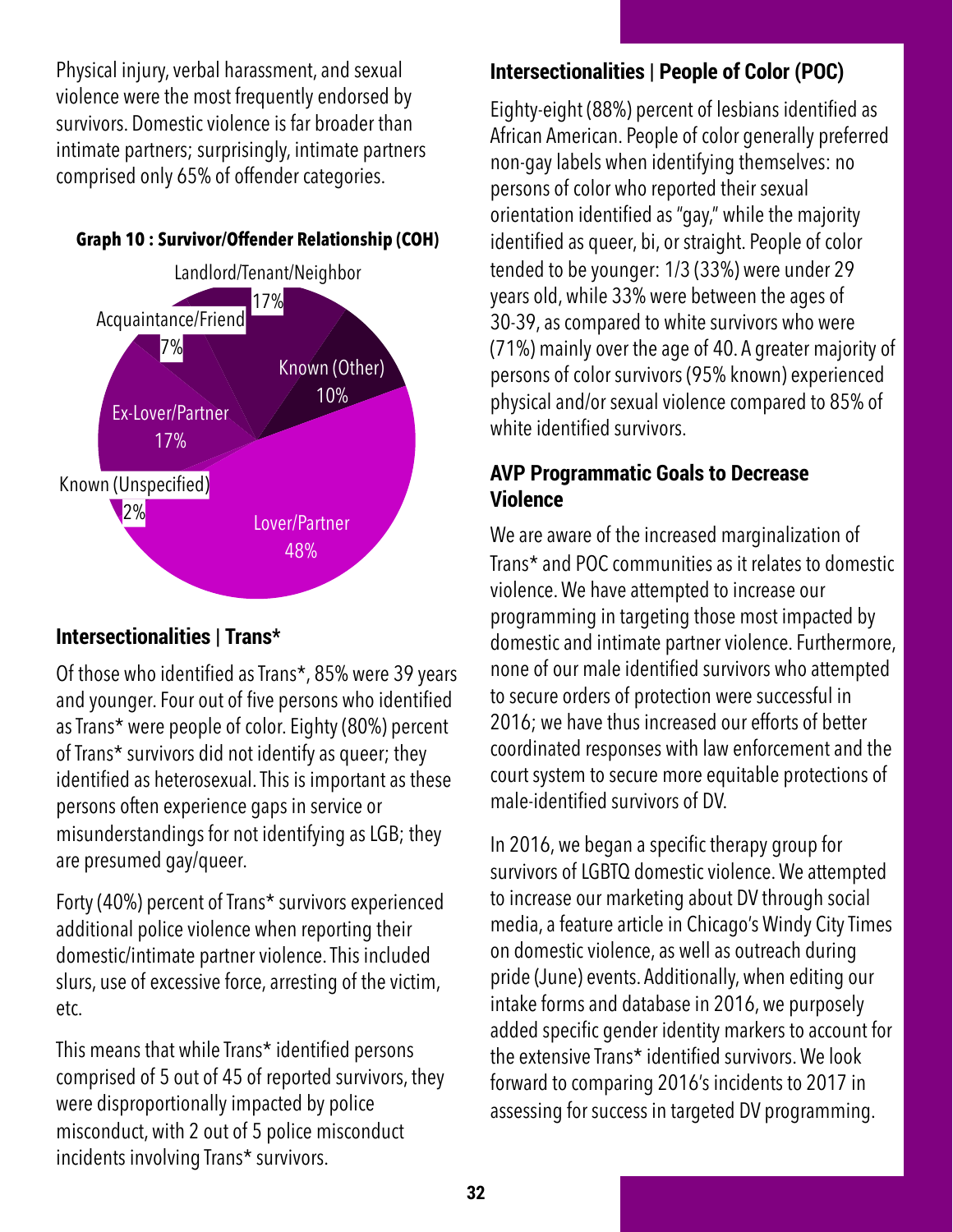Physical injury, verbal harassment, and sexual violence were the most frequently endorsed by survivors. Domestic violence is far broader than intimate partners; surprisingly, intimate partners comprised only 65% of offender categories.

**Graph 10 : Survivor/Offender Relationship (COH)**

Landlord/Tenant/Neighbor 17%
Acquaintance/Friend 7%
Known (Other) 10%
Ex-Lover/Partner 17%
Known (Unspecified) 2%
Lover/Partner 48%

## Intersectionalities | Trans*

Of those who identified as Trans*, 85% were 39 years and younger. Four out of five persons who identified as Trans* were people of color. Eighty (80%) percent of Trans* survivors did not identify as queer; they identified as heterosexual. This is important as these persons often experience gaps in service or misunderstandings for not identifying as LGB; they are presumed gay/queer.

Forty (40%) percent of Trans* survivors experienced additional police violence when reporting their domestic/intimate partner violence. This included slurs, use of excessive force, arresting of the victim, etc.

This means that while Trans* identified persons comprised of 5 out of 45 of reported survivors, they were disproportionally impacted by police misconduct, with 2 out of 5 police misconduct incidents involving Trans* survivors.

## Intersectionalities | People of Color (POC)

Eighty-eight (88%) percent of lesbians identified as African American. People of color generally preferred non-gay labels when identifying themselves: no persons of color who reported their sexual orientation identified as "gay," while the majority identified as queer, bi, or straight. People of color tended to be younger: 1/3 (33%) were under 29 years old, while 33% were between the ages of 30-39, as compared to white survivors who were (71%) mainly over the age of 40. A greater majority of persons of color survivors (95% known) experienced physical and/or sexual violence compared to 85% of white identified survivors.

## AVP Programmatic Goals to Decrease Violence

We are aware of the increased marginalization of Trans* and POC communities as it relates to domestic violence. We have attempted to increase our programming in targeting those most impacted by domestic and intimate partner violence. Furthermore, none of our male identified survivors who attempted to secure orders of protection were successful in 2016; we have thus increased our efforts of better coordinated responses with law enforcement and the court system to secure more equitable protections of male-identified survivors of DV.

In 2016, we began a specific therapy group for survivors of LGBTQ domestic violence. We attempted to increase our marketing about DV through social media, a feature article in Chicago's Windy City Times on domestic violence, as well as outreach during pride (June) events. Additionally, when editing our intake forms and database in 2016, we purposely added specific gender identity markers to account for the extensive Trans* identified survivors. We look forward to comparing 2016's incidents to 2017 in assessing for success in targeted DV programming.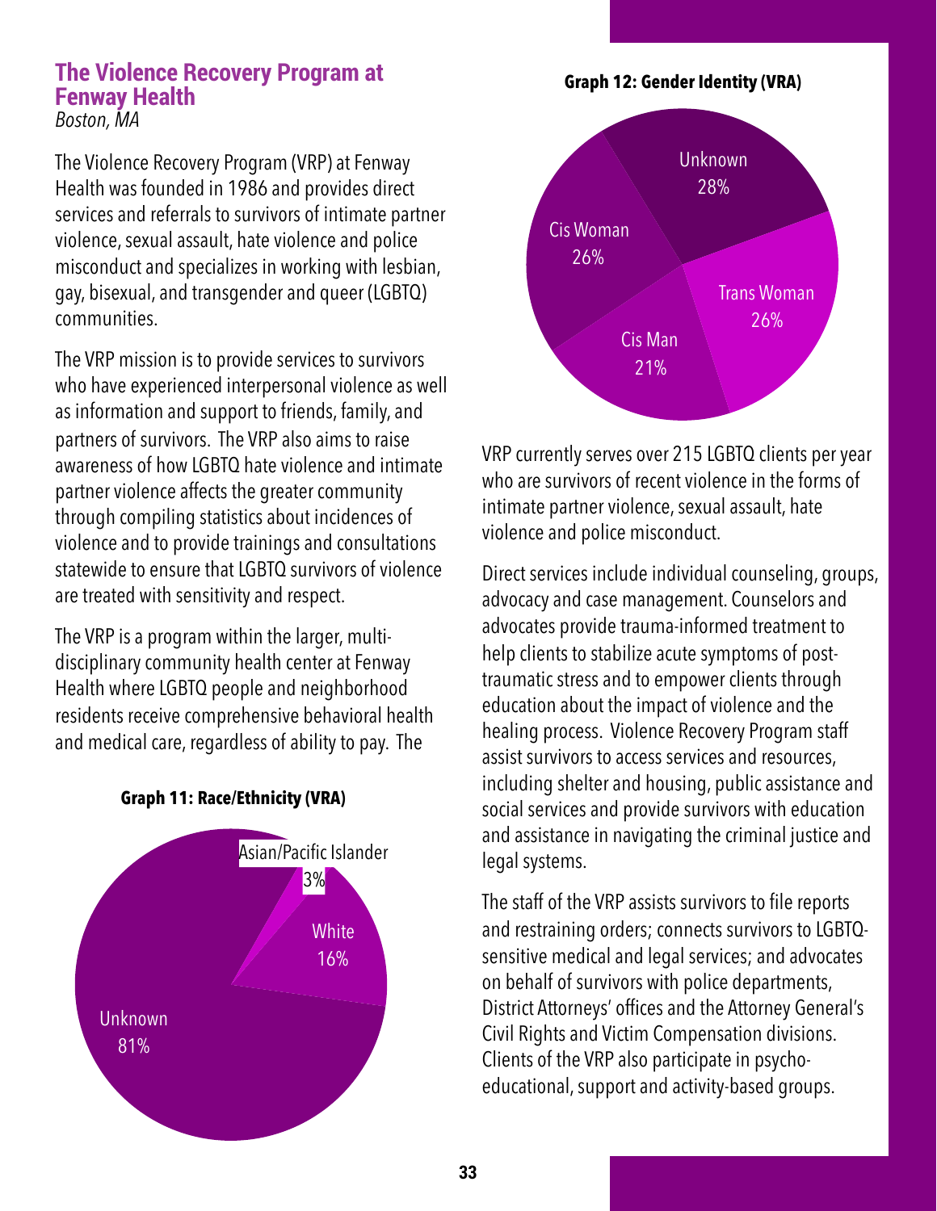## The Violence Recovery Program at Fenway Health

*Boston, MA*

The Violence Recovery Program (VRP) at Fenway Health was founded in 1986 and provides direct services and referrals to survivors of intimate partner violence, sexual assault, hate violence and police misconduct and specializes in working with lesbian, gay, bisexual, and transgender and queer (LGBTQ) communities.

The VRP mission is to provide services to survivors who have experienced interpersonal violence as well as information and support to friends, family, and partners of survivors. The VRP also aims to raise awareness of how LGBTQ hate violence and intimate partner violence affects the greater community through compiling statistics about incidences of violence and to provide trainings and consultations statewide to ensure that LGBTQ survivors of violence are treated with sensitivity and respect.

The VRP is a program within the larger, multi-disciplinary community health center at Fenway Health where LGBTQ people and neighborhood residents receive comprehensive behavioral health and medical care, regardless of ability to pay. The VRP currently serves over 215 LGBTQ clients per year who are survivors of recent violence in the forms of intimate partner violence, sexual assault, hate violence and police misconduct.

**Graph 11: Race/Ethnicity (VRA)**

| Race/Ethnicity | Percent |
|---|---|
| Unknown | 81% |
| White | 16% |
| Asian/Pacific Islander | 3% |

**Graph 12: Gender Identity (VRA)**

| Gender Identity | Percent |
|---|---|
| Unknown | 28% |
| Trans Woman | 26% |
| Cis Man | 21% |
| Cis Woman | 26% |

Direct services include individual counseling, groups, advocacy and case management. Counselors and advocates provide trauma-informed treatment to help clients to stabilize acute symptoms of post-traumatic stress and to empower clients through education about the impact of violence and the healing process. Violence Recovery Program staff assist survivors to access services and resources, including shelter and housing, public assistance and social services and provide survivors with education and assistance in navigating the criminal justice and legal systems.

The staff of the VRP assists survivors to file reports and restraining orders; connects survivors to LGBTQ-sensitive medical and legal services; and advocates on behalf of survivors with police departments, District Attorneys' offices and the Attorney General's Civil Rights and Victim Compensation divisions. Clients of the VRP also participate in psycho-educational, support and activity-based groups.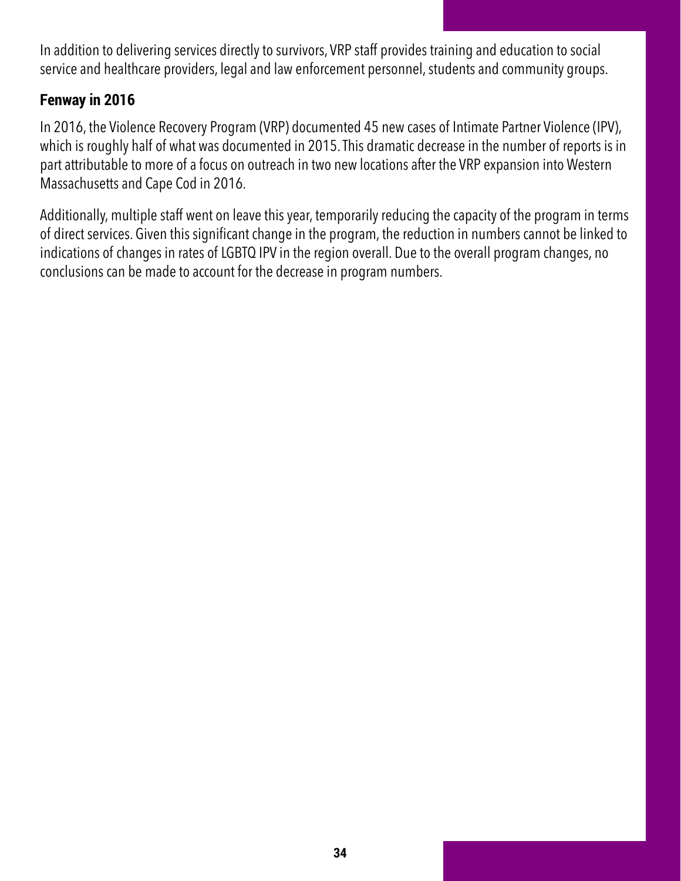In addition to delivering services directly to survivors, VRP staff provides training and education to social service and healthcare providers, legal and law enforcement personnel, students and community groups.

### Fenway in 2016

In 2016, the Violence Recovery Program (VRP) documented 45 new cases of Intimate Partner Violence (IPV), which is roughly half of what was documented in 2015. This dramatic decrease in the number of reports is in part attributable to more of a focus on outreach in two new locations after the VRP expansion into Western Massachusetts and Cape Cod in 2016.

Additionally, multiple staff went on leave this year, temporarily reducing the capacity of the program in terms of direct services. Given this significant change in the program, the reduction in numbers cannot be linked to indications of changes in rates of LGBTQ IPV in the region overall. Due to the overall program changes, no conclusions can be made to account for the decrease in program numbers.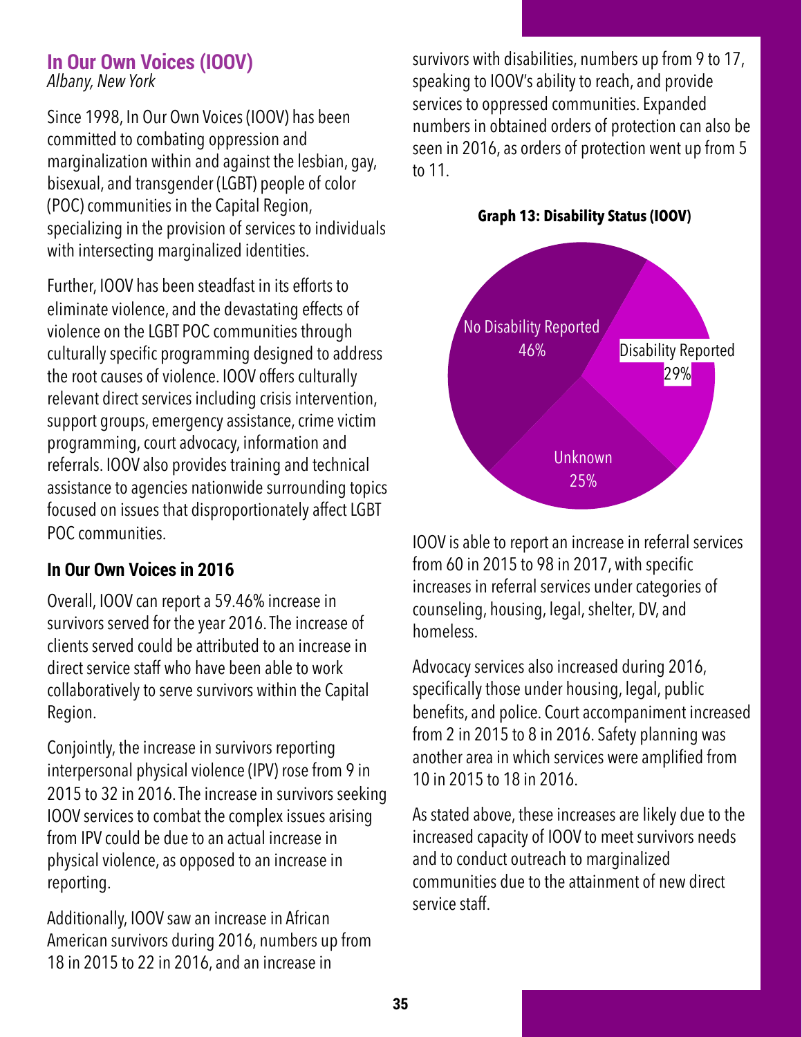## In Our Own Voices (IOOV)

*Albany, New York*

Since 1998, In Our Own Voices (IOOV) has been committed to combating oppression and marginalization within and against the lesbian, gay, bisexual, and transgender (LGBT) people of color (POC) communities in the Capital Region, specializing in the provision of services to individuals with intersecting marginalized identities.

Further, IOOV has been steadfast in its efforts to eliminate violence, and the devastating effects of violence on the LGBT POC communities through culturally specific programming designed to address the root causes of violence. IOOV offers culturally relevant direct services including crisis intervention, support groups, emergency assistance, crime victim programming, court advocacy, information and referrals. IOOV also provides training and technical assistance to agencies nationwide surrounding topics focused on issues that disproportionately affect LGBT POC communities.

### In Our Own Voices in 2016

Overall, IOOV can report a 59.46% increase in survivors served for the year 2016. The increase of clients served could be attributed to an increase in direct service staff who have been able to work collaboratively to serve survivors within the Capital Region.

Conjointly, the increase in survivors reporting interpersonal physical violence (IPV) rose from 9 in 2015 to 32 in 2016. The increase in survivors seeking IOOV services to combat the complex issues arising from IPV could be due to an actual increase in physical violence, as opposed to an increase in reporting.

Additionally, IOOV saw an increase in African American survivors during 2016, numbers up from 18 in 2015 to 22 in 2016, and an increase in survivors with disabilities, numbers up from 9 to 17, speaking to IOOV's ability to reach, and provide services to oppressed communities. Expanded numbers in obtained orders of protection can also be seen in 2016, as orders of protection went up from 5 to 11.

**Graph 13: Disability Status (IOOV)**

| Disability Status | Percent |
| --- | --- |
| No Disability Reported | 46% |
| Disability Reported | 29% |
| Unknown | 25% |

IOOV is able to report an increase in referral services from 60 in 2015 to 98 in 2017, with specific increases in referral services under categories of counseling, housing, legal, shelter, DV, and homeless.

Advocacy services also increased during 2016, specifically those under housing, legal, public benefits, and police. Court accompaniment increased from 2 in 2015 to 8 in 2016. Safety planning was another area in which services were amplified from 10 in 2015 to 18 in 2016.

As stated above, these increases are likely due to the increased capacity of IOOV to meet survivors needs and to conduct outreach to marginalized communities due to the attainment of new direct service staff.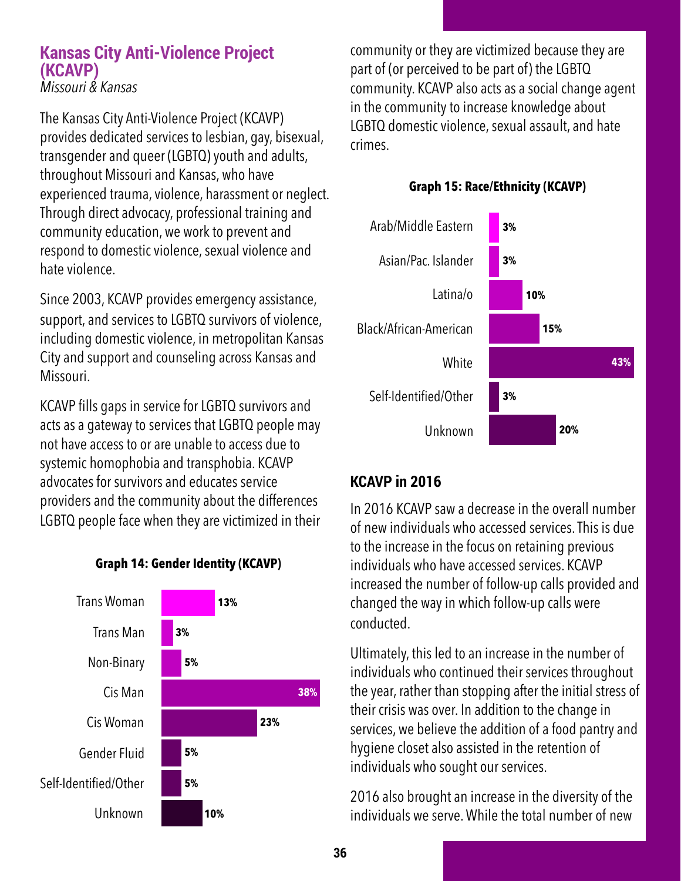## Kansas City Anti-Violence Project (KCAVP)

*Missouri & Kansas*

The Kansas City Anti-Violence Project (KCAVP) provides dedicated services to lesbian, gay, bisexual, transgender and queer (LGBTQ) youth and adults, throughout Missouri and Kansas, who have experienced trauma, violence, harassment or neglect. Through direct advocacy, professional training and community education, we work to prevent and respond to domestic violence, sexual violence and hate violence.

Since 2003, KCAVP provides emergency assistance, support, and services to LGBTQ survivors of violence, including domestic violence, in metropolitan Kansas City and support and counseling across Kansas and Missouri.

KCAVP fills gaps in service for LGBTQ survivors and acts as a gateway to services that LGBTQ people may not have access to or are unable to access due to systemic homophobia and transphobia. KCAVP advocates for survivors and educates service providers and the community about the differences LGBTQ people face when they are victimized in their community or they are victimized because they are part of (or perceived to be part of) the LGBTQ community. KCAVP also acts as a social change agent in the community to increase knowledge about LGBTQ domestic violence, sexual assault, and hate crimes.

**Graph 14: Gender Identity (KCAVP)**

| Gender Identity | Percent |
|---|---|
| Trans Woman | 13% |
| Trans Man | 3% |
| Non-Binary | 5% |
| Cis Man | 38% |
| Cis Woman | 23% |
| Gender Fluid | 5% |
| Self-Identified/Other | 5% |
| Unknown | 10% |

**Graph 15: Race/Ethnicity (KCAVP)**

| Race/Ethnicity | Percent |
|---|---|
| Arab/Middle Eastern | 3% |
| Asian/Pac. Islander | 3% |
| Latina/o | 10% |
| Black/African-American | 15% |
| White | 43% |
| Self-Identified/Other | 3% |
| Unknown | 20% |

### KCAVP in 2016

In 2016 KCAVP saw a decrease in the overall number of new individuals who accessed services. This is due to the increase in the focus on retaining previous individuals who have accessed services. KCAVP increased the number of follow-up calls provided and changed the way in which follow-up calls were conducted.

Ultimately, this led to an increase in the number of individuals who continued their services throughout the year, rather than stopping after the initial stress of their crisis was over. In addition to the change in services, we believe the addition of a food pantry and hygiene closet also assisted in the retention of individuals who sought our services.

2016 also brought an increase in the diversity of the individuals we serve. While the total number of new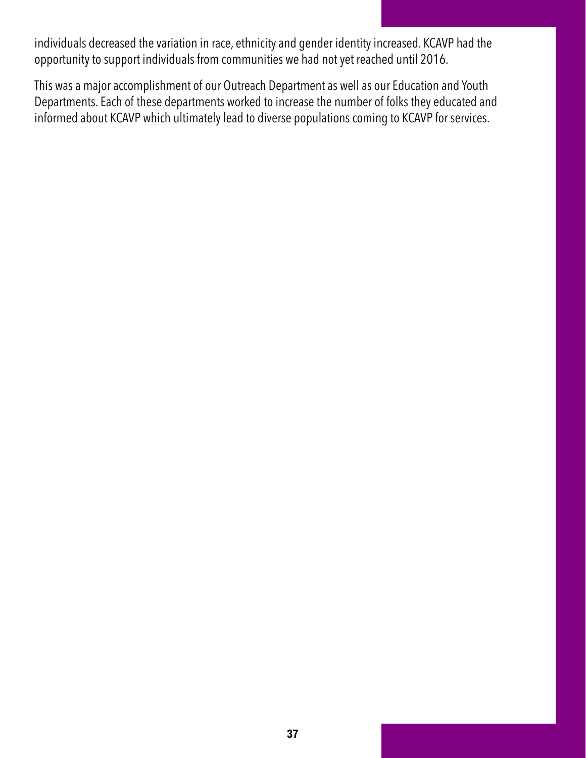individuals decreased the variation in race, ethnicity and gender identity increased. KCAVP had the opportunity to support individuals from communities we had not yet reached until 2016.

This was a major accomplishment of our Outreach Department as well as our Education and Youth Departments. Each of these departments worked to increase the number of folks they educated and informed about KCAVP which ultimately lead to diverse populations coming to KCAVP for services.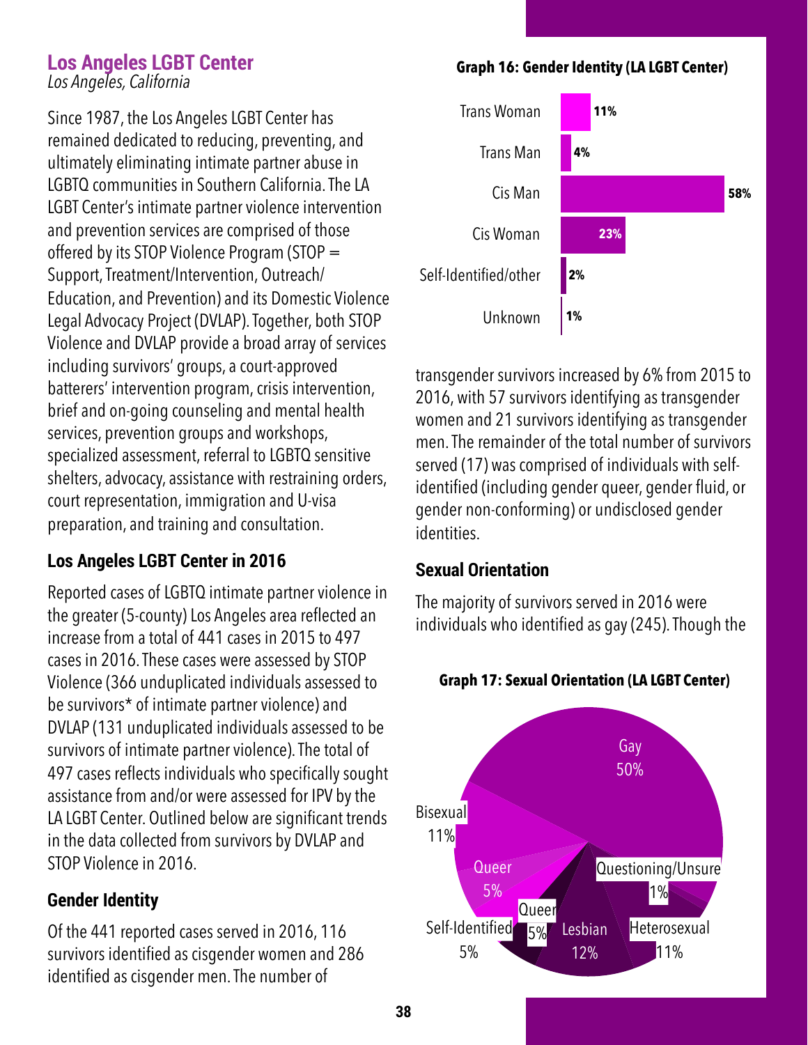## Los Angeles LGBT Center

*Los Angeles, California*

Since 1987, the Los Angeles LGBT Center has remained dedicated to reducing, preventing, and ultimately eliminating intimate partner abuse in LGBTQ communities in Southern California. The LA LGBT Center's intimate partner violence intervention and prevention services are comprised of those offered by its STOP Violence Program (STOP = Support, Treatment/Intervention, Outreach/ Education, and Prevention) and its Domestic Violence Legal Advocacy Project (DVLAP). Together, both STOP Violence and DVLAP provide a broad array of services including survivors' groups, a court-approved batterers' intervention program, crisis intervention, brief and on-going counseling and mental health services, prevention groups and workshops, specialized assessment, referral to LGBTQ sensitive shelters, advocacy, assistance with restraining orders, court representation, immigration and U-visa preparation, and training and consultation.

### Los Angeles LGBT Center in 2016

Reported cases of LGBTQ intimate partner violence in the greater (5-county) Los Angeles area reflected an increase from a total of 441 cases in 2015 to 497 cases in 2016. These cases were assessed by STOP Violence (366 unduplicated individuals assessed to be survivors* of intimate partner violence) and DVLAP (131 unduplicated individuals assessed to be survivors of intimate partner violence). The total of 497 cases reflects individuals who specifically sought assistance from and/or were assessed for IPV by the LA LGBT Center. Outlined below are significant trends in the data collected from survivors by DVLAP and STOP Violence in 2016.

### Gender Identity

Of the 441 reported cases served in 2016, 116 survivors identified as cisgender women and 286 identified as cisgender men. The number of transgender survivors increased by 6% from 2015 to 2016, with 57 survivors identifying as transgender women and 21 survivors identifying as transgender men. The remainder of the total number of survivors served (17) was comprised of individuals with self-identified (including gender queer, gender fluid, or gender non-conforming) or undisclosed gender identities.

**Graph 16: Gender Identity (LA LGBT Center)**

| Gender Identity | Percentage |
|---|---|
| Trans Woman | 11% |
| Trans Man | 4% |
| Cis Man | 58% |
| Cis Woman | 23% |
| Self-Identified/other | 2% |
| Unknown | 1% |

### Sexual Orientation

The majority of survivors served in 2016 were individuals who identified as gay (245). Though the

**Graph 17: Sexual Orientation (LA LGBT Center)**

| Sexual Orientation | Percentage |
|---|---|
| Gay | 50% |
| Bisexual | 11% |
| Queer | 5% |
| Self-Identified | 5% |
| Queer | 5% |
| Lesbian | 12% |
| Heterosexual | 11% |
| Questioning/Unsure | 1% |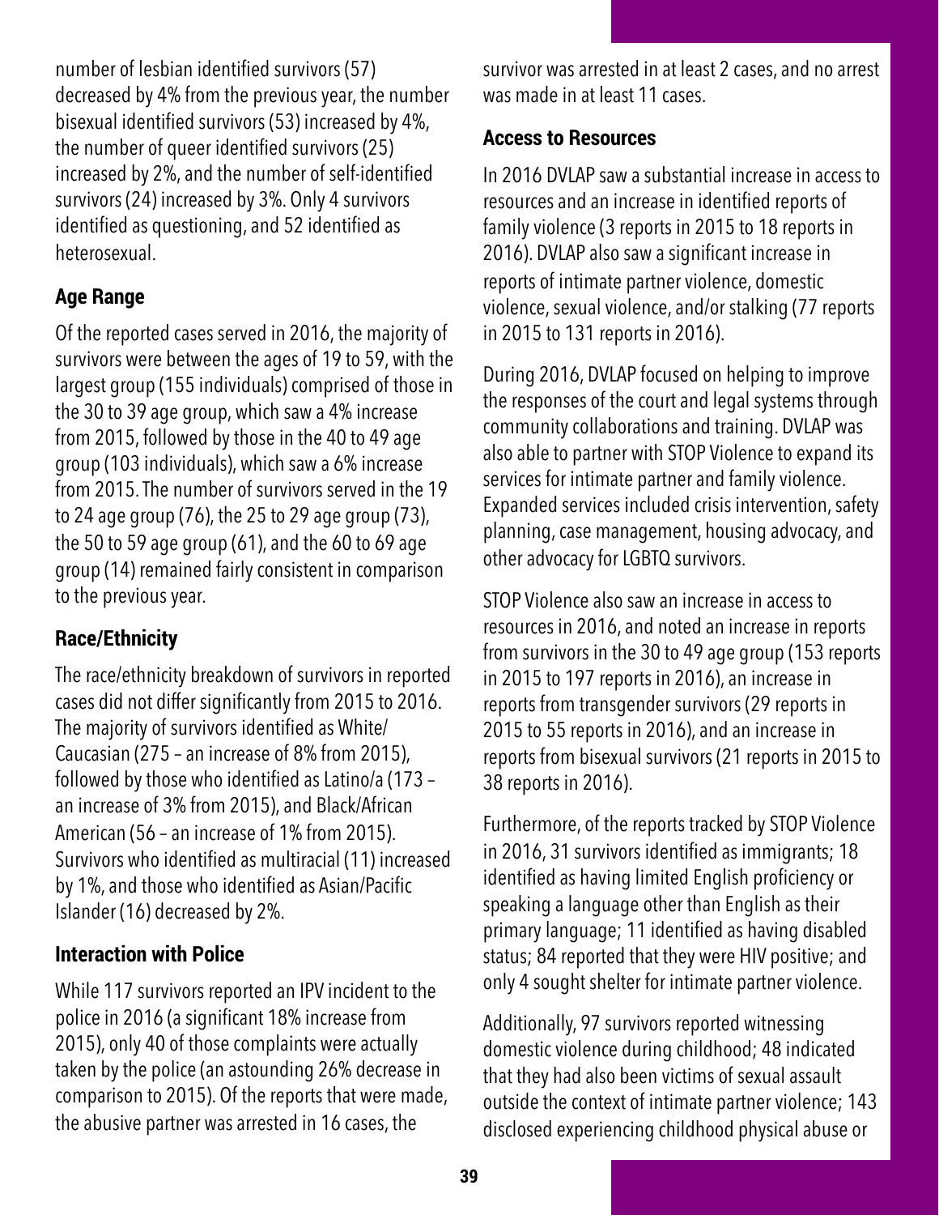number of lesbian identified survivors (57) decreased by 4% from the previous year, the number bisexual identified survivors (53) increased by 4%, the number of queer identified survivors (25) increased by 2%, and the number of self-identified survivors (24) increased by 3%. Only 4 survivors identified as questioning, and 52 identified as heterosexual.

## Age Range

Of the reported cases served in 2016, the majority of survivors were between the ages of 19 to 59, with the largest group (155 individuals) comprised of those in the 30 to 39 age group, which saw a 4% increase from 2015, followed by those in the 40 to 49 age group (103 individuals), which saw a 6% increase from 2015. The number of survivors served in the 19 to 24 age group (76), the 25 to 29 age group (73), the 50 to 59 age group (61), and the 60 to 69 age group (14) remained fairly consistent in comparison to the previous year.

## Race/Ethnicity

The race/ethnicity breakdown of survivors in reported cases did not differ significantly from 2015 to 2016. The majority of survivors identified as White/ Caucasian (275 – an increase of 8% from 2015), followed by those who identified as Latino/a (173 – an increase of 3% from 2015), and Black/African American (56 – an increase of 1% from 2015). Survivors who identified as multiracial (11) increased by 1%, and those who identified as Asian/Pacific Islander (16) decreased by 2%.

## Interaction with Police

While 117 survivors reported an IPV incident to the police in 2016 (a significant 18% increase from 2015), only 40 of those complaints were actually taken by the police (an astounding 26% decrease in comparison to 2015). Of the reports that were made, the abusive partner was arrested in 16 cases, the survivor was arrested in at least 2 cases, and no arrest was made in at least 11 cases.

## Access to Resources

In 2016 DVLAP saw a substantial increase in access to resources and an increase in identified reports of family violence (3 reports in 2015 to 18 reports in 2016). DVLAP also saw a significant increase in reports of intimate partner violence, domestic violence, sexual violence, and/or stalking (77 reports in 2015 to 131 reports in 2016).

During 2016, DVLAP focused on helping to improve the responses of the court and legal systems through community collaborations and training. DVLAP was also able to partner with STOP Violence to expand its services for intimate partner and family violence. Expanded services included crisis intervention, safety planning, case management, housing advocacy, and other advocacy for LGBTQ survivors.

STOP Violence also saw an increase in access to resources in 2016, and noted an increase in reports from survivors in the 30 to 49 age group (153 reports in 2015 to 197 reports in 2016), an increase in reports from transgender survivors (29 reports in 2015 to 55 reports in 2016), and an increase in reports from bisexual survivors (21 reports in 2015 to 38 reports in 2016).

Furthermore, of the reports tracked by STOP Violence in 2016, 31 survivors identified as immigrants; 18 identified as having limited English proficiency or speaking a language other than English as their primary language; 11 identified as having disabled status; 84 reported that they were HIV positive; and only 4 sought shelter for intimate partner violence.

Additionally, 97 survivors reported witnessing domestic violence during childhood; 48 indicated that they had also been victims of sexual assault outside the context of intimate partner violence; 143 disclosed experiencing childhood physical abuse or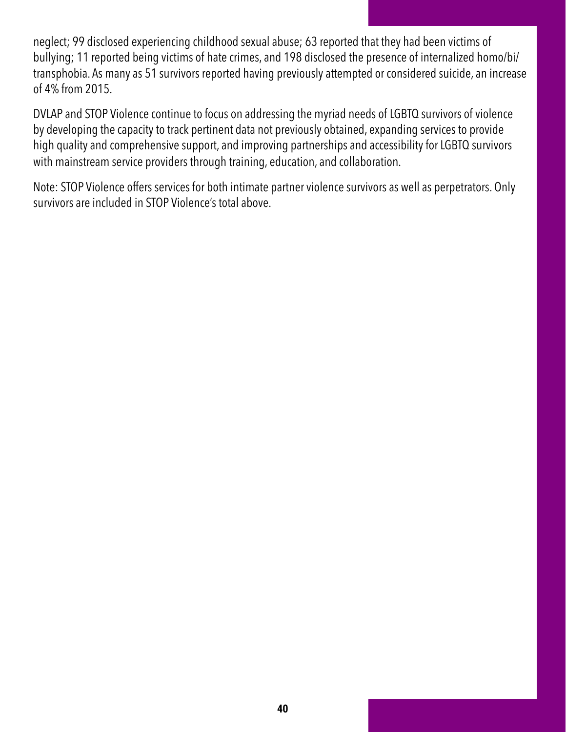neglect; 99 disclosed experiencing childhood sexual abuse; 63 reported that they had been victims of bullying; 11 reported being victims of hate crimes, and 198 disclosed the presence of internalized homo/bi/transphobia. As many as 51 survivors reported having previously attempted or considered suicide, an increase of 4% from 2015.

DVLAP and STOP Violence continue to focus on addressing the myriad needs of LGBTQ survivors of violence by developing the capacity to track pertinent data not previously obtained, expanding services to provide high quality and comprehensive support, and improving partnerships and accessibility for LGBTQ survivors with mainstream service providers through training, education, and collaboration.

Note: STOP Violence offers services for both intimate partner violence survivors as well as perpetrators. Only survivors are included in STOP Violence's total above.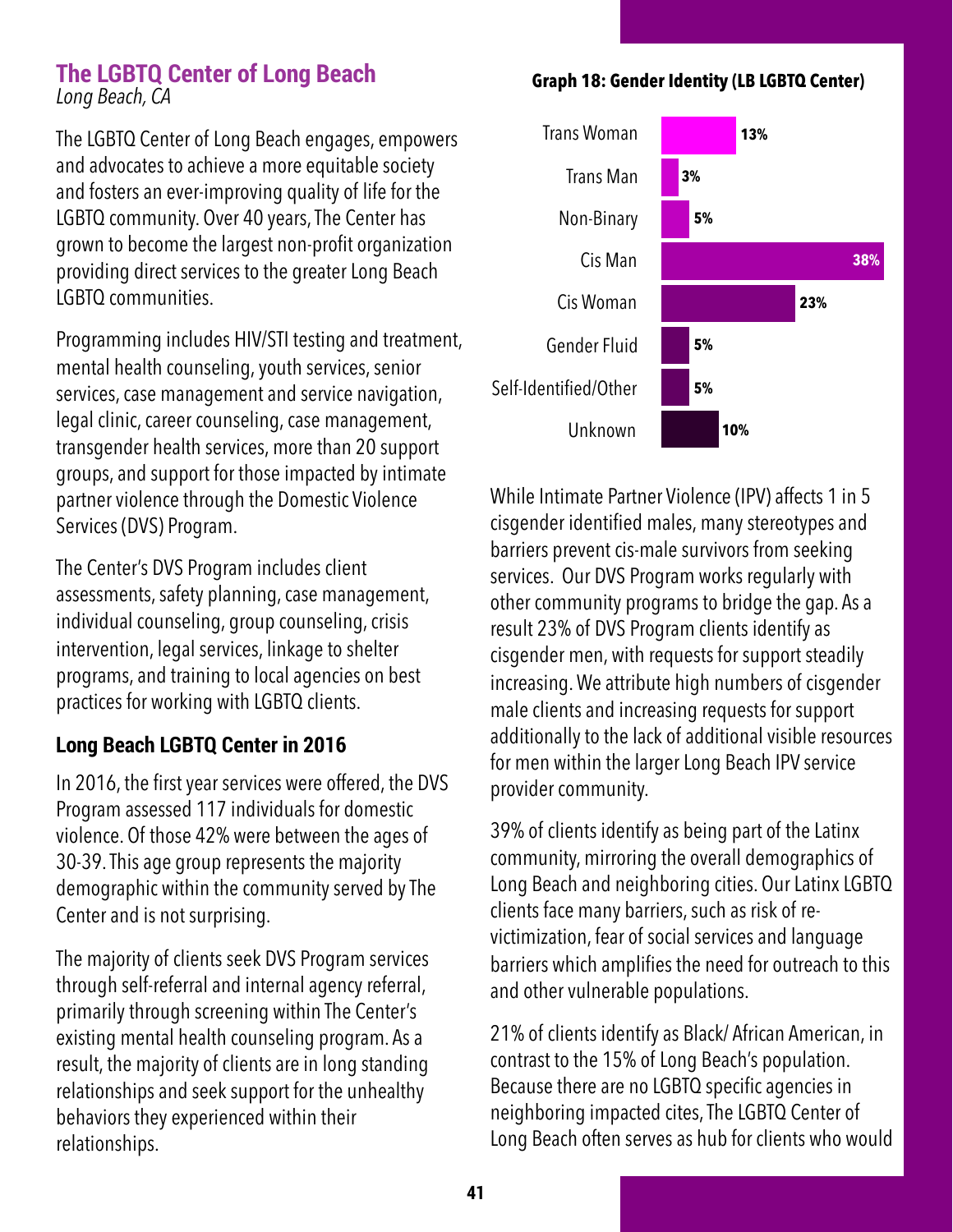## The LGBTQ Center of Long Beach

*Long Beach, CA*

The LGBTQ Center of Long Beach engages, empowers and advocates to achieve a more equitable society and fosters an ever-improving quality of life for the LGBTQ community. Over 40 years, The Center has grown to become the largest non-profit organization providing direct services to the greater Long Beach LGBTQ communities.

Programming includes HIV/STI testing and treatment, mental health counseling, youth services, senior services, case management and service navigation, legal clinic, career counseling, case management, transgender health services, more than 20 support groups, and support for those impacted by intimate partner violence through the Domestic Violence Services (DVS) Program.

The Center's DVS Program includes client assessments, safety planning, case management, individual counseling, group counseling, crisis intervention, legal services, linkage to shelter programs, and training to local agencies on best practices for working with LGBTQ clients.

### Long Beach LGBTQ Center in 2016

In 2016, the first year services were offered, the DVS Program assessed 117 individuals for domestic violence. Of those 42% were between the ages of 30-39. This age group represents the majority demographic within the community served by The Center and is not surprising.

The majority of clients seek DVS Program services through self-referral and internal agency referral, primarily through screening within The Center's existing mental health counseling program. As a result, the majority of clients are in long standing relationships and seek support for the unhealthy behaviors they experienced within their relationships.

**Graph 18: Gender Identity (LB LGBTQ Center)**

| Gender Identity | Percent |
|---|---|
| Trans Woman | 13% |
| Trans Man | 3% |
| Non-Binary | 5% |
| Cis Man | 38% |
| Cis Woman | 23% |
| Gender Fluid | 5% |
| Self-Identified/Other | 5% |
| Unknown | 10% |

While Intimate Partner Violence (IPV) affects 1 in 5 cisgender identified males, many stereotypes and barriers prevent cis-male survivors from seeking services. Our DVS Program works regularly with other community programs to bridge the gap. As a result 23% of DVS Program clients identify as cisgender men, with requests for support steadily increasing. We attribute high numbers of cisgender male clients and increasing requests for support additionally to the lack of additional visible resources for men within the larger Long Beach IPV service provider community.

39% of clients identify as being part of the Latinx community, mirroring the overall demographics of Long Beach and neighboring cities. Our Latinx LGBTQ clients face many barriers, such as risk of re-victimization, fear of social services and language barriers which amplifies the need for outreach to this and other vulnerable populations.

21% of clients identify as Black/ African American, in contrast to the 15% of Long Beach's population. Because there are no LGBTQ specific agencies in neighboring impacted cites, The LGBTQ Center of Long Beach often serves as hub for clients who would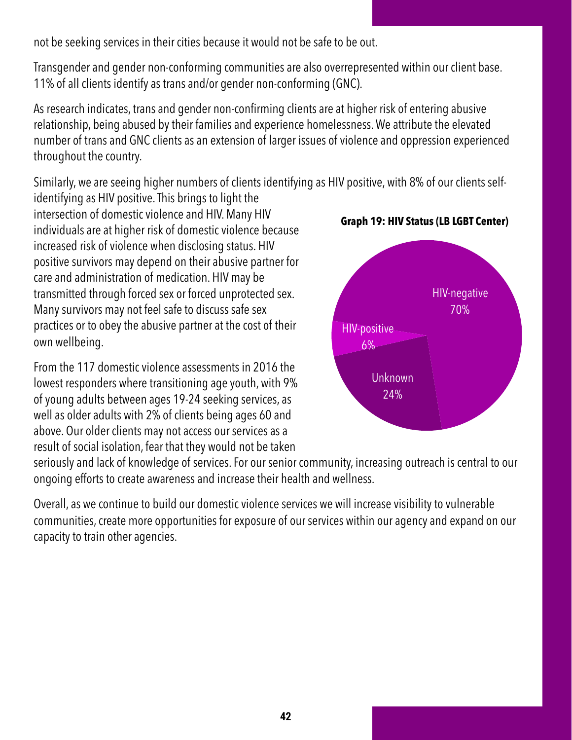not be seeking services in their cities because it would not be safe to be out.

Transgender and gender non-conforming communities are also overrepresented within our client base. 11% of all clients identify as trans and/or gender non-conforming (GNC).

As research indicates, trans and gender non-confirming clients are at higher risk of entering abusive relationship, being abused by their families and experience homelessness. We attribute the elevated number of trans and GNC clients as an extension of larger issues of violence and oppression experienced throughout the country.

Similarly, we are seeing higher numbers of clients identifying as HIV positive, with 8% of our clients self-identifying as HIV positive. This brings to light the intersection of domestic violence and HIV. Many HIV individuals are at higher risk of domestic violence because increased risk of violence when disclosing status. HIV positive survivors may depend on their abusive partner for care and administration of medication. HIV may be transmitted through forced sex or forced unprotected sex. Many survivors may not feel safe to discuss safe sex practices or to obey the abusive partner at the cost of their own wellbeing.

**Graph 19: HIV Status (LB LGBT Center)**

| Status | Percentage |
|---|---|
| HIV-negative | 70% |
| HIV-positive | 6% |
| Unknown | 24% |

From the 117 domestic violence assessments in 2016 the lowest responders where transitioning age youth, with 9% of young adults between ages 19-24 seeking services, as well as older adults with 2% of clients being ages 60 and above. Our older clients may not access our services as a result of social isolation, fear that they would not be taken seriously and lack of knowledge of services. For our senior community, increasing outreach is central to our ongoing efforts to create awareness and increase their health and wellness.

Overall, as we continue to build our domestic violence services we will increase visibility to vulnerable communities, create more opportunities for exposure of our services within our agency and expand on our capacity to train other agencies.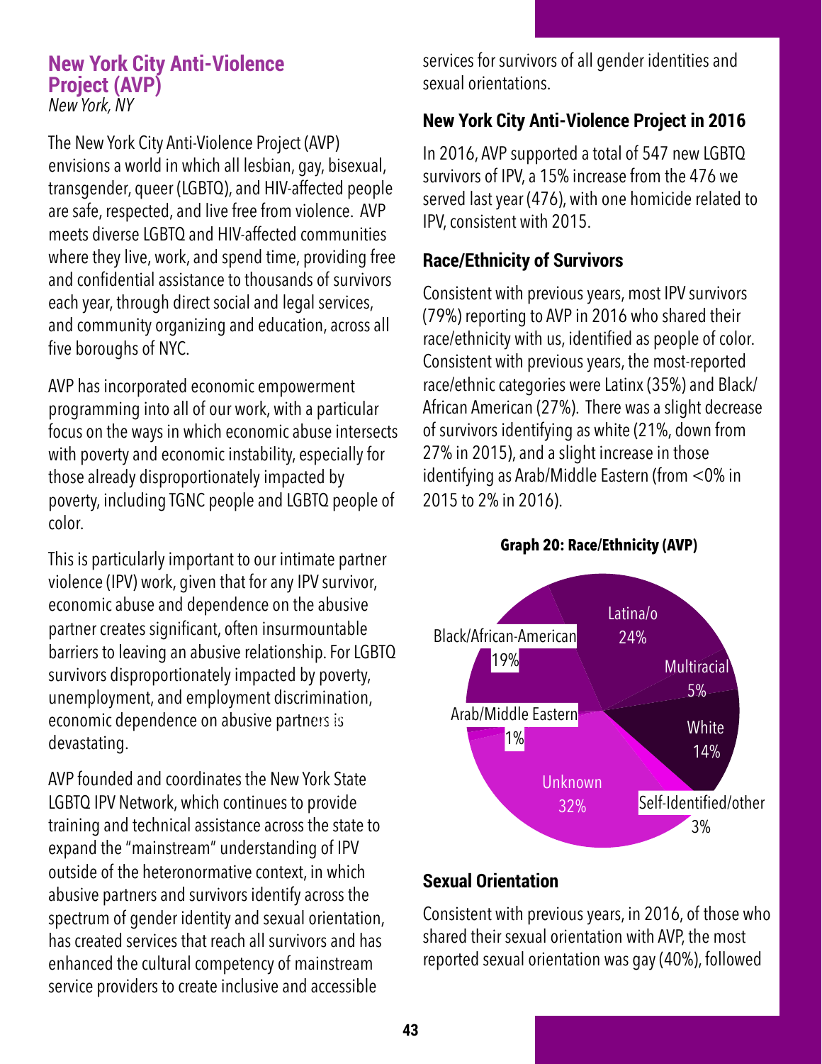## New York City Anti-Violence Project (AVP)

*New York, NY*

The New York City Anti-Violence Project (AVP) envisions a world in which all lesbian, gay, bisexual, transgender, queer (LGBTQ), and HIV-affected people are safe, respected, and live free from violence. AVP meets diverse LGBTQ and HIV-affected communities where they live, work, and spend time, providing free and confidential assistance to thousands of survivors each year, through direct social and legal services, and community organizing and education, across all five boroughs of NYC.

AVP has incorporated economic empowerment programming into all of our work, with a particular focus on the ways in which economic abuse intersects with poverty and economic instability, especially for those already disproportionately impacted by poverty, including TGNC people and LGBTQ people of color.

This is particularly important to our intimate partner violence (IPV) work, given that for any IPV survivor, economic abuse and dependence on the abusive partner creates significant, often insurmountable barriers to leaving an abusive relationship. For LGBTQ survivors disproportionately impacted by poverty, unemployment, and employment discrimination, economic dependence on abusive partners is devastating.

AVP founded and coordinates the New York State LGBTQ IPV Network, which continues to provide training and technical assistance across the state to expand the "mainstream" understanding of IPV outside of the heteronormative context, in which abusive partners and survivors identify across the spectrum of gender identity and sexual orientation, has created services that reach all survivors and has enhanced the cultural competency of mainstream service providers to create inclusive and accessible services for survivors of all gender identities and sexual orientations.

### New York City Anti-Violence Project in 2016

In 2016, AVP supported a total of 547 new LGBTQ survivors of IPV, a 15% increase from the 476 we served last year (476), with one homicide related to IPV, consistent with 2015.

### Race/Ethnicity of Survivors

Consistent with previous years, most IPV survivors (79%) reporting to AVP in 2016 who shared their race/ethnicity with us, identified as people of color. Consistent with previous years, the most-reported race/ethnic categories were Latinx (35%) and Black/African American (27%). There was a slight decrease of survivors identifying as white (21%, down from 27% in 2015), and a slight increase in those identifying as Arab/Middle Eastern (from <0% in 2015 to 2% in 2016).

**Graph 20: Race/Ethnicity (AVP)**

| Race/Ethnicity | Percent |
| --- | --- |
| Latina/o | 24% |
| Multiracial | 5% |
| White | 14% |
| Self-Identified/other | 3% |
| Unknown | 32% |
| Arab/Middle Eastern | 1% |
| Black/African-American | 19% |

### Sexual Orientation

Consistent with previous years, in 2016, of those who shared their sexual orientation with AVP, the most reported sexual orientation was gay (40%), followed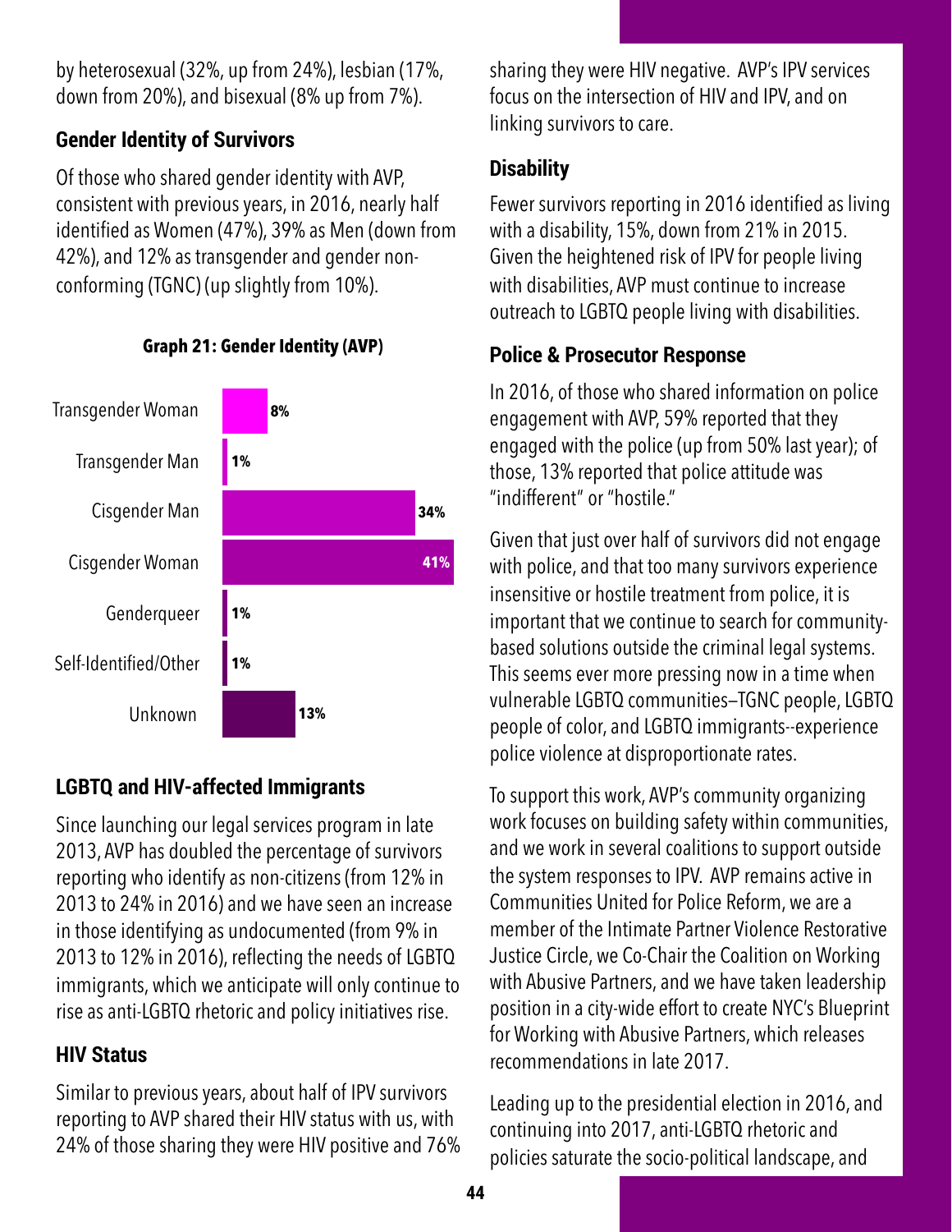by heterosexual (32%, up from 24%), lesbian (17%, down from 20%), and bisexual (8% up from 7%).

### Gender Identity of Survivors

Of those who shared gender identity with AVP, consistent with previous years, in 2016, nearly half identified as Women (47%), 39% as Men (down from 42%), and 12% as transgender and gender non-conforming (TGNC) (up slightly from 10%).

**Graph 21: Gender Identity (AVP)**

| Gender Identity | Percentage |
| --- | --- |
| Transgender Woman | 8% |
| Transgender Man | 1% |
| Cisgender Man | 34% |
| Cisgender Woman | 41% |
| Genderqueer | 1% |
| Self-Identified/Other | 1% |
| Unknown | 13% |

### LGBTQ and HIV-affected Immigrants

Since launching our legal services program in late 2013, AVP has doubled the percentage of survivors reporting who identify as non-citizens (from 12% in 2013 to 24% in 2016) and we have seen an increase in those identifying as undocumented (from 9% in 2013 to 12% in 2016), reflecting the needs of LGBTQ immigrants, which we anticipate will only continue to rise as anti-LGBTQ rhetoric and policy initiatives rise.

### HIV Status

Similar to previous years, about half of IPV survivors reporting to AVP shared their HIV status with us, with 24% of those sharing they were HIV positive and 76% sharing they were HIV negative. AVP's IPV services focus on the intersection of HIV and IPV, and on linking survivors to care.

### Disability

Fewer survivors reporting in 2016 identified as living with a disability, 15%, down from 21% in 2015. Given the heightened risk of IPV for people living with disabilities, AVP must continue to increase outreach to LGBTQ people living with disabilities.

### Police & Prosecutor Response

In 2016, of those who shared information on police engagement with AVP, 59% reported that they engaged with the police (up from 50% last year); of those, 13% reported that police attitude was "indifferent" or "hostile."

Given that just over half of survivors did not engage with police, and that too many survivors experience insensitive or hostile treatment from police, it is important that we continue to search for community-based solutions outside the criminal legal systems. This seems ever more pressing now in a time when vulnerable LGBTQ communities–TGNC people, LGBTQ people of color, and LGBTQ immigrants--experience police violence at disproportionate rates.

To support this work, AVP's community organizing work focuses on building safety within communities, and we work in several coalitions to support outside the system responses to IPV. AVP remains active in Communities United for Police Reform, we are a member of the Intimate Partner Violence Restorative Justice Circle, we Co-Chair the Coalition on Working with Abusive Partners, and we have taken leadership position in a city-wide effort to create NYC's Blueprint for Working with Abusive Partners, which releases recommendations in late 2017.

Leading up to the presidential election in 2016, and continuing into 2017, anti-LGBTQ rhetoric and policies saturate the socio-political landscape, and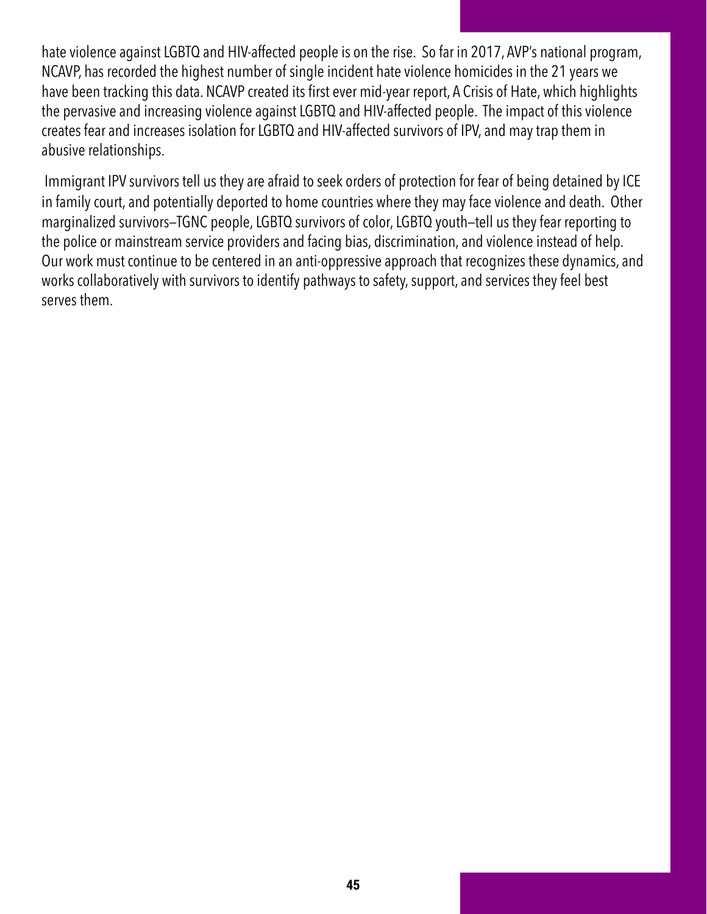hate violence against LGBTQ and HIV-affected people is on the rise. So far in 2017, AVP's national program, NCAVP, has recorded the highest number of single incident hate violence homicides in the 21 years we have been tracking this data. NCAVP created its first ever mid-year report, A Crisis of Hate, which highlights the pervasive and increasing violence against LGBTQ and HIV-affected people. The impact of this violence creates fear and increases isolation for LGBTQ and HIV-affected survivors of IPV, and may trap them in abusive relationships.

Immigrant IPV survivors tell us they are afraid to seek orders of protection for fear of being detained by ICE in family court, and potentially deported to home countries where they may face violence and death. Other marginalized survivors—TGNC people, LGBTQ survivors of color, LGBTQ youth—tell us they fear reporting to the police or mainstream service providers and facing bias, discrimination, and violence instead of help. Our work must continue to be centered in an anti-oppressive approach that recognizes these dynamics, and works collaboratively with survivors to identify pathways to safety, support, and services they feel best serves them.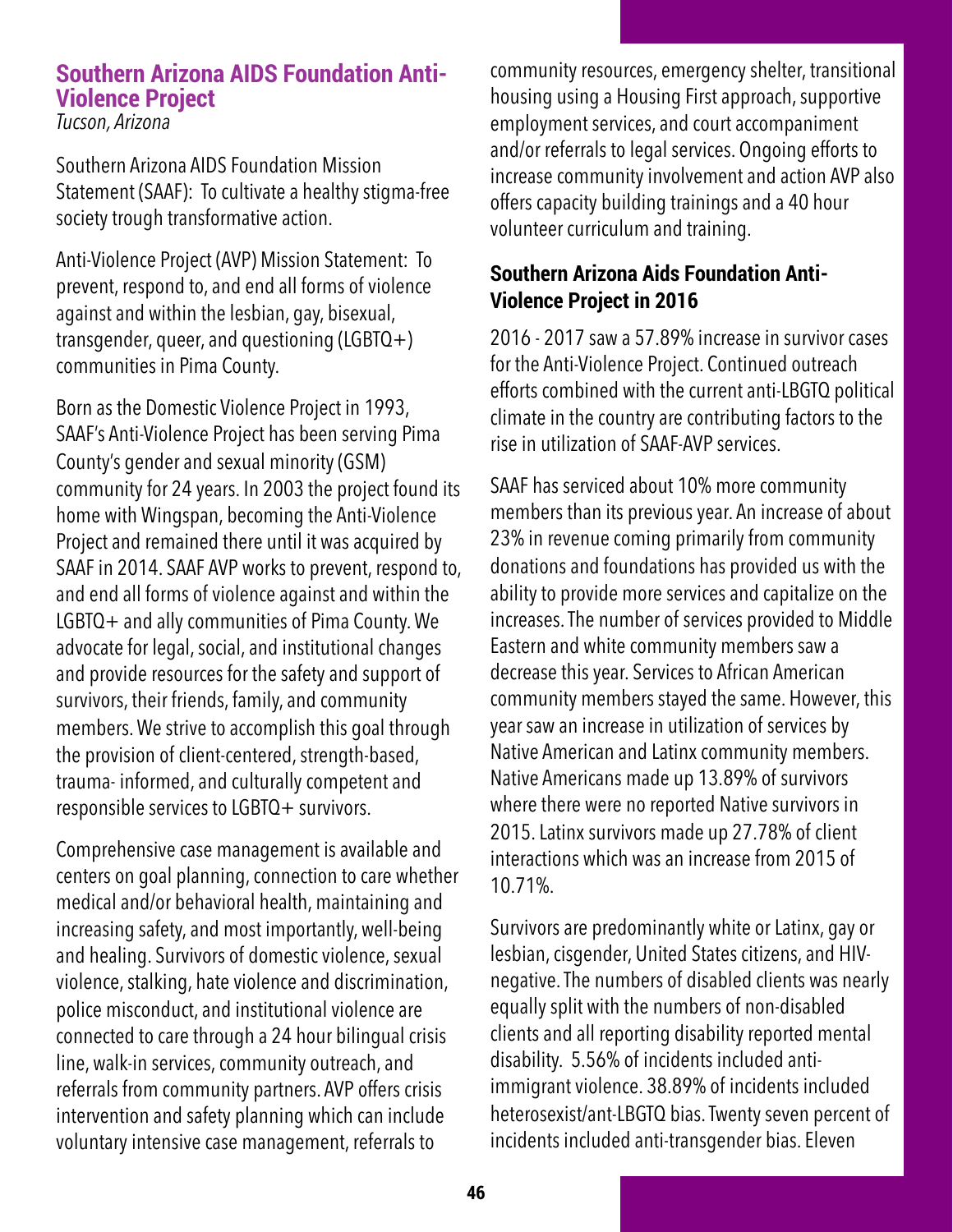## Southern Arizona AIDS Foundation Anti-Violence Project

*Tucson, Arizona*

Southern Arizona AIDS Foundation Mission Statement (SAAF): To cultivate a healthy stigma-free society trough transformative action.

Anti-Violence Project (AVP) Mission Statement: To prevent, respond to, and end all forms of violence against and within the lesbian, gay, bisexual, transgender, queer, and questioning (LGBTQ+) communities in Pima County.

Born as the Domestic Violence Project in 1993, SAAF's Anti-Violence Project has been serving Pima County's gender and sexual minority (GSM) community for 24 years. In 2003 the project found its home with Wingspan, becoming the Anti-Violence Project and remained there until it was acquired by SAAF in 2014. SAAF AVP works to prevent, respond to, and end all forms of violence against and within the LGBTQ+ and ally communities of Pima County. We advocate for legal, social, and institutional changes and provide resources for the safety and support of survivors, their friends, family, and community members. We strive to accomplish this goal through the provision of client-centered, strength-based, trauma- informed, and culturally competent and responsible services to LGBTQ+ survivors.

Comprehensive case management is available and centers on goal planning, connection to care whether medical and/or behavioral health, maintaining and increasing safety, and most importantly, well-being and healing. Survivors of domestic violence, sexual violence, stalking, hate violence and discrimination, police misconduct, and institutional violence are connected to care through a 24 hour bilingual crisis line, walk-in services, community outreach, and referrals from community partners. AVP offers crisis intervention and safety planning which can include voluntary intensive case management, referrals to community resources, emergency shelter, transitional housing using a Housing First approach, supportive employment services, and court accompaniment and/or referrals to legal services. Ongoing efforts to increase community involvement and action AVP also offers capacity building trainings and a 40 hour volunteer curriculum and training.

### Southern Arizona Aids Foundation Anti-Violence Project in 2016

2016 - 2017 saw a 57.89% increase in survivor cases for the Anti-Violence Project. Continued outreach efforts combined with the current anti-LBGTQ political climate in the country are contributing factors to the rise in utilization of SAAF-AVP services.

SAAF has serviced about 10% more community members than its previous year. An increase of about 23% in revenue coming primarily from community donations and foundations has provided us with the ability to provide more services and capitalize on the increases. The number of services provided to Middle Eastern and white community members saw a decrease this year. Services to African American community members stayed the same. However, this year saw an increase in utilization of services by Native American and Latinx community members. Native Americans made up 13.89% of survivors where there were no reported Native survivors in 2015. Latinx survivors made up 27.78% of client interactions which was an increase from 2015 of 10.71%.

Survivors are predominantly white or Latinx, gay or lesbian, cisgender, United States citizens, and HIV-negative. The numbers of disabled clients was nearly equally split with the numbers of non-disabled clients and all reporting disability reported mental disability. 5.56% of incidents included anti-immigrant violence. 38.89% of incidents included heterosexist/ant-LBGTQ bias. Twenty seven percent of incidents included anti-transgender bias. Eleven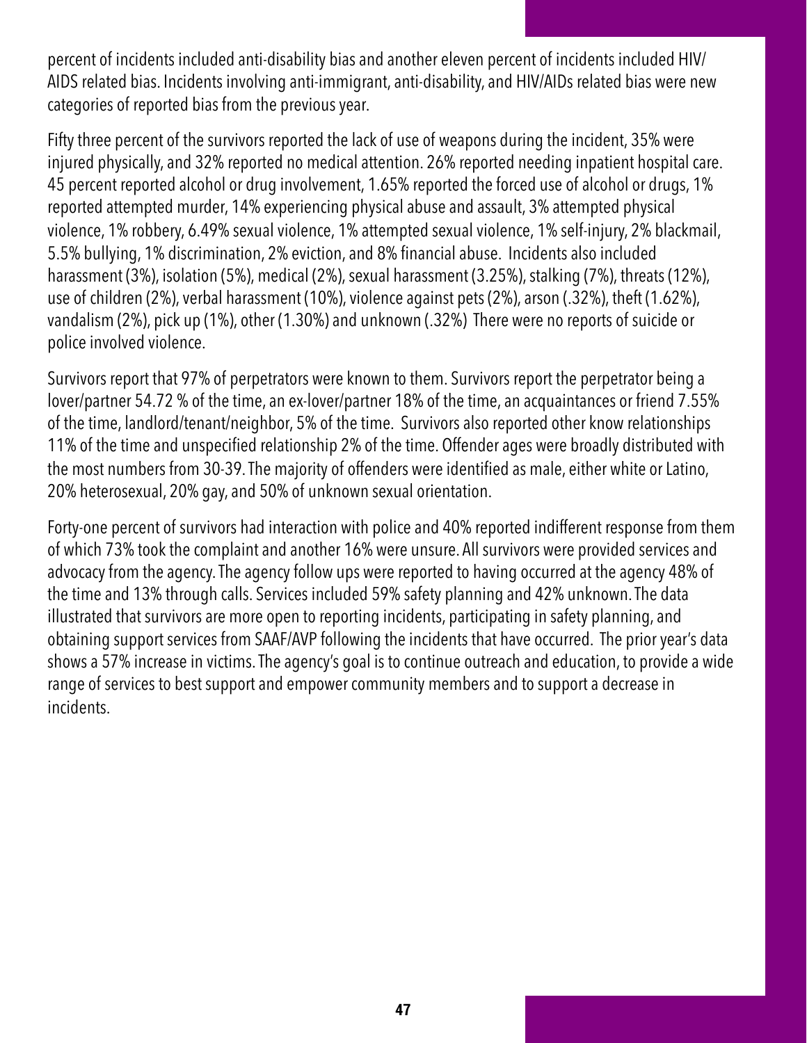percent of incidents included anti-disability bias and another eleven percent of incidents included HIV/AIDS related bias. Incidents involving anti-immigrant, anti-disability, and HIV/AIDs related bias were new categories of reported bias from the previous year.

Fifty three percent of the survivors reported the lack of use of weapons during the incident, 35% were injured physically, and 32% reported no medical attention. 26% reported needing inpatient hospital care. 45 percent reported alcohol or drug involvement, 1.65% reported the forced use of alcohol or drugs, 1% reported attempted murder, 14% experiencing physical abuse and assault, 3% attempted physical violence, 1% robbery, 6.49% sexual violence, 1% attempted sexual violence, 1% self-injury, 2% blackmail, 5.5% bullying, 1% discrimination, 2% eviction, and 8% financial abuse. Incidents also included harassment (3%), isolation (5%), medical (2%), sexual harassment (3.25%), stalking (7%), threats (12%), use of children (2%), verbal harassment (10%), violence against pets (2%), arson (.32%), theft (1.62%), vandalism (2%), pick up (1%), other (1.30%) and unknown (.32%) There were no reports of suicide or police involved violence.

Survivors report that 97% of perpetrators were known to them. Survivors report the perpetrator being a lover/partner 54.72 % of the time, an ex-lover/partner 18% of the time, an acquaintances or friend 7.55% of the time, landlord/tenant/neighbor, 5% of the time. Survivors also reported other know relationships 11% of the time and unspecified relationship 2% of the time. Offender ages were broadly distributed with the most numbers from 30-39. The majority of offenders were identified as male, either white or Latino, 20% heterosexual, 20% gay, and 50% of unknown sexual orientation.

Forty-one percent of survivors had interaction with police and 40% reported indifferent response from them of which 73% took the complaint and another 16% were unsure. All survivors were provided services and advocacy from the agency. The agency follow ups were reported to having occurred at the agency 48% of the time and 13% through calls. Services included 59% safety planning and 42% unknown. The data illustrated that survivors are more open to reporting incidents, participating in safety planning, and obtaining support services from SAAF/AVP following the incidents that have occurred. The prior year's data shows a 57% increase in victims. The agency's goal is to continue outreach and education, to provide a wide range of services to best support and empower community members and to support a decrease in incidents.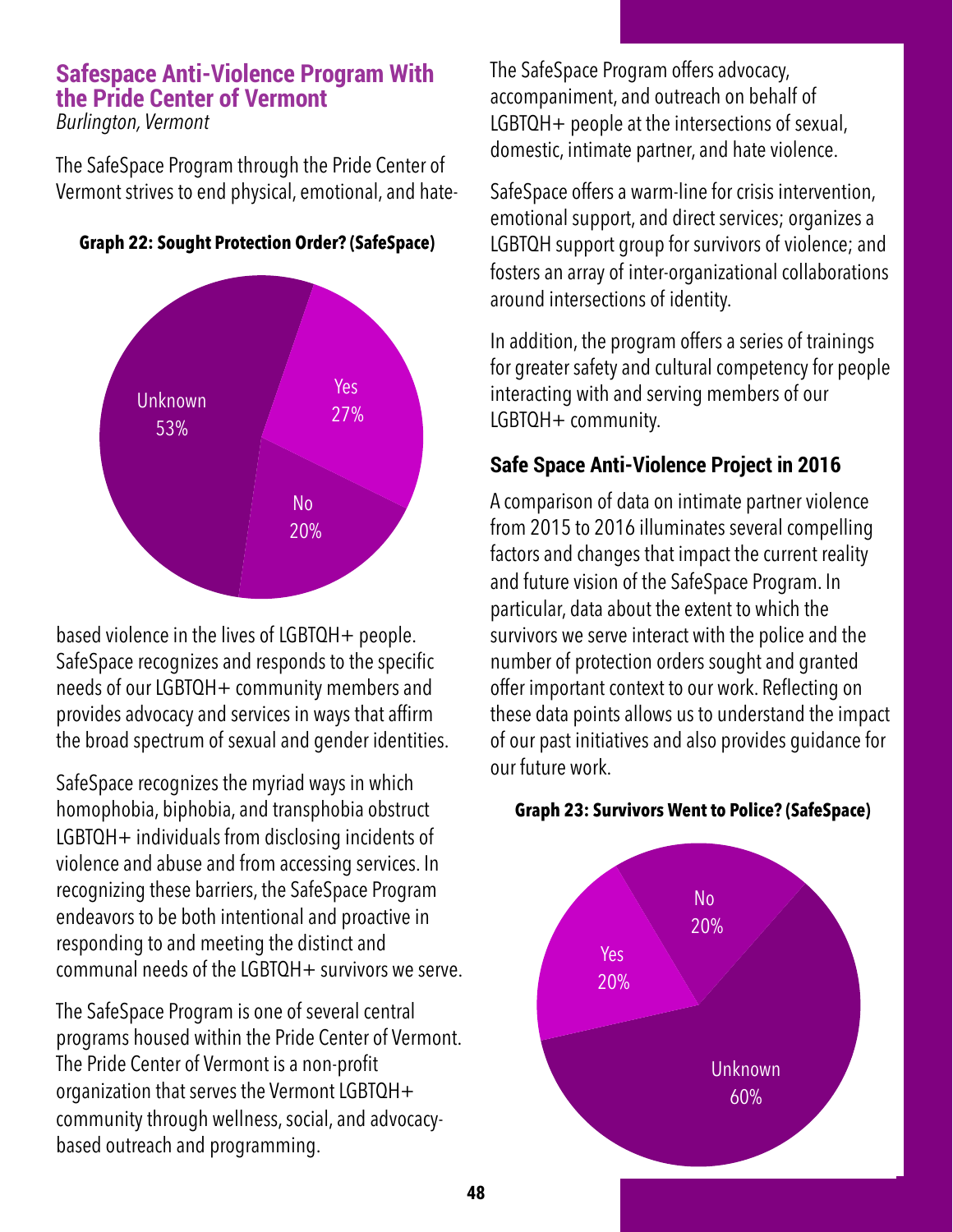## Safespace Anti-Violence Program With the Pride Center of Vermont

*Burlington, Vermont*

The SafeSpace Program through the Pride Center of Vermont strives to end physical, emotional, and hate-based violence in the lives of LGBTQH+ people. SafeSpace recognizes and responds to the specific needs of our LGBTQH+ community members and provides advocacy and services in ways that affirm the broad spectrum of sexual and gender identities.

**Graph 22: Sought Protection Order? (SafeSpace)**

| Response | Percentage |
|---|---|
| Unknown | 53% |
| Yes | 27% |
| No | 20% |

SafeSpace recognizes the myriad ways in which homophobia, biphobia, and transphobia obstruct LGBTQH+ individuals from disclosing incidents of violence and abuse and from accessing services. In recognizing these barriers, the SafeSpace Program endeavors to be both intentional and proactive in responding to and meeting the distinct and communal needs of the LGBTQH+ survivors we serve.

The SafeSpace Program is one of several central programs housed within the Pride Center of Vermont. The Pride Center of Vermont is a non-profit organization that serves the Vermont LGBTQH+ community through wellness, social, and advocacy-based outreach and programming.

The SafeSpace Program offers advocacy, accompaniment, and outreach on behalf of LGBTQH+ people at the intersections of sexual, domestic, intimate partner, and hate violence.

SafeSpace offers a warm-line for crisis intervention, emotional support, and direct services; organizes a LGBTQH support group for survivors of violence; and fosters an array of inter-organizational collaborations around intersections of identity.

In addition, the program offers a series of trainings for greater safety and cultural competency for people interacting with and serving members of our LGBTQH+ community.

### Safe Space Anti-Violence Project in 2016

A comparison of data on intimate partner violence from 2015 to 2016 illuminates several compelling factors and changes that impact the current reality and future vision of the SafeSpace Program. In particular, data about the extent to which the survivors we serve interact with the police and the number of protection orders sought and granted offer important context to our work. Reflecting on these data points allows us to understand the impact of our past initiatives and also provides guidance for our future work.

**Graph 23: Survivors Went to Police? (SafeSpace)**

| Response | Percentage |
|---|---|
| Unknown | 60% |
| Yes | 20% |
| No | 20% |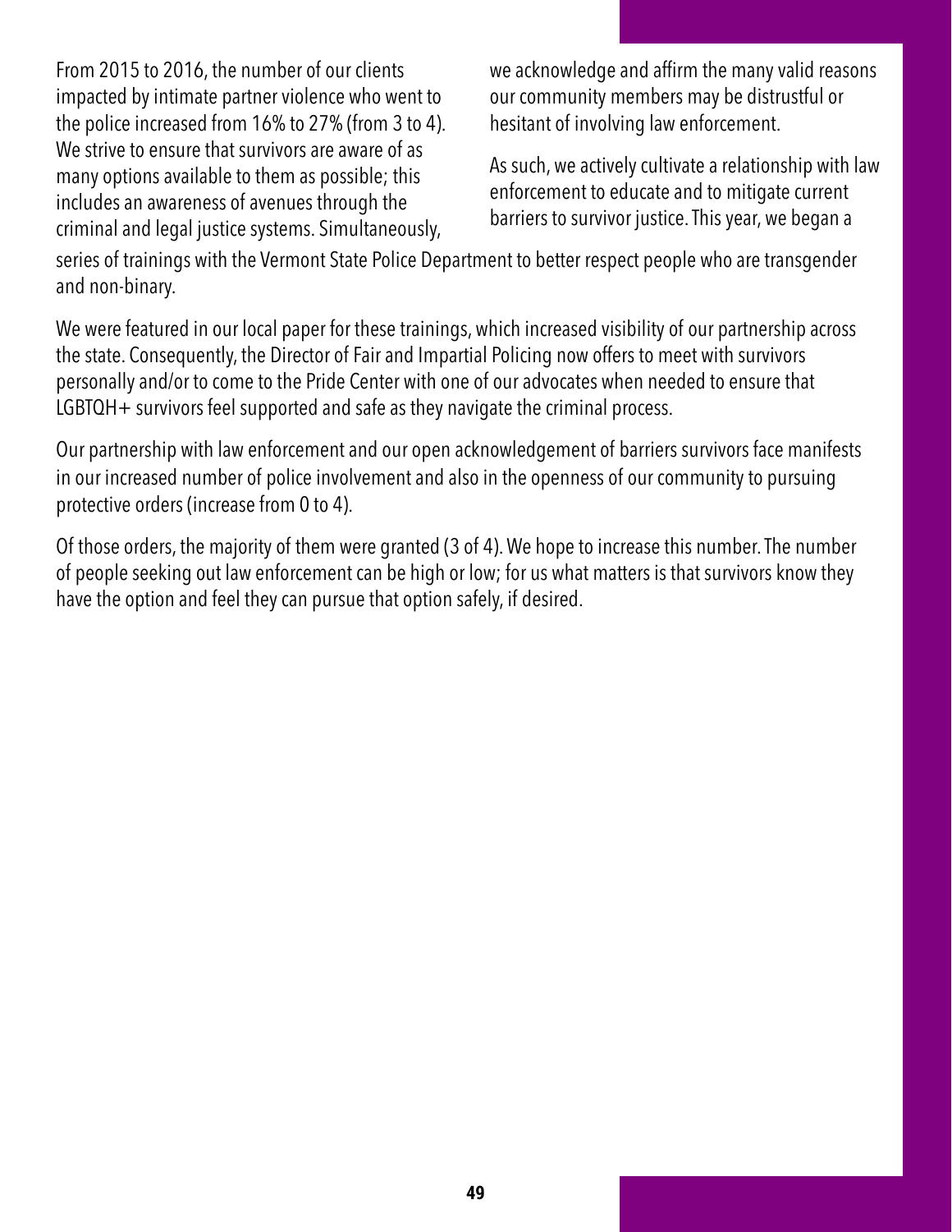From 2015 to 2016, the number of our clients impacted by intimate partner violence who went to the police increased from 16% to 27% (from 3 to 4). We strive to ensure that survivors are aware of as many options available to them as possible; this includes an awareness of avenues through the criminal and legal justice systems. Simultaneously, we acknowledge and affirm the many valid reasons our community members may be distrustful or hesitant of involving law enforcement.

As such, we actively cultivate a relationship with law enforcement to educate and to mitigate current barriers to survivor justice. This year, we began a series of trainings with the Vermont State Police Department to better respect people who are transgender and non-binary.

We were featured in our local paper for these trainings, which increased visibility of our partnership across the state. Consequently, the Director of Fair and Impartial Policing now offers to meet with survivors personally and/or to come to the Pride Center with one of our advocates when needed to ensure that LGBTQH+ survivors feel supported and safe as they navigate the criminal process.

Our partnership with law enforcement and our open acknowledgement of barriers survivors face manifests in our increased number of police involvement and also in the openness of our community to pursuing protective orders (increase from 0 to 4).

Of those orders, the majority of them were granted (3 of 4). We hope to increase this number. The number of people seeking out law enforcement can be high or low; for us what matters is that survivors know they have the option and feel they can pursue that option safely, if desired.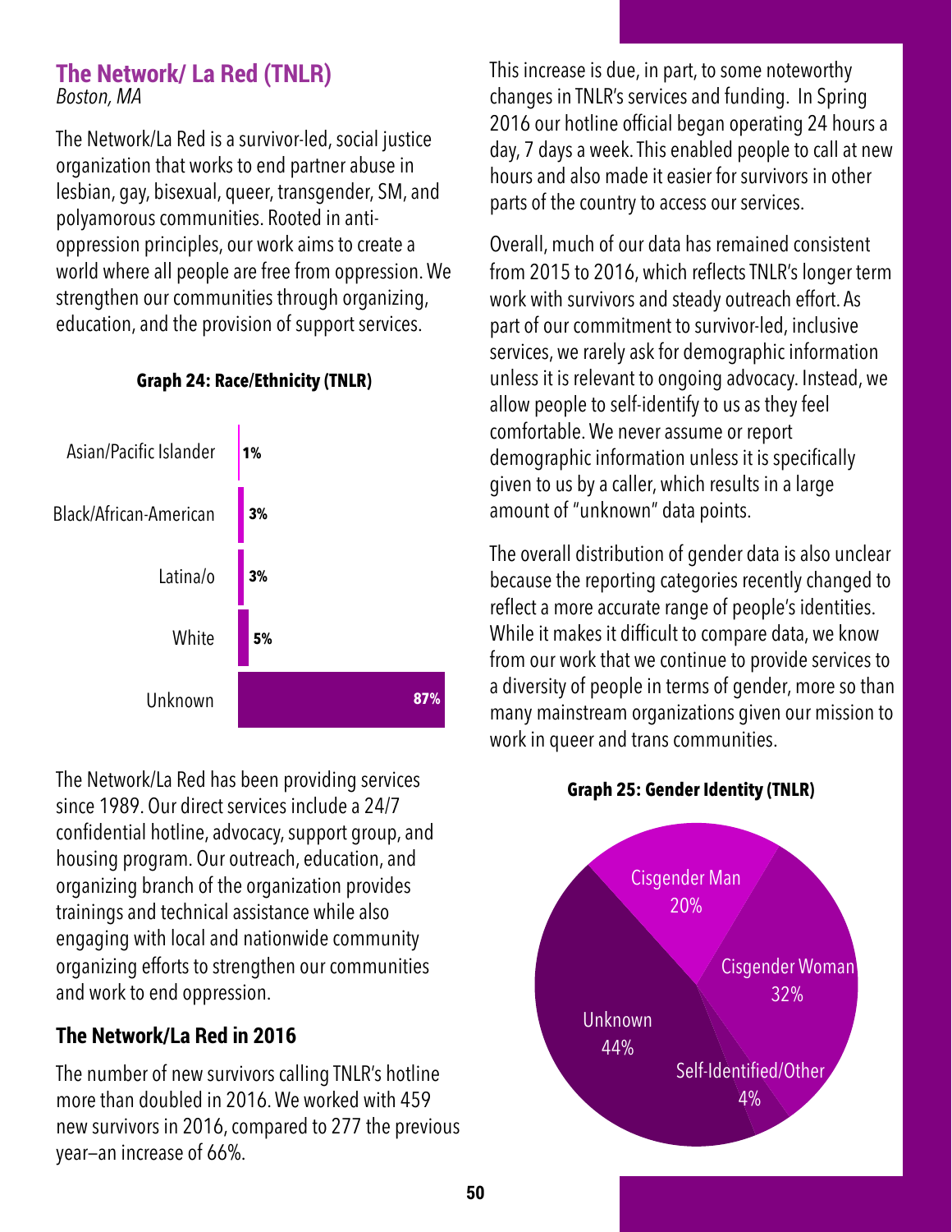## The Network/ La Red (TNLR)

*Boston, MA*

The Network/La Red is a survivor-led, social justice organization that works to end partner abuse in lesbian, gay, bisexual, queer, transgender, SM, and polyamorous communities. Rooted in anti-oppression principles, our work aims to create a world where all people are free from oppression. We strengthen our communities through organizing, education, and the provision of support services.

**Graph 24: Race/Ethnicity (TNLR)**

| Race/Ethnicity | Percent |
|---|---|
| Asian/Pacific Islander | 1% |
| Black/African-American | 3% |
| Latina/o | 3% |
| White | 5% |
| Unknown | 87% |

The Network/La Red has been providing services since 1989. Our direct services include a 24/7 confidential hotline, advocacy, support group, and housing program. Our outreach, education, and organizing branch of the organization provides trainings and technical assistance while also engaging with local and nationwide community organizing efforts to strengthen our communities and work to end oppression.

### The Network/La Red in 2016

The number of new survivors calling TNLR's hotline more than doubled in 2016. We worked with 459 new survivors in 2016, compared to 277 the previous year—an increase of 66%.

This increase is due, in part, to some noteworthy changes in TNLR's services and funding. In Spring 2016 our hotline official began operating 24 hours a day, 7 days a week. This enabled people to call at new hours and also made it easier for survivors in other parts of the country to access our services.

Overall, much of our data has remained consistent from 2015 to 2016, which reflects TNLR's longer term work with survivors and steady outreach effort. As part of our commitment to survivor-led, inclusive services, we rarely ask for demographic information unless it is relevant to ongoing advocacy. Instead, we allow people to self-identify to us as they feel comfortable. We never assume or report demographic information unless it is specifically given to us by a caller, which results in a large amount of "unknown" data points.

The overall distribution of gender data is also unclear because the reporting categories recently changed to reflect a more accurate range of people's identities. While it makes it difficult to compare data, we know from our work that we continue to provide services to a diversity of people in terms of gender, more so than many mainstream organizations given our mission to work in queer and trans communities.

**Graph 25: Gender Identity (TNLR)**

| Gender Identity | Percent |
|---|---|
| Cisgender Man | 20% |
| Cisgender Woman | 32% |
| Self-Identified/Other | 4% |
| Unknown | 44% |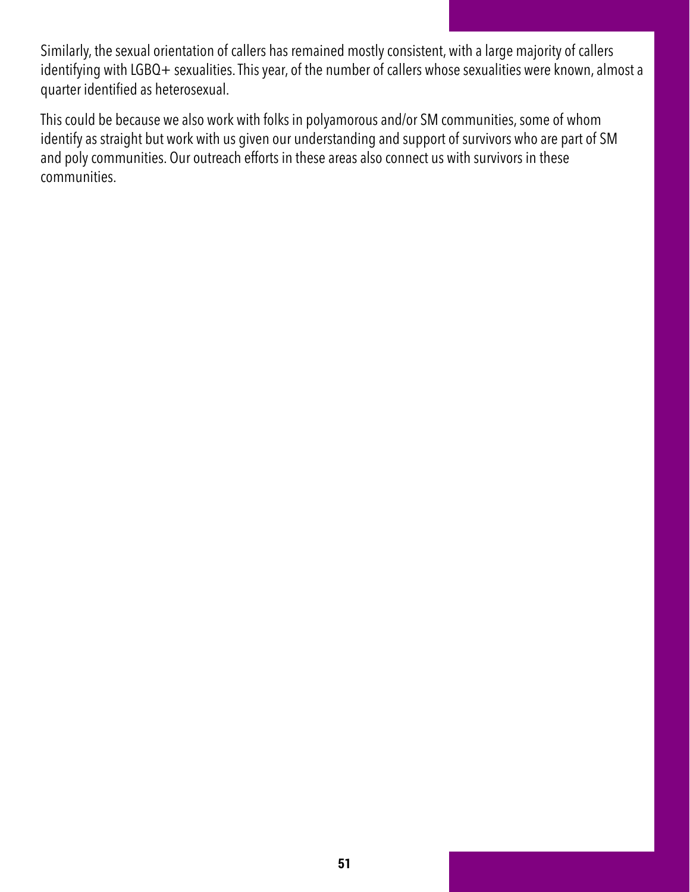Similarly, the sexual orientation of callers has remained mostly consistent, with a large majority of callers identifying with LGBQ+ sexualities. This year, of the number of callers whose sexualities were known, almost a quarter identified as heterosexual.

This could be because we also work with folks in polyamorous and/or SM communities, some of whom identify as straight but work with us given our understanding and support of survivors who are part of SM and poly communities. Our outreach efforts in these areas also connect us with survivors in these communities.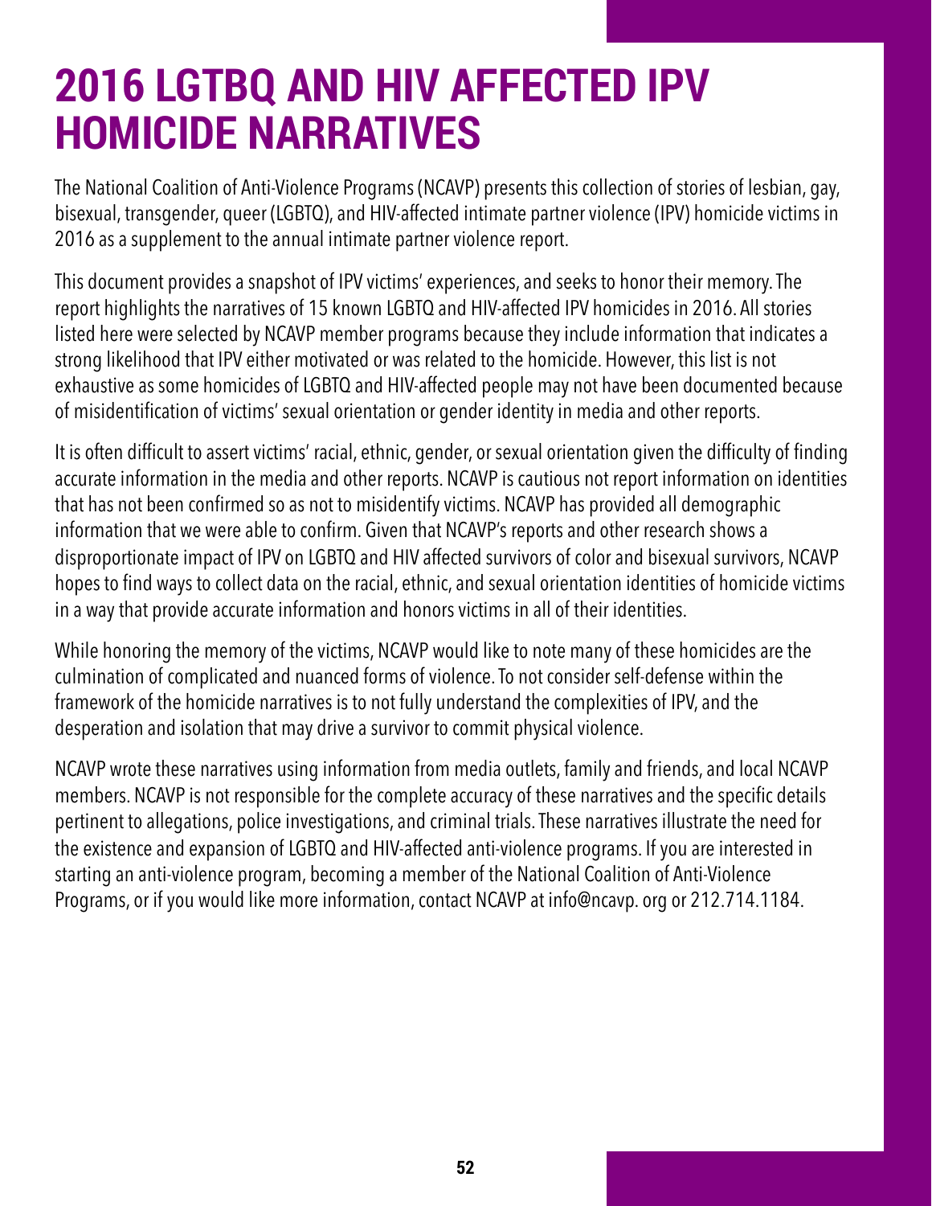# 2016 LGTBQ AND HIV AFFECTED IPV HOMICIDE NARRATIVES

The National Coalition of Anti-Violence Programs (NCAVP) presents this collection of stories of lesbian, gay, bisexual, transgender, queer (LGBTQ), and HIV-affected intimate partner violence (IPV) homicide victims in 2016 as a supplement to the annual intimate partner violence report.

This document provides a snapshot of IPV victims' experiences, and seeks to honor their memory. The report highlights the narratives of 15 known LGBTQ and HIV-affected IPV homicides in 2016. All stories listed here were selected by NCAVP member programs because they include information that indicates a strong likelihood that IPV either motivated or was related to the homicide. However, this list is not exhaustive as some homicides of LGBTQ and HIV-affected people may not have been documented because of misidentification of victims' sexual orientation or gender identity in media and other reports.

It is often difficult to assert victims' racial, ethnic, gender, or sexual orientation given the difficulty of finding accurate information in the media and other reports. NCAVP is cautious not report information on identities that has not been confirmed so as not to misidentify victims. NCAVP has provided all demographic information that we were able to confirm. Given that NCAVP's reports and other research shows a disproportionate impact of IPV on LGBTQ and HIV affected survivors of color and bisexual survivors, NCAVP hopes to find ways to collect data on the racial, ethnic, and sexual orientation identities of homicide victims in a way that provide accurate information and honors victims in all of their identities.

While honoring the memory of the victims, NCAVP would like to note many of these homicides are the culmination of complicated and nuanced forms of violence. To not consider self-defense within the framework of the homicide narratives is to not fully understand the complexities of IPV, and the desperation and isolation that may drive a survivor to commit physical violence.

NCAVP wrote these narratives using information from media outlets, family and friends, and local NCAVP members. NCAVP is not responsible for the complete accuracy of these narratives and the specific details pertinent to allegations, police investigations, and criminal trials. These narratives illustrate the need for the existence and expansion of LGBTQ and HIV-affected anti-violence programs. If you are interested in starting an anti-violence program, becoming a member of the National Coalition of Anti-Violence Programs, or if you would like more information, contact NCAVP at info@ncavp. org or 212.714.1184.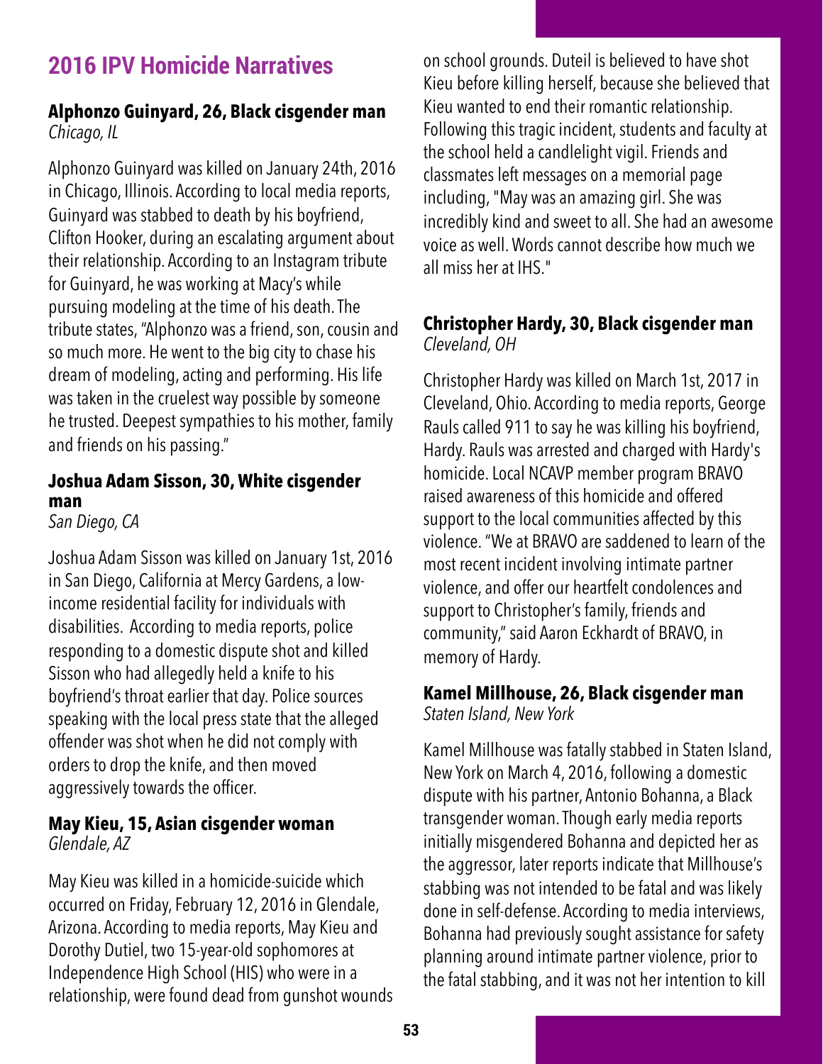## 2016 IPV Homicide Narratives

### Alphonzo Guinyard, 26, Black cisgender man

*Chicago, IL*

Alphonzo Guinyard was killed on January 24th, 2016 in Chicago, Illinois. According to local media reports, Guinyard was stabbed to death by his boyfriend, Clifton Hooker, during an escalating argument about their relationship. According to an Instagram tribute for Guinyard, he was working at Macy's while pursuing modeling at the time of his death. The tribute states, "Alphonzo was a friend, son, cousin and so much more. He went to the big city to chase his dream of modeling, acting and performing. His life was taken in the cruelest way possible by someone he trusted. Deepest sympathies to his mother, family and friends on his passing."

### Joshua Adam Sisson, 30, White cisgender man

*San Diego, CA*

Joshua Adam Sisson was killed on January 1st, 2016 in San Diego, California at Mercy Gardens, a low-income residential facility for individuals with disabilities. According to media reports, police responding to a domestic dispute shot and killed Sisson who had allegedly held a knife to his boyfriend's throat earlier that day. Police sources speaking with the local press state that the alleged offender was shot when he did not comply with orders to drop the knife, and then moved aggressively towards the officer.

### May Kieu, 15, Asian cisgender woman

*Glendale, AZ*

May Kieu was killed in a homicide-suicide which occurred on Friday, February 12, 2016 in Glendale, Arizona. According to media reports, May Kieu and Dorothy Dutiel, two 15-year-old sophomores at Independence High School (HIS) who were in a relationship, were found dead from gunshot wounds on school grounds. Duteil is believed to have shot Kieu before killing herself, because she believed that Kieu wanted to end their romantic relationship. Following this tragic incident, students and faculty at the school held a candlelight vigil. Friends and classmates left messages on a memorial page including, "May was an amazing girl. She was incredibly kind and sweet to all. She had an awesome voice as well. Words cannot describe how much we all miss her at IHS."

### Christopher Hardy, 30, Black cisgender man

*Cleveland, OH*

Christopher Hardy was killed on March 1st, 2017 in Cleveland, Ohio. According to media reports, George Rauls called 911 to say he was killing his boyfriend, Hardy. Rauls was arrested and charged with Hardy's homicide. Local NCAVP member program BRAVO raised awareness of this homicide and offered support to the local communities affected by this violence. "We at BRAVO are saddened to learn of the most recent incident involving intimate partner violence, and offer our heartfelt condolences and support to Christopher's family, friends and community," said Aaron Eckhardt of BRAVO, in memory of Hardy.

### Kamel Millhouse, 26, Black cisgender man

*Staten Island, New York*

Kamel Millhouse was fatally stabbed in Staten Island, New York on March 4, 2016, following a domestic dispute with his partner, Antonio Bohanna, a Black transgender woman. Though early media reports initially misgendered Bohanna and depicted her as the aggressor, later reports indicate that Millhouse's stabbing was not intended to be fatal and was likely done in self-defense. According to media interviews, Bohanna had previously sought assistance for safety planning around intimate partner violence, prior to the fatal stabbing, and it was not her intention to kill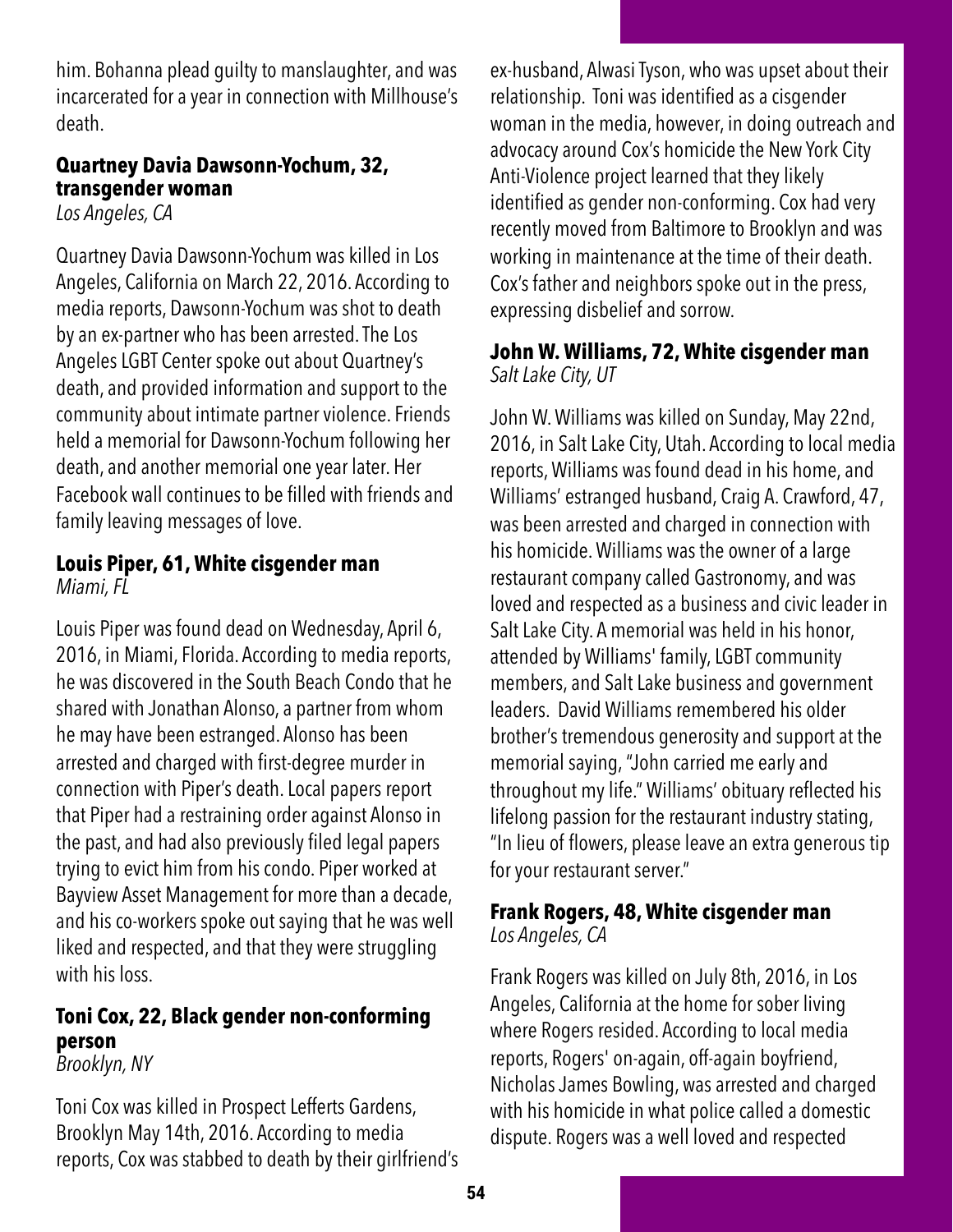him. Bohanna plead guilty to manslaughter, and was incarcerated for a year in connection with Millhouse's death.

**Quartney Davia Dawsonn-Yochum, 32, transgender woman**
*Los Angeles, CA*

Quartney Davia Dawsonn-Yochum was killed in Los Angeles, California on March 22, 2016. According to media reports, Dawsonn-Yochum was shot to death by an ex-partner who has been arrested. The Los Angeles LGBT Center spoke out about Quartney's death, and provided information and support to the community about intimate partner violence. Friends held a memorial for Dawsonn-Yochum following her death, and another memorial one year later. Her Facebook wall continues to be filled with friends and family leaving messages of love.

**Louis Piper, 61, White cisgender man**
*Miami, FL*

Louis Piper was found dead on Wednesday, April 6, 2016, in Miami, Florida. According to media reports, he was discovered in the South Beach Condo that he shared with Jonathan Alonso, a partner from whom he may have been estranged. Alonso has been arrested and charged with first-degree murder in connection with Piper's death. Local papers report that Piper had a restraining order against Alonso in the past, and had also previously filed legal papers trying to evict him from his condo. Piper worked at Bayview Asset Management for more than a decade, and his co-workers spoke out saying that he was well liked and respected, and that they were struggling with his loss.

**Toni Cox, 22, Black gender non-conforming person**
*Brooklyn, NY*

Toni Cox was killed in Prospect Lefferts Gardens, Brooklyn May 14th, 2016. According to media reports, Cox was stabbed to death by their girlfriend's ex-husband, Alwasi Tyson, who was upset about their relationship. Toni was identified as a cisgender woman in the media, however, in doing outreach and advocacy around Cox's homicide the New York City Anti-Violence project learned that they likely identified as gender non-conforming. Cox had very recently moved from Baltimore to Brooklyn and was working in maintenance at the time of their death. Cox's father and neighbors spoke out in the press, expressing disbelief and sorrow.

**John W. Williams, 72, White cisgender man**
*Salt Lake City, UT*

John W. Williams was killed on Sunday, May 22nd, 2016, in Salt Lake City, Utah. According to local media reports, Williams was found dead in his home, and Williams' estranged husband, Craig A. Crawford, 47, was been arrested and charged in connection with his homicide. Williams was the owner of a large restaurant company called Gastronomy, and was loved and respected as a business and civic leader in Salt Lake City. A memorial was held in his honor, attended by Williams' family, LGBT community members, and Salt Lake business and government leaders. David Williams remembered his older brother's tremendous generosity and support at the memorial saying, "John carried me early and throughout my life." Williams' obituary reflected his lifelong passion for the restaurant industry stating, "In lieu of flowers, please leave an extra generous tip for your restaurant server."

**Frank Rogers, 48, White cisgender man**
*Los Angeles, CA*

Frank Rogers was killed on July 8th, 2016, in Los Angeles, California at the home for sober living where Rogers resided. According to local media reports, Rogers' on-again, off-again boyfriend, Nicholas James Bowling, was arrested and charged with his homicide in what police called a domestic dispute. Rogers was a well loved and respected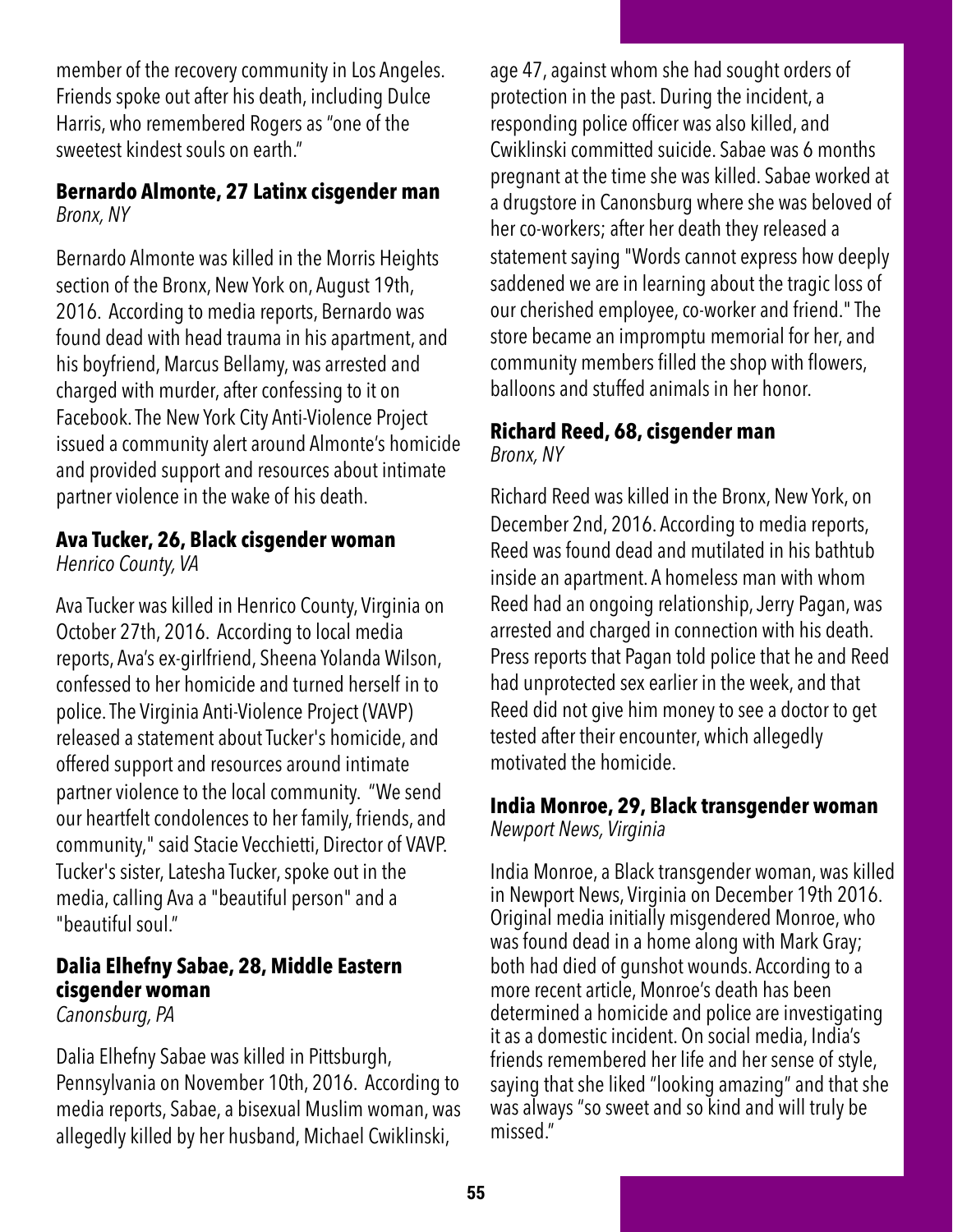member of the recovery community in Los Angeles. Friends spoke out after his death, including Dulce Harris, who remembered Rogers as "one of the sweetest kindest souls on earth."

### Bernardo Almonte, 27 Latinx cisgender man
*Bronx, NY*

Bernardo Almonte was killed in the Morris Heights section of the Bronx, New York on, August 19th, 2016. According to media reports, Bernardo was found dead with head trauma in his apartment, and his boyfriend, Marcus Bellamy, was arrested and charged with murder, after confessing to it on Facebook. The New York City Anti-Violence Project issued a community alert around Almonte's homicide and provided support and resources about intimate partner violence in the wake of his death.

### Ava Tucker, 26, Black cisgender woman
*Henrico County, VA*

Ava Tucker was killed in Henrico County, Virginia on October 27th, 2016. According to local media reports, Ava's ex-girlfriend, Sheena Yolanda Wilson, confessed to her homicide and turned herself in to police. The Virginia Anti-Violence Project (VAVP) released a statement about Tucker's homicide, and offered support and resources around intimate partner violence to the local community. "We send our heartfelt condolences to her family, friends, and community," said Stacie Vecchietti, Director of VAVP. Tucker's sister, Latesha Tucker, spoke out in the media, calling Ava a "beautiful person" and a "beautiful soul."

### Dalia Elhefny Sabae, 28, Middle Eastern cisgender woman
*Canonsburg, PA*

Dalia Elhefny Sabae was killed in Pittsburgh, Pennsylvania on November 10th, 2016. According to media reports, Sabae, a bisexual Muslim woman, was allegedly killed by her husband, Michael Cwiklinski, age 47, against whom she had sought orders of protection in the past. During the incident, a responding police officer was also killed, and Cwiklinski committed suicide. Sabae was 6 months pregnant at the time she was killed. Sabae worked at a drugstore in Canonsburg where she was beloved of her co-workers; after her death they released a statement saying "Words cannot express how deeply saddened we are in learning about the tragic loss of our cherished employee, co-worker and friend." The store became an impromptu memorial for her, and community members filled the shop with flowers, balloons and stuffed animals in her honor.

### Richard Reed, 68, cisgender man
*Bronx, NY*

Richard Reed was killed in the Bronx, New York, on December 2nd, 2016. According to media reports, Reed was found dead and mutilated in his bathtub inside an apartment. A homeless man with whom Reed had an ongoing relationship, Jerry Pagan, was arrested and charged in connection with his death. Press reports that Pagan told police that he and Reed had unprotected sex earlier in the week, and that Reed did not give him money to see a doctor to get tested after their encounter, which allegedly motivated the homicide.

### India Monroe, 29, Black transgender woman
*Newport News, Virginia*

India Monroe, a Black transgender woman, was killed in Newport News, Virginia on December 19th 2016. Original media initially misgendered Monroe, who was found dead in a home along with Mark Gray; both had died of gunshot wounds. According to a more recent article, Monroe's death has been determined a homicide and police are investigating it as a domestic incident. On social media, India's friends remembered her life and her sense of style, saying that she liked "looking amazing" and that she was always "so sweet and so kind and will truly be missed."